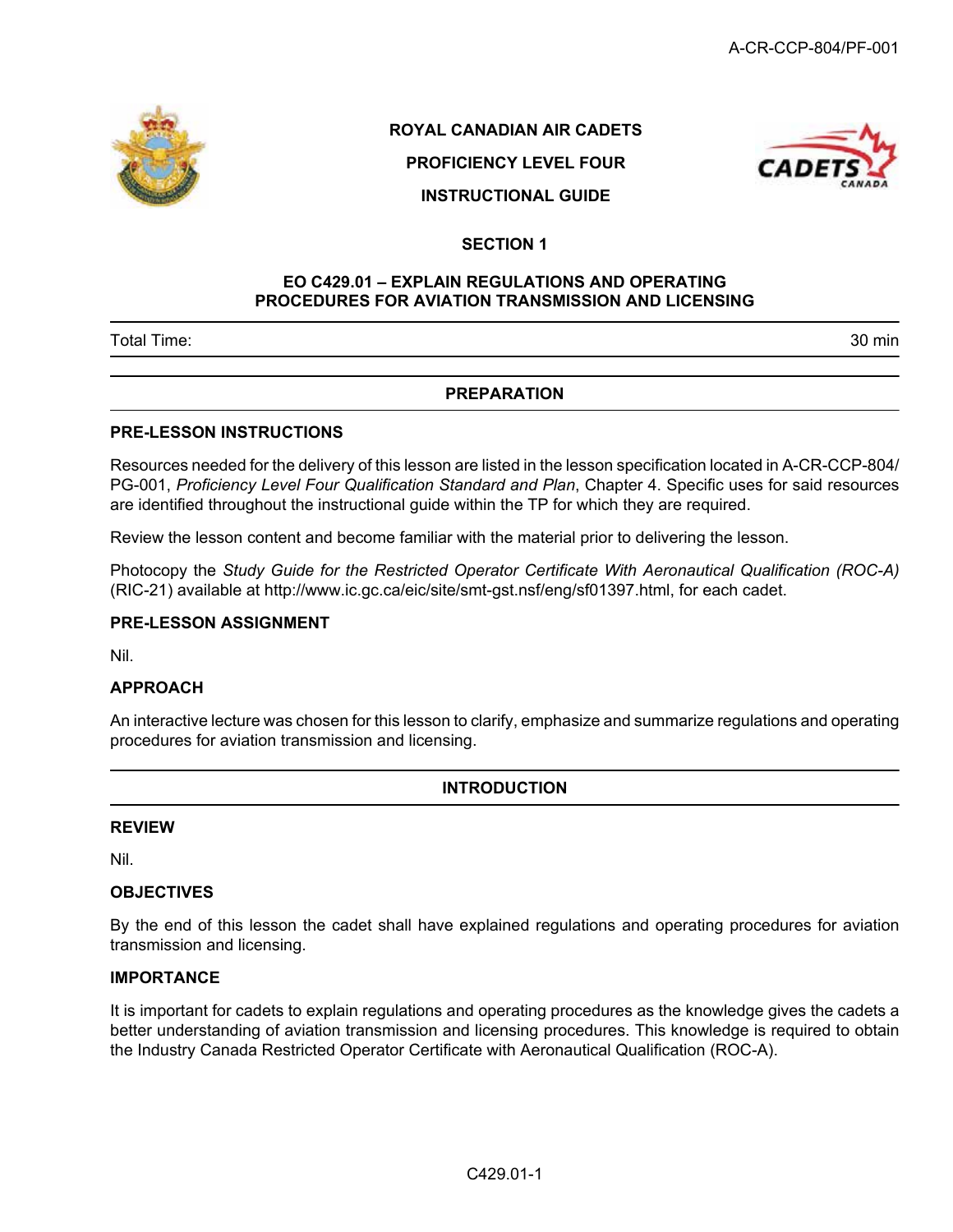**ROYAL CANADIAN AIR CADETS**

**PROFICIENCY LEVEL FOUR**

**INSTRUCTIONAL GUIDE**

**SECTION 1**

# EO C429.01 – EXPLAIN REGULATIONS AND OPERATING PROCEDURES FOR AVIATION TRANSMISSION AND LICENSING

| Total Time: | 30 min |
|---|---|

## PREPARATION

### PRE-LESSON INSTRUCTIONS

Resources needed for the delivery of this lesson are listed in the lesson specification located in A-CR-CCP-804/PG-001, *Proficiency Level Four Qualification Standard and Plan*, Chapter 4. Specific uses for said resources are identified throughout the instructional guide within the TP for which they are required.

Review the lesson content and become familiar with the material prior to delivering the lesson.

Photocopy the *Study Guide for the Restricted Operator Certificate With Aeronautical Qualification (ROC-A)* (RIC-21) available at http://www.ic.gc.ca/eic/site/smt-gst.nsf/eng/sf01397.html, for each cadet.

### PRE-LESSON ASSIGNMENT

Nil.

### APPROACH

An interactive lecture was chosen for this lesson to clarify, emphasize and summarize regulations and operating procedures for aviation transmission and licensing.

## INTRODUCTION

### REVIEW

Nil.

### OBJECTIVES

By the end of this lesson the cadet shall have explained regulations and operating procedures for aviation transmission and licensing.

### IMPORTANCE

It is important for cadets to explain regulations and operating procedures as the knowledge gives the cadets a better understanding of aviation transmission and licensing procedures. This knowledge is required to obtain the Industry Canada Restricted Operator Certificate with Aeronautical Qualification (ROC-A).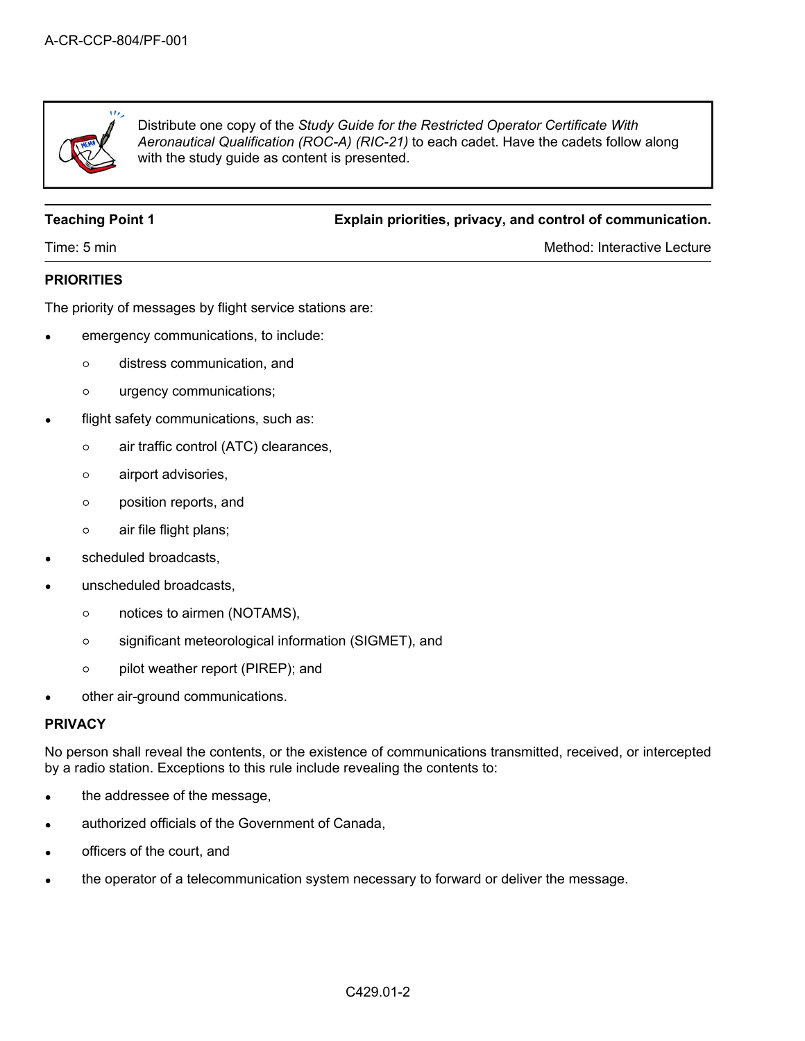Distribute one copy of the *Study Guide for the Restricted Operator Certificate With Aeronautical Qualification (ROC-A) (RIC-21)* to each cadet. Have the cadets follow along with the study guide as content is presented.

| **Teaching Point 1** | **Explain priorities, privacy, and control of communication.** |
|---|---|
| Time: 5 min | Method: Interactive Lecture |

### PRIORITIES

The priority of messages by flight service stations are:

- emergency communications, to include:
  - distress communication, and
  - urgency communications;
- flight safety communications, such as:
  - air traffic control (ATC) clearances,
  - airport advisories,
  - position reports, and
  - air file flight plans;
- scheduled broadcasts,
- unscheduled broadcasts,
  - notices to airmen (NOTAMS),
  - significant meteorological information (SIGMET), and
  - pilot weather report (PIREP); and
- other air-ground communications.

### PRIVACY

No person shall reveal the contents, or the existence of communications transmitted, received, or intercepted by a radio station. Exceptions to this rule include revealing the contents to:

- the addressee of the message,
- authorized officials of the Government of Canada,
- officers of the court, and
- the operator of a telecommunication system necessary to forward or deliver the message.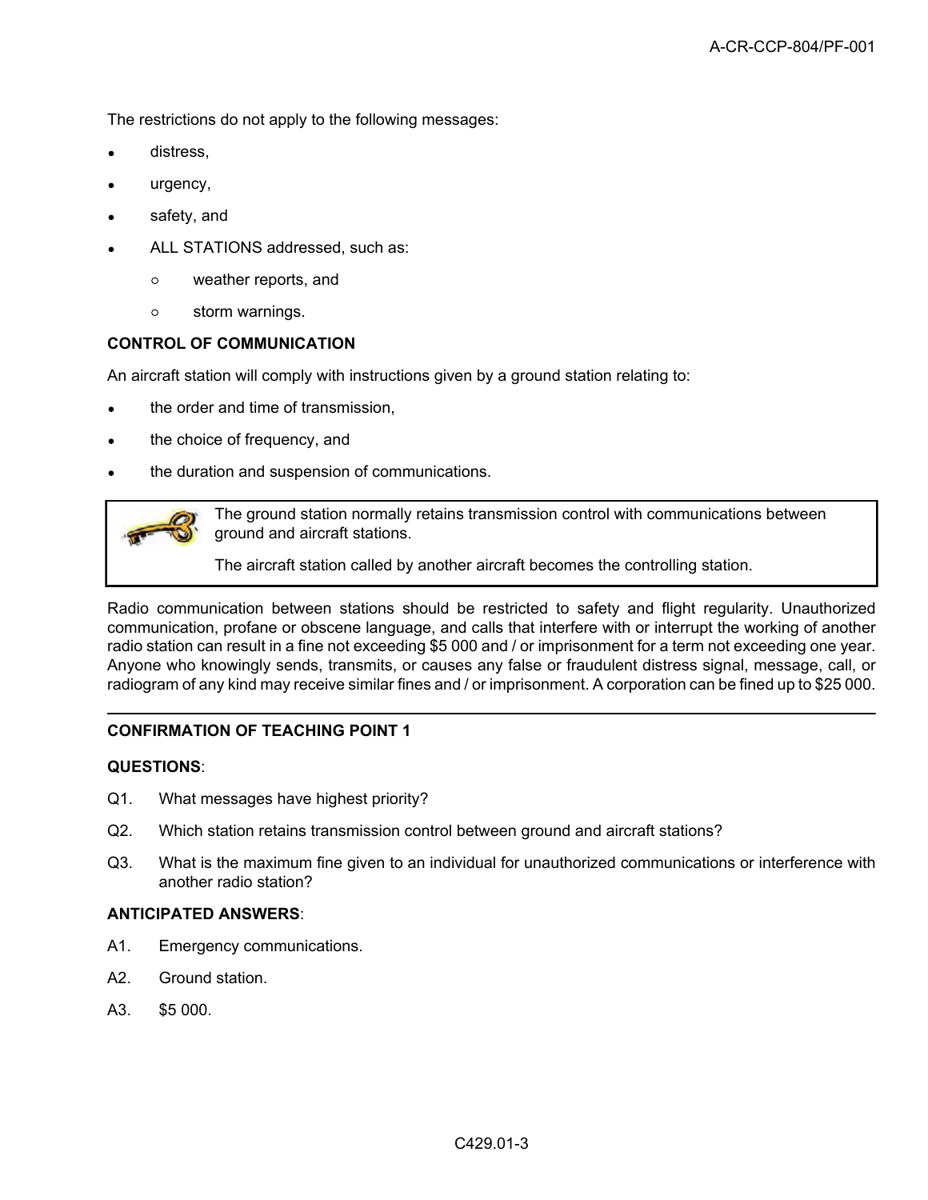The restrictions do not apply to the following messages:

- distress,
- urgency,
- safety, and
- ALL STATIONS addressed, such as:
  - weather reports, and
  - storm warnings.

**CONTROL OF COMMUNICATION**

An aircraft station will comply with instructions given by a ground station relating to:

- the order and time of transmission,
- the choice of frequency, and
- the duration and suspension of communications.

> The ground station normally retains transmission control with communications between ground and aircraft stations.
>
> The aircraft station called by another aircraft becomes the controlling station.

Radio communication between stations should be restricted to safety and flight regularity. Unauthorized communication, profane or obscene language, and calls that interfere with or interrupt the working of another radio station can result in a fine not exceeding $5 000 and / or imprisonment for a term not exceeding one year. Anyone who knowingly sends, transmits, or causes any false or fraudulent distress signal, message, call, or radiogram of any kind may receive similar fines and / or imprisonment. A corporation can be fined up to $25 000.

---

**CONFIRMATION OF TEACHING POINT 1**

**QUESTIONS**:

Q1. What messages have highest priority?

Q2. Which station retains transmission control between ground and aircraft stations?

Q3. What is the maximum fine given to an individual for unauthorized communications or interference with another radio station?

**ANTICIPATED ANSWERS**:

A1. Emergency communications.

A2. Ground station.

A3. $5 000.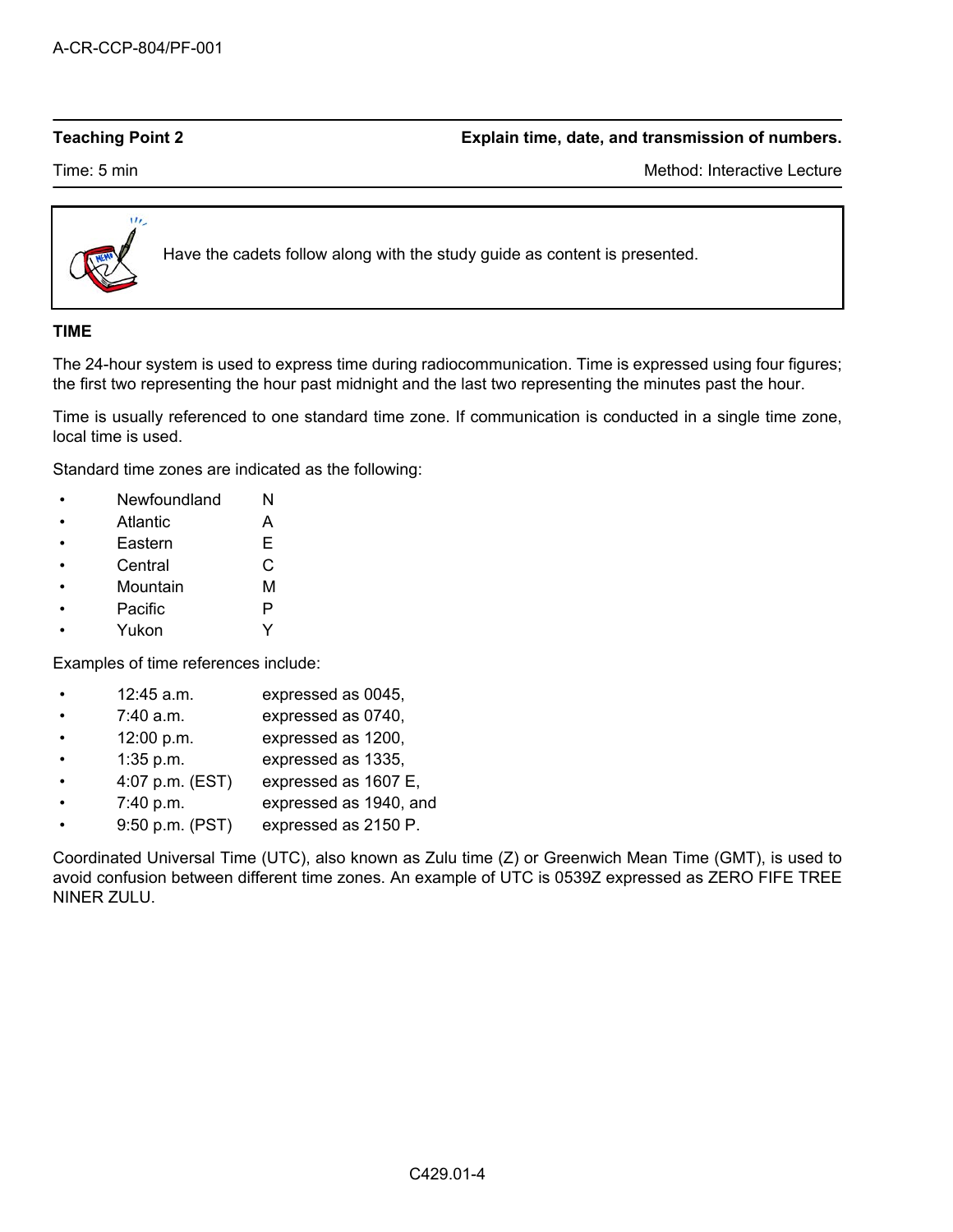| Teaching Point 2 | Explain time, date, and transmission of numbers. |
| --- | --- |
| Time: 5 min | Method: Interactive Lecture |

> Have the cadets follow along with the study guide as content is presented.

**TIME**

The 24-hour system is used to express time during radiocommunication. Time is expressed using four figures; the first two representing the hour past midnight and the last two representing the minutes past the hour.

Time is usually referenced to one standard time zone. If communication is conducted in a single time zone, local time is used.

Standard time zones are indicated as the following:

- Newfoundland N
- Atlantic A
- Eastern E
- Central C
- Mountain M
- Pacific P
- Yukon Y

Examples of time references include:

- 12:45 a.m. expressed as 0045,
- 7:40 a.m. expressed as 0740,
- 12:00 p.m. expressed as 1200,
- 1:35 p.m. expressed as 1335,
- 4:07 p.m. (EST) expressed as 1607 E,
- 7:40 p.m. expressed as 1940, and
- 9:50 p.m. (PST) expressed as 2150 P.

Coordinated Universal Time (UTC), also known as Zulu time (Z) or Greenwich Mean Time (GMT), is used to avoid confusion between different time zones. An example of UTC is 0539Z expressed as ZERO FIFE TREE NINER ZULU.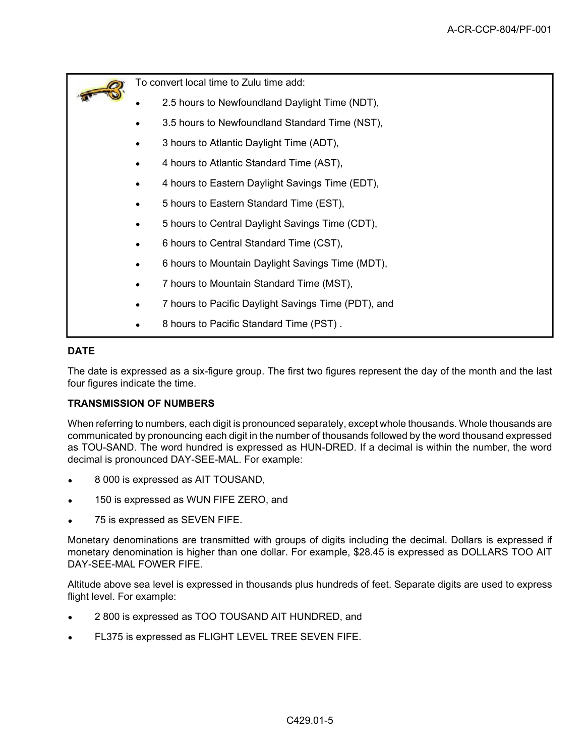To convert local time to Zulu time add:

- 2.5 hours to Newfoundland Daylight Time (NDT),
- 3.5 hours to Newfoundland Standard Time (NST),
- 3 hours to Atlantic Daylight Time (ADT),
- 4 hours to Atlantic Standard Time (AST),
- 4 hours to Eastern Daylight Savings Time (EDT),
- 5 hours to Eastern Standard Time (EST),
- 5 hours to Central Daylight Savings Time (CDT),
- 6 hours to Central Standard Time (CST),
- 6 hours to Mountain Daylight Savings Time (MDT),
- 7 hours to Mountain Standard Time (MST),
- 7 hours to Pacific Daylight Savings Time (PDT), and
- 8 hours to Pacific Standard Time (PST) .

**DATE**

The date is expressed as a six-figure group. The first two figures represent the day of the month and the last four figures indicate the time.

**TRANSMISSION OF NUMBERS**

When referring to numbers, each digit is pronounced separately, except whole thousands. Whole thousands are communicated by pronouncing each digit in the number of thousands followed by the word thousand expressed as TOU-SAND. The word hundred is expressed as HUN-DRED. If a decimal is within the number, the word decimal is pronounced DAY-SEE-MAL. For example:

- 8 000 is expressed as AIT TOUSAND,
- 150 is expressed as WUN FIFE ZERO, and
- 75 is expressed as SEVEN FIFE.

Monetary denominations are transmitted with groups of digits including the decimal. Dollars is expressed if monetary denomination is higher than one dollar. For example, $28.45 is expressed as DOLLARS TOO AIT DAY-SEE-MAL FOWER FIFE.

Altitude above sea level is expressed in thousands plus hundreds of feet. Separate digits are used to express flight level. For example:

- 2 800 is expressed as TOO TOUSAND AIT HUNDRED, and
- FL375 is expressed as FLIGHT LEVEL TREE SEVEN FIFE.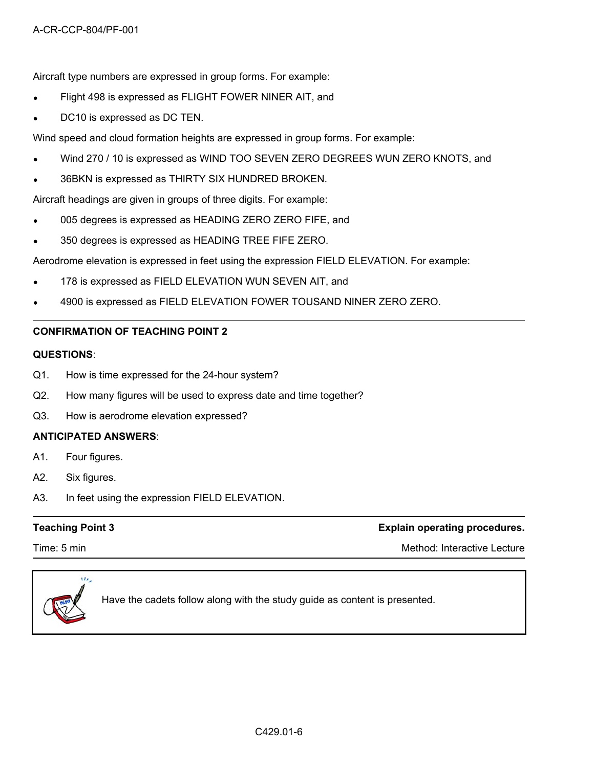Aircraft type numbers are expressed in group forms. For example:

- Flight 498 is expressed as FLIGHT FOWER NINER AIT, and
- DC10 is expressed as DC TEN.

Wind speed and cloud formation heights are expressed in group forms. For example:

- Wind 270 / 10 is expressed as WIND TOO SEVEN ZERO DEGREES WUN ZERO KNOTS, and
- 36BKN is expressed as THIRTY SIX HUNDRED BROKEN.

Aircraft headings are given in groups of three digits. For example:

- 005 degrees is expressed as HEADING ZERO ZERO FIFE, and
- 350 degrees is expressed as HEADING TREE FIFE ZERO.

Aerodrome elevation is expressed in feet using the expression FIELD ELEVATION. For example:

- 178 is expressed as FIELD ELEVATION WUN SEVEN AIT, and
- 4900 is expressed as FIELD ELEVATION FOWER TOUSAND NINER ZERO ZERO.

---

**CONFIRMATION OF TEACHING POINT 2**

**QUESTIONS**:

Q1. How is time expressed for the 24-hour system?

Q2. How many figures will be used to express date and time together?

Q3. How is aerodrome elevation expressed?

**ANTICIPATED ANSWERS**:

A1. Four figures.

A2. Six figures.

A3. In feet using the expression FIELD ELEVATION.

---

**Teaching Point 3** — **Explain operating procedures.**

Time: 5 min — Method: Interactive Lecture

---

> Have the cadets follow along with the study guide as content is presented.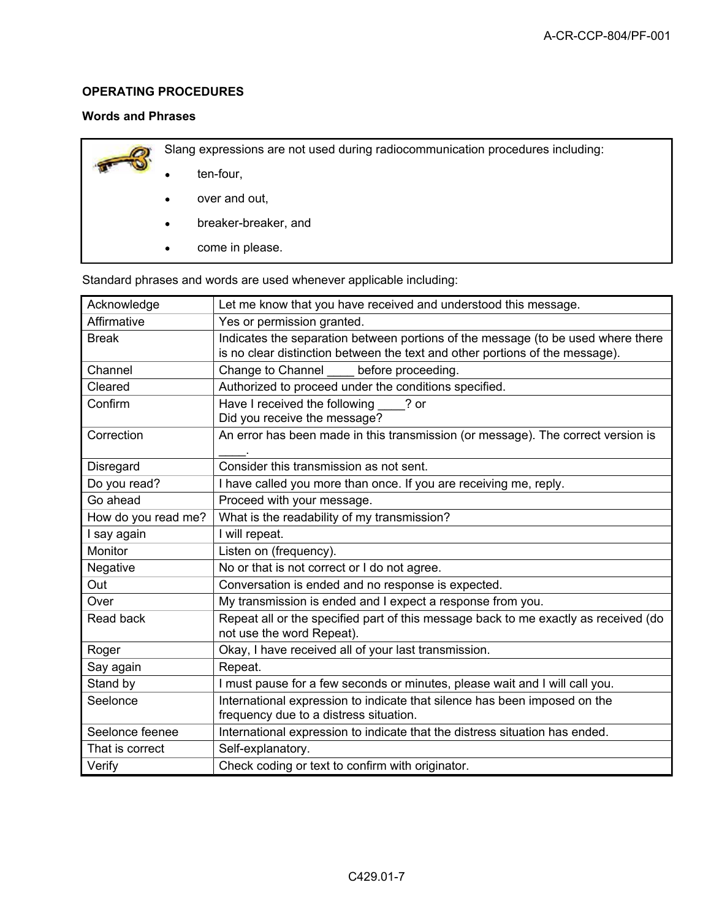## OPERATING PROCEDURES

### Words and Phrases

Slang expressions are not used during radiocommunication procedures including:

- ten-four,
- over and out,
- breaker-breaker, and
- come in please.

Standard phrases and words are used whenever applicable including:

| | |
|---|---|
| Acknowledge | Let me know that you have received and understood this message. |
| Affirmative | Yes or permission granted. |
| Break | Indicates the separation between portions of the message (to be used where there is no clear distinction between the text and other portions of the message). |
| Channel | Change to Channel ____ before proceeding. |
| Cleared | Authorized to proceed under the conditions specified. |
| Confirm | Have I received the following ____? or Did you receive the message? |
| Correction | An error has been made in this transmission (or message). The correct version is ____. |
| Disregard | Consider this transmission as not sent. |
| Do you read? | I have called you more than once. If you are receiving me, reply. |
| Go ahead | Proceed with your message. |
| How do you read me? | What is the readability of my transmission? |
| I say again | I will repeat. |
| Monitor | Listen on (frequency). |
| Negative | No or that is not correct or I do not agree. |
| Out | Conversation is ended and no response is expected. |
| Over | My transmission is ended and I expect a response from you. |
| Read back | Repeat all or the specified part of this message back to me exactly as received (do not use the word Repeat). |
| Roger | Okay, I have received all of your last transmission. |
| Say again | Repeat. |
| Stand by | I must pause for a few seconds or minutes, please wait and I will call you. |
| Seelonce | International expression to indicate that silence has been imposed on the frequency due to a distress situation. |
| Seelonce feenee | International expression to indicate that the distress situation has ended. |
| That is correct | Self-explanatory. |
| Verify | Check coding or text to confirm with originator. |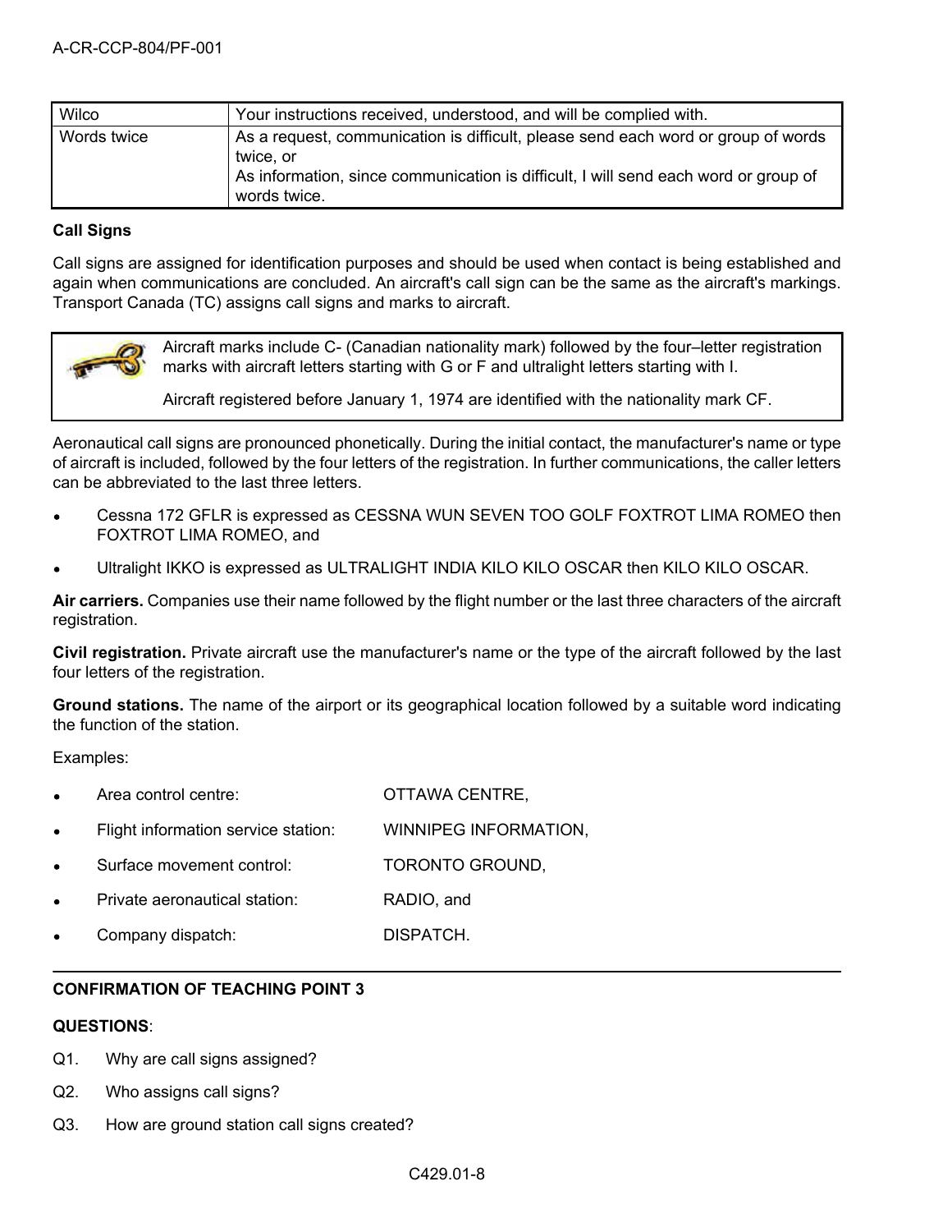| Wilco | Your instructions received, understood, and will be complied with. |
|---|---|
| Words twice | As a request, communication is difficult, please send each word or group of words twice, or<br>As information, since communication is difficult, I will send each word or group of words twice. |

**Call Signs**

Call signs are assigned for identification purposes and should be used when contact is being established and again when communications are concluded. An aircraft's call sign can be the same as the aircraft's markings. Transport Canada (TC) assigns call signs and marks to aircraft.

> Aircraft marks include C- (Canadian nationality mark) followed by the four–letter registration marks with aircraft letters starting with G or F and ultralight letters starting with I.
>
> Aircraft registered before January 1, 1974 are identified with the nationality mark CF.

Aeronautical call signs are pronounced phonetically. During the initial contact, the manufacturer's name or type of aircraft is included, followed by the four letters of the registration. In further communications, the caller letters can be abbreviated to the last three letters.

- Cessna 172 GFLR is expressed as CESSNA WUN SEVEN TOO GOLF FOXTROT LIMA ROMEO then FOXTROT LIMA ROMEO, and
- Ultralight IKKO is expressed as ULTRALIGHT INDIA KILO KILO OSCAR then KILO KILO OSCAR.

**Air carriers.** Companies use their name followed by the flight number or the last three characters of the aircraft registration.

**Civil registration.** Private aircraft use the manufacturer's name or the type of the aircraft followed by the last four letters of the registration.

**Ground stations.** The name of the airport or its geographical location followed by a suitable word indicating the function of the station.

Examples:

- Area control centre: OTTAWA CENTRE,
- Flight information service station: WINNIPEG INFORMATION,
- Surface movement control: TORONTO GROUND,
- Private aeronautical station: RADIO, and
- Company dispatch: DISPATCH.

**CONFIRMATION OF TEACHING POINT 3**

**QUESTIONS**:

Q1. Why are call signs assigned?

Q2. Who assigns call signs?

Q3. How are ground station call signs created?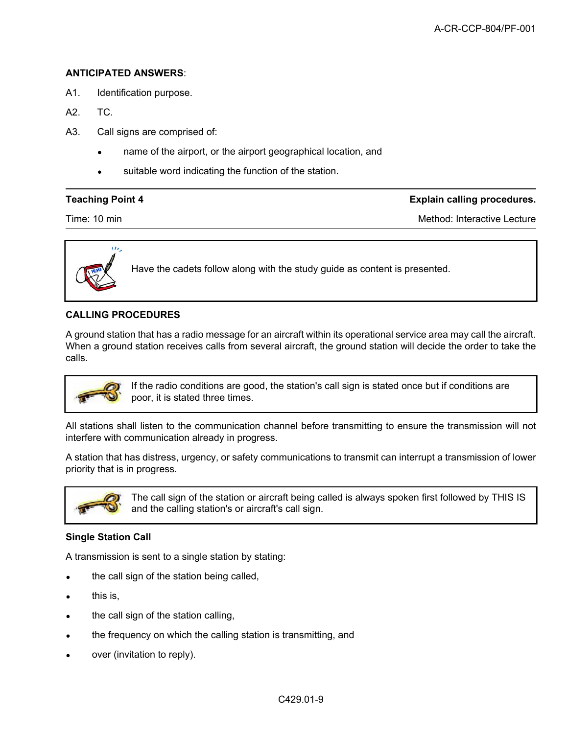**ANTICIPATED ANSWERS**:

A1. Identification purpose.

A2. TC.

A3. Call signs are comprised of:

- name of the airport, or the airport geographical location, and
- suitable word indicating the function of the station.

| **Teaching Point 4** | **Explain calling procedures.** |
|---|---|
| Time: 10 min | Method: Interactive Lecture |

> Have the cadets follow along with the study guide as content is presented.

**CALLING PROCEDURES**

A ground station that has a radio message for an aircraft within its operational service area may call the aircraft. When a ground station receives calls from several aircraft, the ground station will decide the order to take the calls.

> If the radio conditions are good, the station's call sign is stated once but if conditions are poor, it is stated three times.

All stations shall listen to the communication channel before transmitting to ensure the transmission will not interfere with communication already in progress.

A station that has distress, urgency, or safety communications to transmit can interrupt a transmission of lower priority that is in progress.

> The call sign of the station or aircraft being called is always spoken first followed by THIS IS and the calling station's or aircraft's call sign.

**Single Station Call**

A transmission is sent to a single station by stating:

- the call sign of the station being called,
- this is,
- the call sign of the station calling,
- the frequency on which the calling station is transmitting, and
- over (invitation to reply).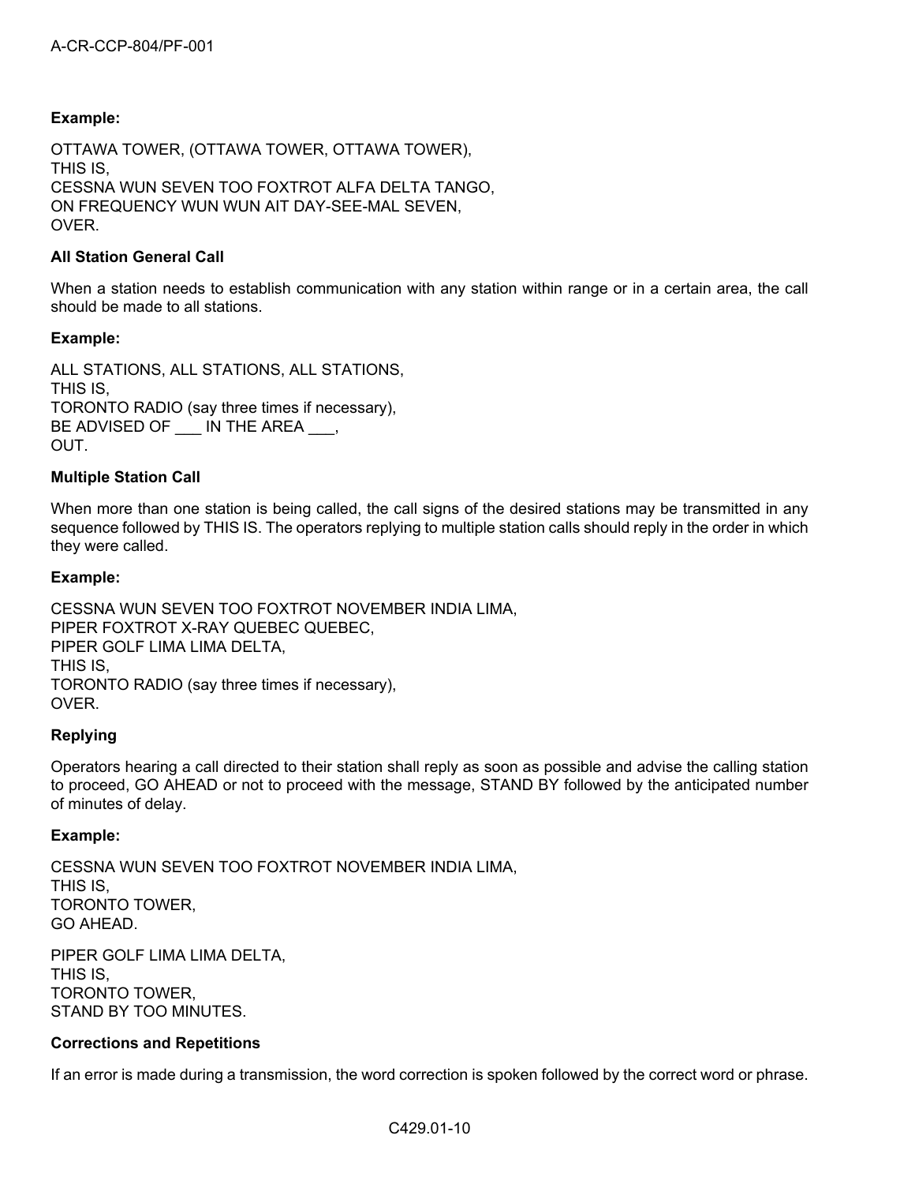**Example:**

OTTAWA TOWER, (OTTAWA TOWER, OTTAWA TOWER),
THIS IS,
CESSNA WUN SEVEN TOO FOXTROT ALFA DELTA TANGO,
ON FREQUENCY WUN WUN AIT DAY-SEE-MAL SEVEN,
OVER.

**All Station General Call**

When a station needs to establish communication with any station within range or in a certain area, the call should be made to all stations.

**Example:**

ALL STATIONS, ALL STATIONS, ALL STATIONS,
THIS IS,
TORONTO RADIO (say three times if necessary),
BE ADVISED OF ___ IN THE AREA ___,
OUT.

**Multiple Station Call**

When more than one station is being called, the call signs of the desired stations may be transmitted in any sequence followed by THIS IS. The operators replying to multiple station calls should reply in the order in which they were called.

**Example:**

CESSNA WUN SEVEN TOO FOXTROT NOVEMBER INDIA LIMA,
PIPER FOXTROT X-RAY QUEBEC QUEBEC,
PIPER GOLF LIMA LIMA DELTA,
THIS IS,
TORONTO RADIO (say three times if necessary),
OVER.

**Replying**

Operators hearing a call directed to their station shall reply as soon as possible and advise the calling station to proceed, GO AHEAD or not to proceed with the message, STAND BY followed by the anticipated number of minutes of delay.

**Example:**

CESSNA WUN SEVEN TOO FOXTROT NOVEMBER INDIA LIMA,
THIS IS,
TORONTO TOWER,
GO AHEAD.

PIPER GOLF LIMA LIMA DELTA,
THIS IS,
TORONTO TOWER,
STAND BY TOO MINUTES.

**Corrections and Repetitions**

If an error is made during a transmission, the word correction is spoken followed by the correct word or phrase.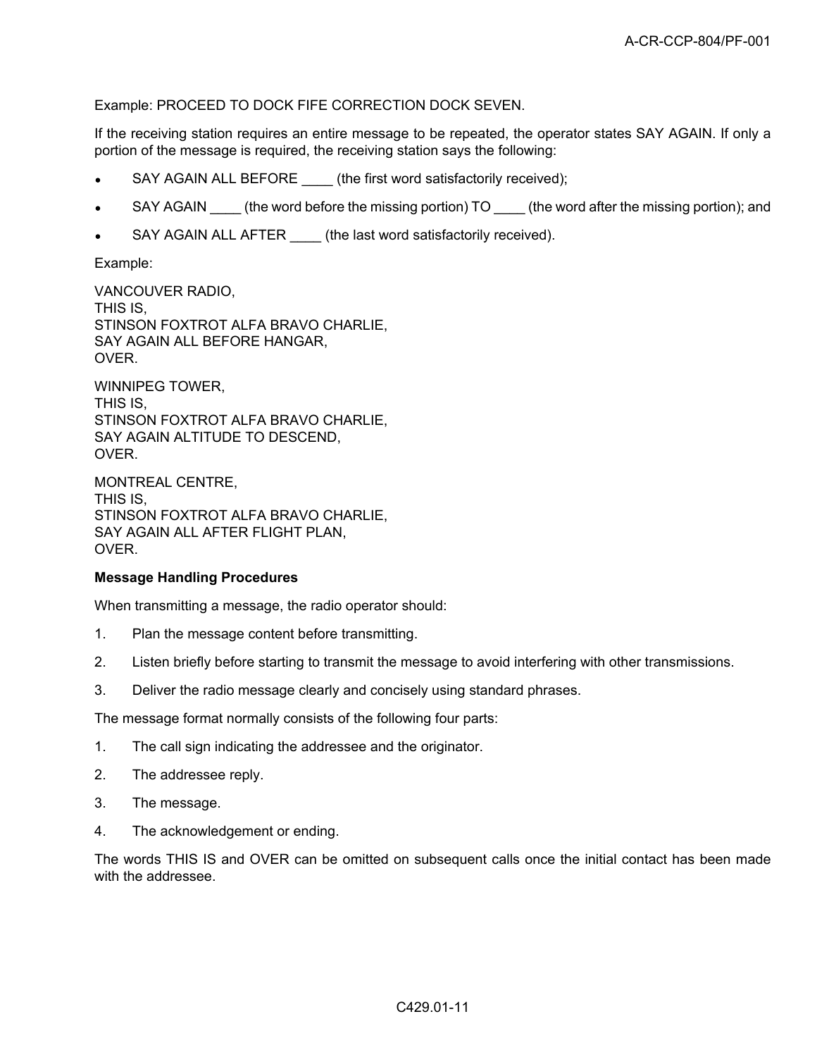Example: PROCEED TO DOCK FIFE CORRECTION DOCK SEVEN.

If the receiving station requires an entire message to be repeated, the operator states SAY AGAIN. If only a portion of the message is required, the receiving station says the following:

- SAY AGAIN ALL BEFORE ____ (the first word satisfactorily received);
- SAY AGAIN ____ (the word before the missing portion) TO ____ (the word after the missing portion); and
- SAY AGAIN ALL AFTER ____ (the last word satisfactorily received).

Example:

VANCOUVER RADIO,
THIS IS,
STINSON FOXTROT ALFA BRAVO CHARLIE,
SAY AGAIN ALL BEFORE HANGAR,
OVER.

WINNIPEG TOWER,
THIS IS,
STINSON FOXTROT ALFA BRAVO CHARLIE,
SAY AGAIN ALTITUDE TO DESCEND,
OVER.

MONTREAL CENTRE,
THIS IS,
STINSON FOXTROT ALFA BRAVO CHARLIE,
SAY AGAIN ALL AFTER FLIGHT PLAN,
OVER.

**Message Handling Procedures**

When transmitting a message, the radio operator should:

1. Plan the message content before transmitting.
2. Listen briefly before starting to transmit the message to avoid interfering with other transmissions.
3. Deliver the radio message clearly and concisely using standard phrases.

The message format normally consists of the following four parts:

1. The call sign indicating the addressee and the originator.
2. The addressee reply.
3. The message.
4. The acknowledgement or ending.

The words THIS IS and OVER can be omitted on subsequent calls once the initial contact has been made with the addressee.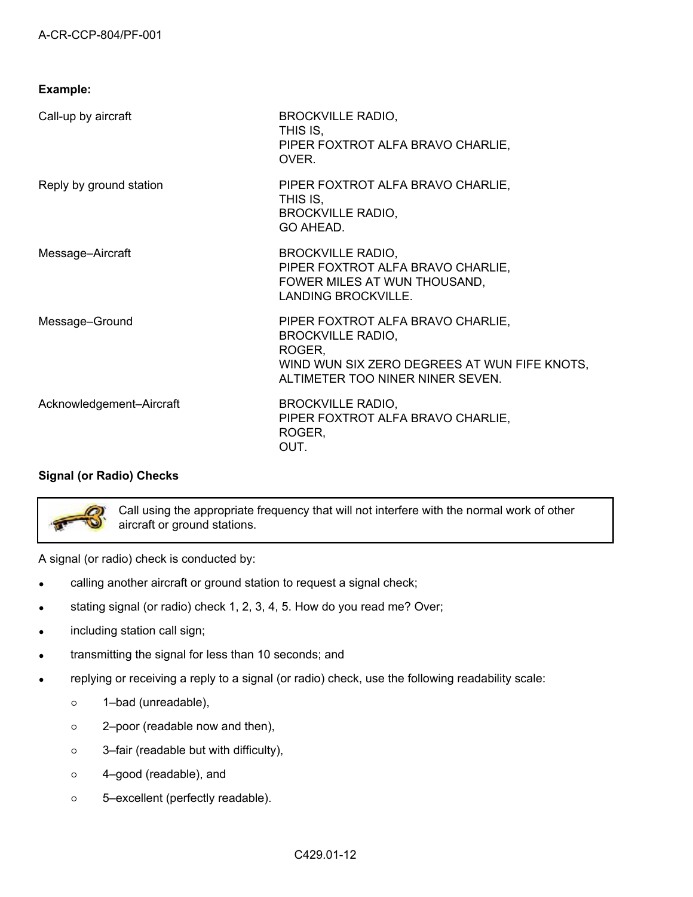**Example:**

| | |
|---|---|
| Call-up by aircraft | BROCKVILLE RADIO,<br>THIS IS,<br>PIPER FOXTROT ALFA BRAVO CHARLIE,<br>OVER. |
| Reply by ground station | PIPER FOXTROT ALFA BRAVO CHARLIE,<br>THIS IS,<br>BROCKVILLE RADIO,<br>GO AHEAD. |
| Message–Aircraft | BROCKVILLE RADIO,<br>PIPER FOXTROT ALFA BRAVO CHARLIE,<br>FOWER MILES AT WUN THOUSAND,<br>LANDING BROCKVILLE. |
| Message–Ground | PIPER FOXTROT ALFA BRAVO CHARLIE,<br>BROCKVILLE RADIO,<br>ROGER,<br>WIND WUN SIX ZERO DEGREES AT WUN FIFE KNOTS,<br>ALTIMETER TOO NINER NINER SEVEN. |
| Acknowledgement–Aircraft | BROCKVILLE RADIO,<br>PIPER FOXTROT ALFA BRAVO CHARLIE,<br>ROGER,<br>OUT. |

**Signal (or Radio) Checks**

> Call using the appropriate frequency that will not interfere with the normal work of other aircraft or ground stations.

A signal (or radio) check is conducted by:

- calling another aircraft or ground station to request a signal check;
- stating signal (or radio) check 1, 2, 3, 4, 5. How do you read me? Over;
- including station call sign;
- transmitting the signal for less than 10 seconds; and
- replying or receiving a reply to a signal (or radio) check, use the following readability scale:
  - 1–bad (unreadable),
  - 2–poor (readable now and then),
  - 3–fair (readable but with difficulty),
  - 4–good (readable), and
  - 5–excellent (perfectly readable).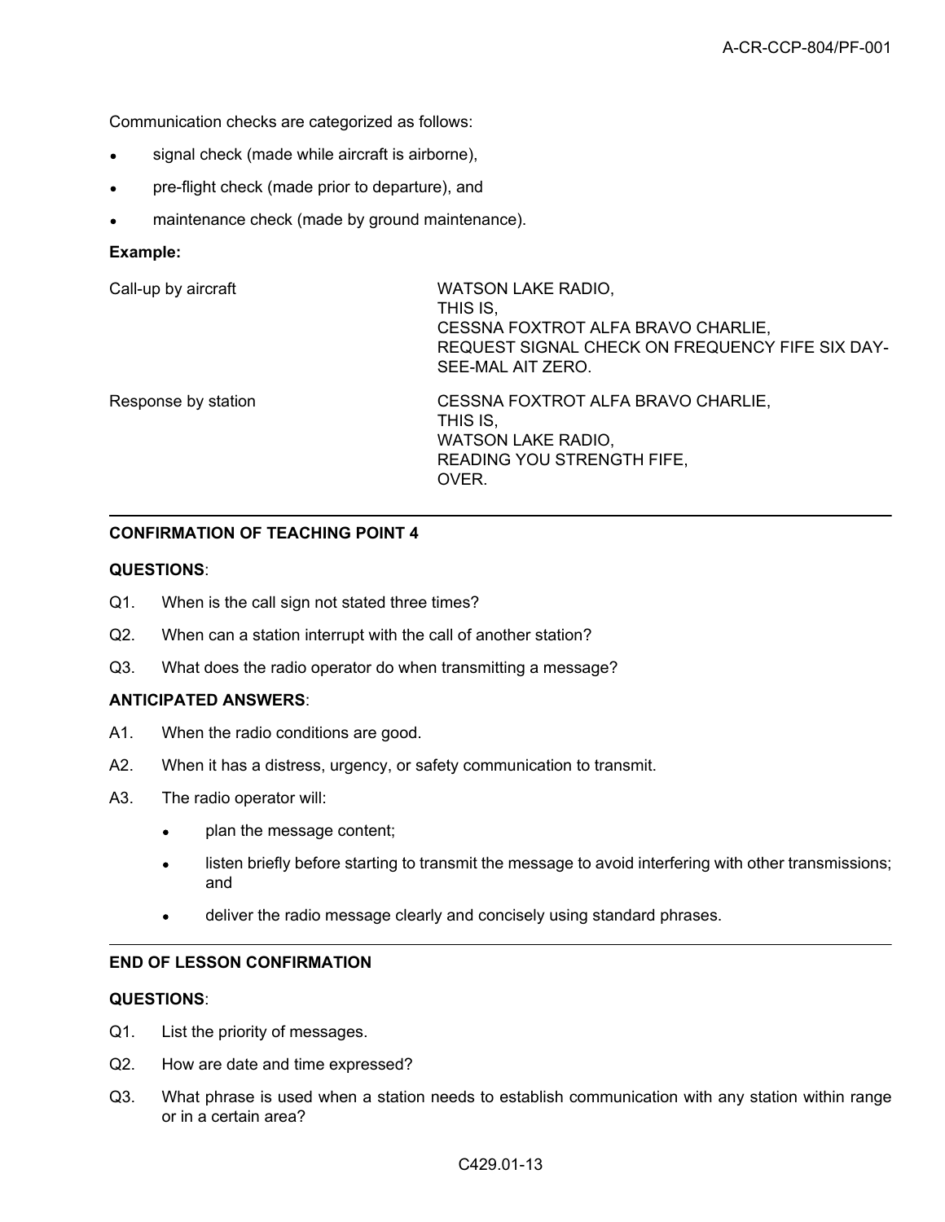Communication checks are categorized as follows:

- signal check (made while aircraft is airborne),
- pre-flight check (made prior to departure), and
- maintenance check (made by ground maintenance).

**Example:**

| | |
|---|---|
| Call-up by aircraft | WATSON LAKE RADIO,<br>THIS IS,<br>CESSNA FOXTROT ALFA BRAVO CHARLIE,<br>REQUEST SIGNAL CHECK ON FREQUENCY FIFE SIX DAY-SEE-MAL AIT ZERO. |
| Response by station | CESSNA FOXTROT ALFA BRAVO CHARLIE,<br>THIS IS,<br>WATSON LAKE RADIO,<br>READING YOU STRENGTH FIFE,<br>OVER. |

---

**CONFIRMATION OF TEACHING POINT 4**

**QUESTIONS**:

Q1. When is the call sign not stated three times?

Q2. When can a station interrupt with the call of another station?

Q3. What does the radio operator do when transmitting a message?

**ANTICIPATED ANSWERS**:

A1. When the radio conditions are good.

A2. When it has a distress, urgency, or safety communication to transmit.

A3. The radio operator will:

- plan the message content;
- listen briefly before starting to transmit the message to avoid interfering with other transmissions; and
- deliver the radio message clearly and concisely using standard phrases.

---

**END OF LESSON CONFIRMATION**

**QUESTIONS**:

Q1. List the priority of messages.

Q2. How are date and time expressed?

Q3. What phrase is used when a station needs to establish communication with any station within range or in a certain area?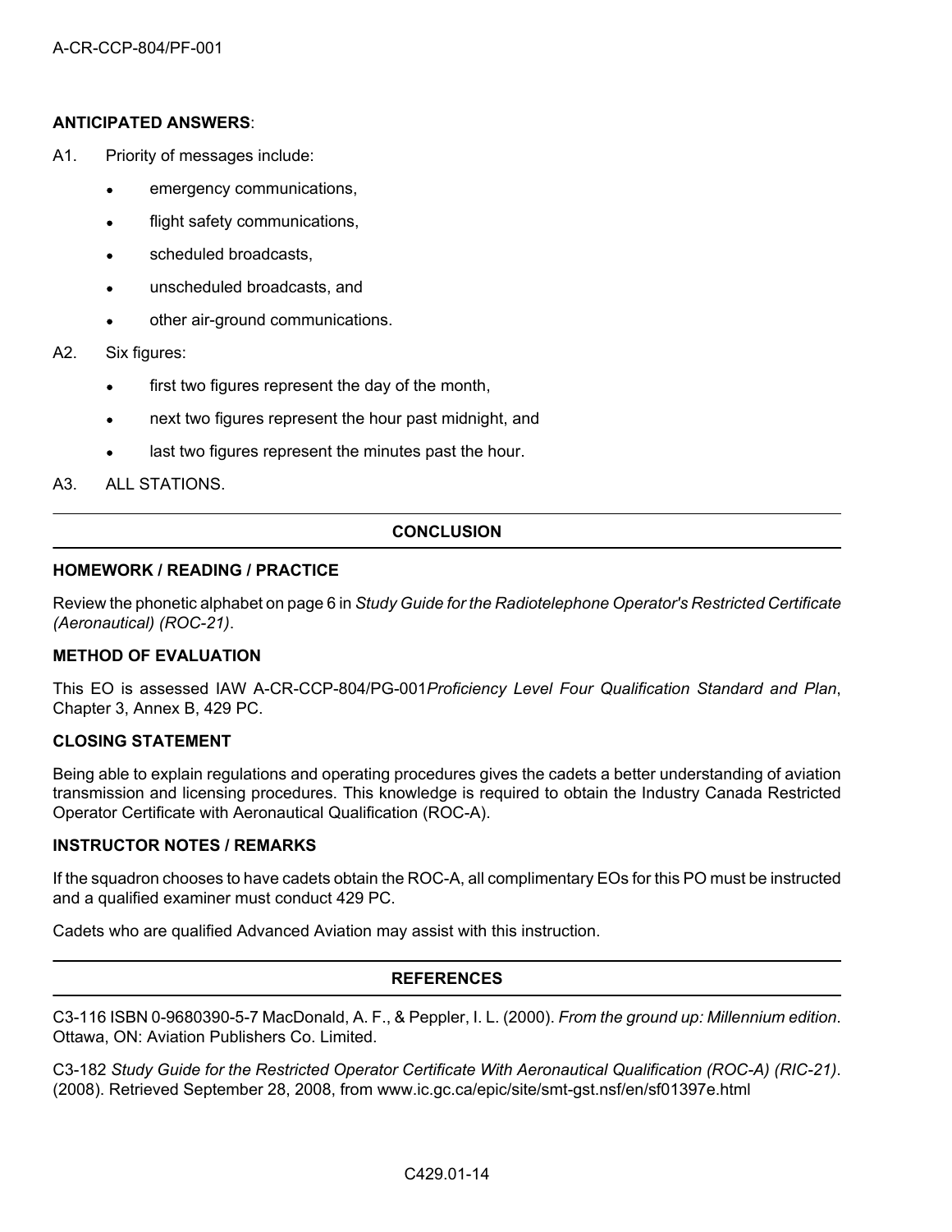**ANTICIPATED ANSWERS**:

A1. Priority of messages include:

- emergency communications,
- flight safety communications,
- scheduled broadcasts,
- unscheduled broadcasts, and
- other air-ground communications.

A2. Six figures:

- first two figures represent the day of the month,
- next two figures represent the hour past midnight, and
- last two figures represent the minutes past the hour.

A3. ALL STATIONS.

## CONCLUSION

### HOMEWORK / READING / PRACTICE

Review the phonetic alphabet on page 6 in *Study Guide for the Radiotelephone Operator's Restricted Certificate (Aeronautical) (ROC-21)*.

### METHOD OF EVALUATION

This EO is assessed IAW A-CR-CCP-804/PG-001*Proficiency Level Four Qualification Standard and Plan*, Chapter 3, Annex B, 429 PC.

### CLOSING STATEMENT

Being able to explain regulations and operating procedures gives the cadets a better understanding of aviation transmission and licensing procedures. This knowledge is required to obtain the Industry Canada Restricted Operator Certificate with Aeronautical Qualification (ROC-A).

### INSTRUCTOR NOTES / REMARKS

If the squadron chooses to have cadets obtain the ROC-A, all complimentary EOs for this PO must be instructed and a qualified examiner must conduct 429 PC.

Cadets who are qualified Advanced Aviation may assist with this instruction.

## REFERENCES

C3-116 ISBN 0-9680390-5-7 MacDonald, A. F., & Peppler, I. L. (2000). *From the ground up: Millennium edition*. Ottawa, ON: Aviation Publishers Co. Limited.

C3-182 *Study Guide for the Restricted Operator Certificate With Aeronautical Qualification (ROC-A) (RIC-21)*. (2008). Retrieved September 28, 2008, from www.ic.gc.ca/epic/site/smt-gst.nsf/en/sf01397e.html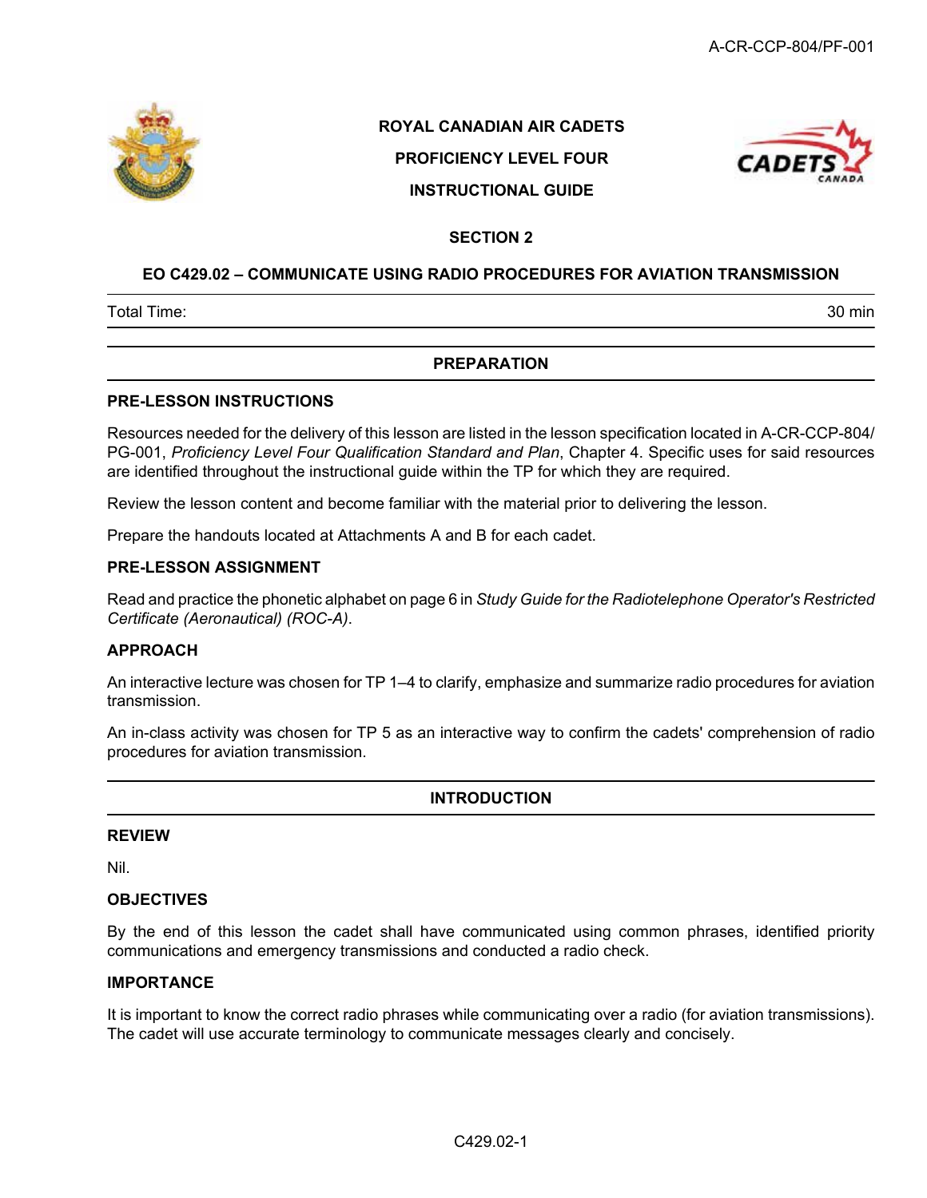ROYAL CANADIAN AIR CADETS

PROFICIENCY LEVEL FOUR

INSTRUCTIONAL GUIDE

## SECTION 2

## EO C429.02 – COMMUNICATE USING RADIO PROCEDURES FOR AVIATION TRANSMISSION

| Total Time: | 30 min |
|---|---|

## PREPARATION

### PRE-LESSON INSTRUCTIONS

Resources needed for the delivery of this lesson are listed in the lesson specification located in A-CR-CCP-804/PG-001, *Proficiency Level Four Qualification Standard and Plan*, Chapter 4. Specific uses for said resources are identified throughout the instructional guide within the TP for which they are required.

Review the lesson content and become familiar with the material prior to delivering the lesson.

Prepare the handouts located at Attachments A and B for each cadet.

### PRE-LESSON ASSIGNMENT

Read and practice the phonetic alphabet on page 6 in *Study Guide for the Radiotelephone Operator's Restricted Certificate (Aeronautical) (ROC-A)*.

### APPROACH

An interactive lecture was chosen for TP 1–4 to clarify, emphasize and summarize radio procedures for aviation transmission.

An in-class activity was chosen for TP 5 as an interactive way to confirm the cadets' comprehension of radio procedures for aviation transmission.

## INTRODUCTION

### REVIEW

Nil.

### OBJECTIVES

By the end of this lesson the cadet shall have communicated using common phrases, identified priority communications and emergency transmissions and conducted a radio check.

### IMPORTANCE

It is important to know the correct radio phrases while communicating over a radio (for aviation transmissions). The cadet will use accurate terminology to communicate messages clearly and concisely.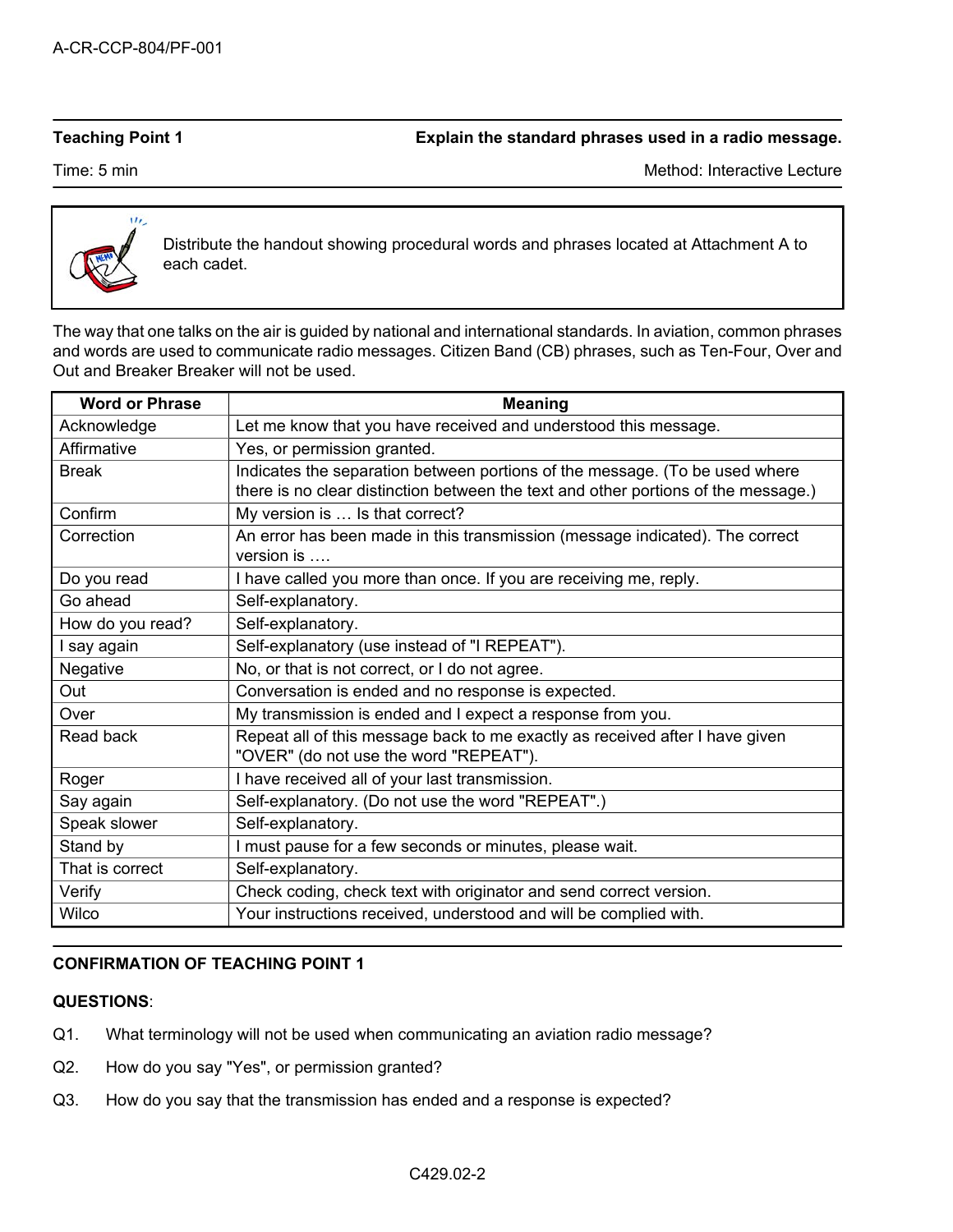| Teaching Point 1 | Explain the standard phrases used in a radio message. |
|---|---|
| Time: 5 min | Method: Interactive Lecture |

Distribute the handout showing procedural words and phrases located at Attachment A to each cadet.

The way that one talks on the air is guided by national and international standards. In aviation, common phrases and words are used to communicate radio messages. Citizen Band (CB) phrases, such as Ten-Four, Over and Out and Breaker Breaker will not be used.

| Word or Phrase | Meaning |
|---|---|
| Acknowledge | Let me know that you have received and understood this message. |
| Affirmative | Yes, or permission granted. |
| Break | Indicates the separation between portions of the message. (To be used where there is no clear distinction between the text and other portions of the message.) |
| Confirm | My version is … Is that correct? |
| Correction | An error has been made in this transmission (message indicated). The correct version is …. |
| Do you read | I have called you more than once. If you are receiving me, reply. |
| Go ahead | Self-explanatory. |
| How do you read? | Self-explanatory. |
| I say again | Self-explanatory (use instead of "I REPEAT"). |
| Negative | No, or that is not correct, or I do not agree. |
| Out | Conversation is ended and no response is expected. |
| Over | My transmission is ended and I expect a response from you. |
| Read back | Repeat all of this message back to me exactly as received after I have given "OVER" (do not use the word "REPEAT"). |
| Roger | I have received all of your last transmission. |
| Say again | Self-explanatory. (Do not use the word "REPEAT".) |
| Speak slower | Self-explanatory. |
| Stand by | I must pause for a few seconds or minutes, please wait. |
| That is correct | Self-explanatory. |
| Verify | Check coding, check text with originator and send correct version. |
| Wilco | Your instructions received, understood and will be complied with. |

## CONFIRMATION OF TEACHING POINT 1

**QUESTIONS**:

Q1. What terminology will not be used when communicating an aviation radio message?

Q2. How do you say "Yes", or permission granted?

Q3. How do you say that the transmission has ended and a response is expected?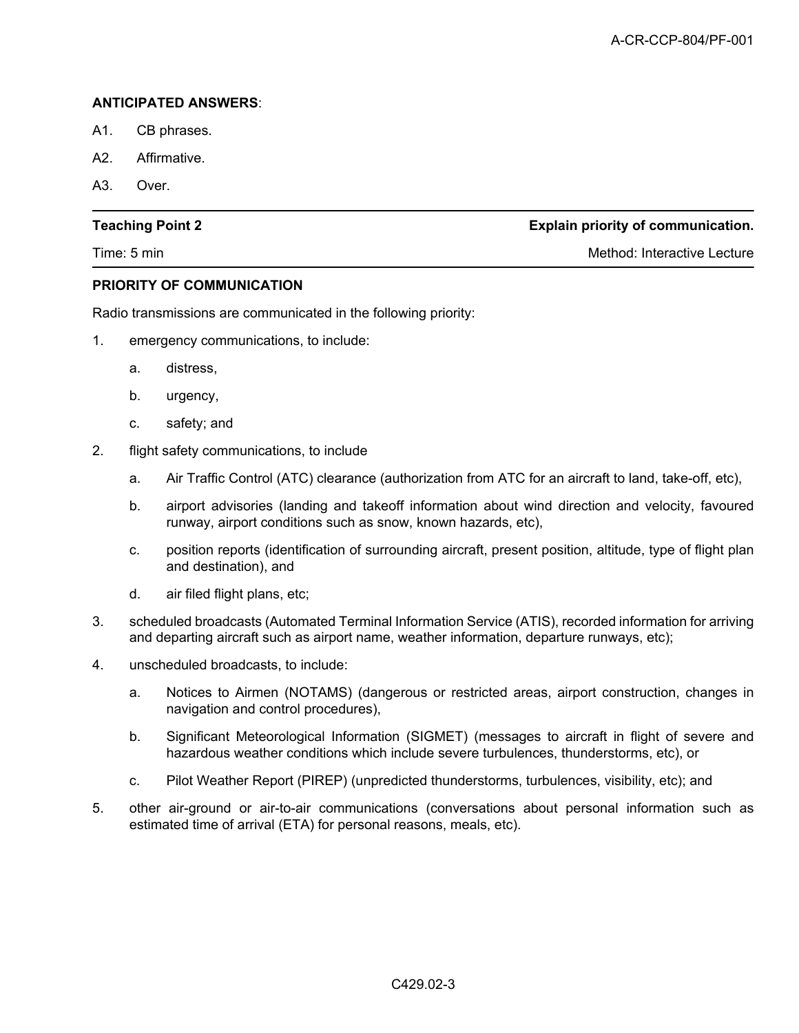**ANTICIPATED ANSWERS**:

A1. CB phrases.

A2. Affirmative.

A3. Over.

---

| **Teaching Point 2** | **Explain priority of communication.** |
|---|---|
| Time: 5 min | Method: Interactive Lecture |

---

**PRIORITY OF COMMUNICATION**

Radio transmissions are communicated in the following priority:

1. emergency communications, to include:
   a. distress,
   b. urgency,
   c. safety; and
2. flight safety communications, to include
   a. Air Traffic Control (ATC) clearance (authorization from ATC for an aircraft to land, take-off, etc),
   b. airport advisories (landing and takeoff information about wind direction and velocity, favoured runway, airport conditions such as snow, known hazards, etc),
   c. position reports (identification of surrounding aircraft, present position, altitude, type of flight plan and destination), and
   d. air filed flight plans, etc;
3. scheduled broadcasts (Automated Terminal Information Service (ATIS), recorded information for arriving and departing aircraft such as airport name, weather information, departure runways, etc);
4. unscheduled broadcasts, to include:
   a. Notices to Airmen (NOTAMS) (dangerous or restricted areas, airport construction, changes in navigation and control procedures),
   b. Significant Meteorological Information (SIGMET) (messages to aircraft in flight of severe and hazardous weather conditions which include severe turbulences, thunderstorms, etc), or
   c. Pilot Weather Report (PIREP) (unpredicted thunderstorms, turbulences, visibility, etc); and
5. other air-ground or air-to-air communications (conversations about personal information such as estimated time of arrival (ETA) for personal reasons, meals, etc).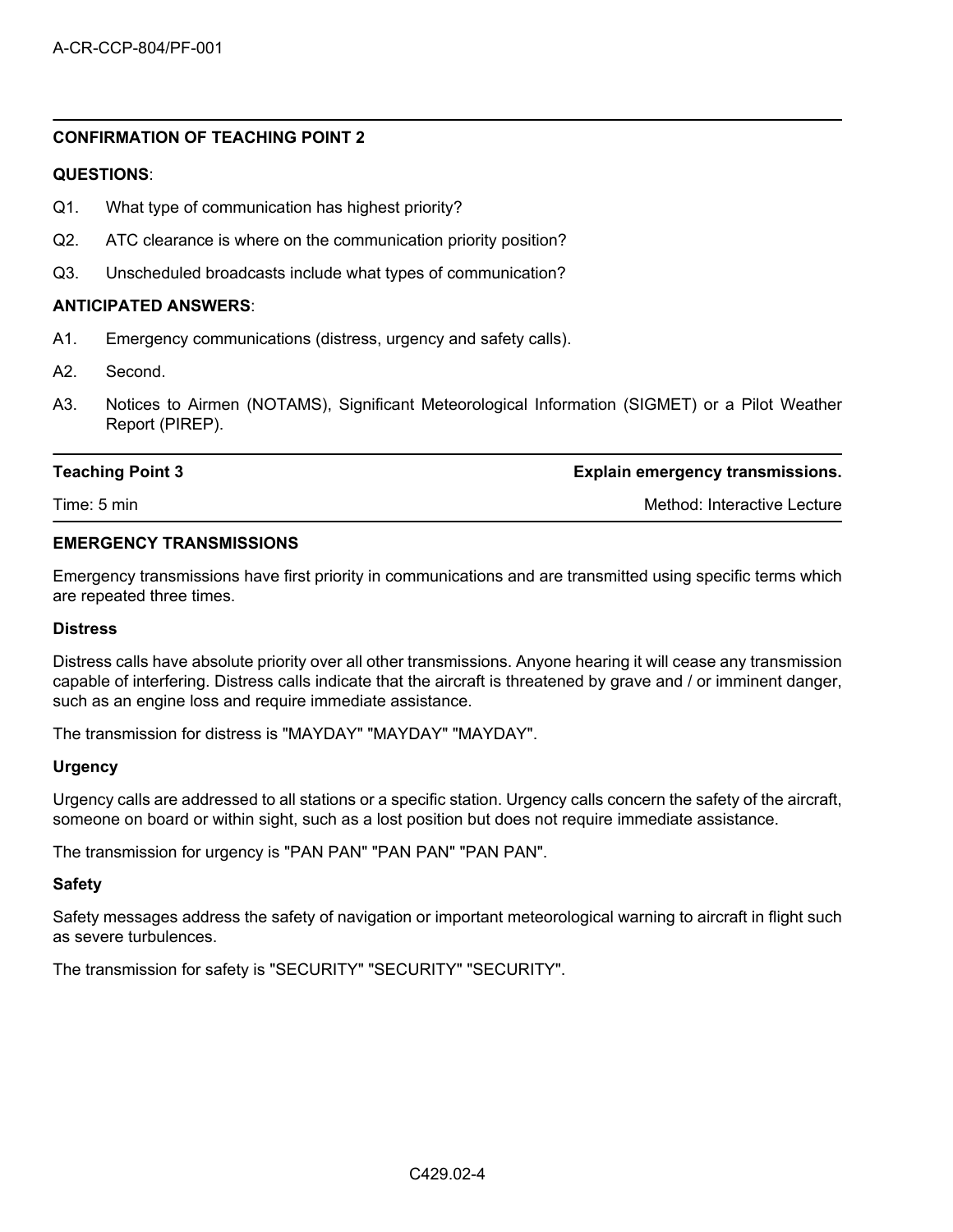**CONFIRMATION OF TEACHING POINT 2**

**QUESTIONS**:

Q1. What type of communication has highest priority?

Q2. ATC clearance is where on the communication priority position?

Q3. Unscheduled broadcasts include what types of communication?

**ANTICIPATED ANSWERS**:

A1. Emergency communications (distress, urgency and safety calls).

A2. Second.

A3. Notices to Airmen (NOTAMS), Significant Meteorological Information (SIGMET) or a Pilot Weather Report (PIREP).

---

| **Teaching Point 3** | **Explain emergency transmissions.** |
|---|---|
| Time: 5 min | Method: Interactive Lecture |

**EMERGENCY TRANSMISSIONS**

Emergency transmissions have first priority in communications and are transmitted using specific terms which are repeated three times.

**Distress**

Distress calls have absolute priority over all other transmissions. Anyone hearing it will cease any transmission capable of interfering. Distress calls indicate that the aircraft is threatened by grave and / or imminent danger, such as an engine loss and require immediate assistance.

The transmission for distress is "MAYDAY" "MAYDAY" "MAYDAY".

**Urgency**

Urgency calls are addressed to all stations or a specific station. Urgency calls concern the safety of the aircraft, someone on board or within sight, such as a lost position but does not require immediate assistance.

The transmission for urgency is "PAN PAN" "PAN PAN" "PAN PAN".

**Safety**

Safety messages address the safety of navigation or important meteorological warning to aircraft in flight such as severe turbulences.

The transmission for safety is "SECURITY" "SECURITY" "SECURITY".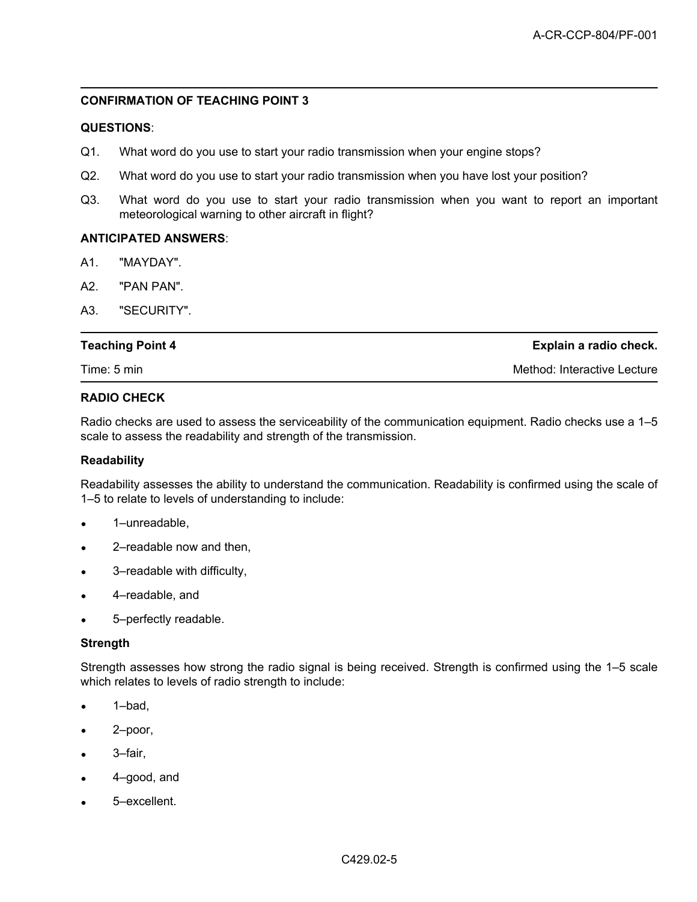**CONFIRMATION OF TEACHING POINT 3**

**QUESTIONS**:

Q1. What word do you use to start your radio transmission when your engine stops?

Q2. What word do you use to start your radio transmission when you have lost your position?

Q3. What word do you use to start your radio transmission when you want to report an important meteorological warning to other aircraft in flight?

**ANTICIPATED ANSWERS**:

A1. "MAYDAY".

A2. "PAN PAN".

A3. "SECURITY".

| **Teaching Point 4** | **Explain a radio check.** |
|---|---|
| Time: 5 min | Method: Interactive Lecture |

**RADIO CHECK**

Radio checks are used to assess the serviceability of the communication equipment. Radio checks use a 1–5 scale to assess the readability and strength of the transmission.

**Readability**

Readability assesses the ability to understand the communication. Readability is confirmed using the scale of 1–5 to relate to levels of understanding to include:

- 1–unreadable,
- 2–readable now and then,
- 3–readable with difficulty,
- 4–readable, and
- 5–perfectly readable.

**Strength**

Strength assesses how strong the radio signal is being received. Strength is confirmed using the 1–5 scale which relates to levels of radio strength to include:

- 1–bad,
- 2–poor,
- 3–fair,
- 4–good, and
- 5–excellent.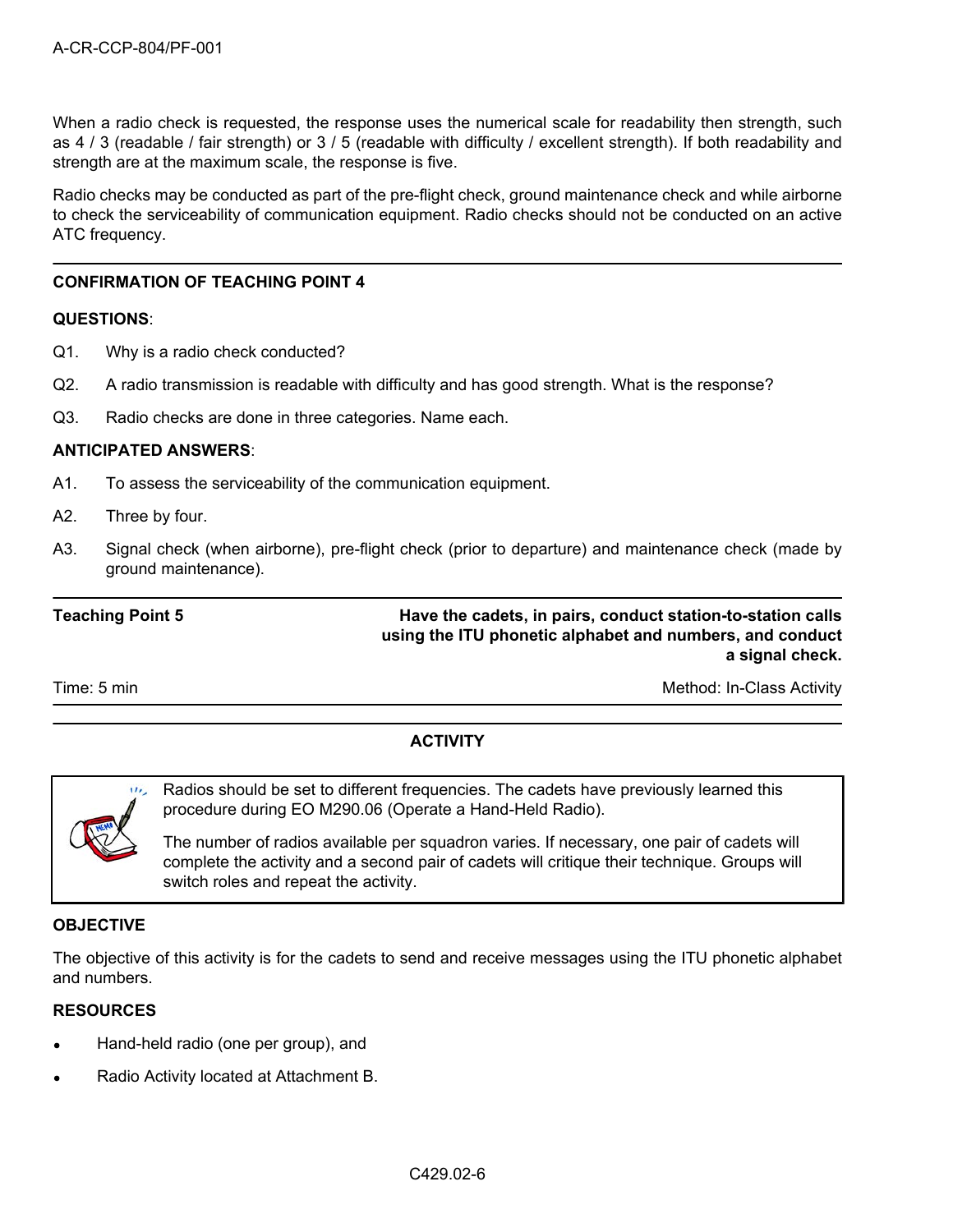When a radio check is requested, the response uses the numerical scale for readability then strength, such as 4 / 3 (readable / fair strength) or 3 / 5 (readable with difficulty / excellent strength). If both readability and strength are at the maximum scale, the response is five.

Radio checks may be conducted as part of the pre-flight check, ground maintenance check and while airborne to check the serviceability of communication equipment. Radio checks should not be conducted on an active ATC frequency.

---

**CONFIRMATION OF TEACHING POINT 4**

**QUESTIONS**:

Q1. Why is a radio check conducted?

Q2. A radio transmission is readable with difficulty and has good strength. What is the response?

Q3. Radio checks are done in three categories. Name each.

**ANTICIPATED ANSWERS**:

A1. To assess the serviceability of the communication equipment.

A2. Three by four.

A3. Signal check (when airborne), pre-flight check (prior to departure) and maintenance check (made by ground maintenance).

---

| **Teaching Point 5** | **Have the cadets, in pairs, conduct station-to-station calls using the ITU phonetic alphabet and numbers, and conduct a signal check.** |
|---|---|
| Time: 5 min | Method: In-Class Activity |

---

**ACTIVITY**

> Radios should be set to different frequencies. The cadets have previously learned this procedure during EO M290.06 (Operate a Hand-Held Radio).
>
> The number of radios available per squadron varies. If necessary, one pair of cadets will complete the activity and a second pair of cadets will critique their technique. Groups will switch roles and repeat the activity.

**OBJECTIVE**

The objective of this activity is for the cadets to send and receive messages using the ITU phonetic alphabet and numbers.

**RESOURCES**

- Hand-held radio (one per group), and
- Radio Activity located at Attachment B.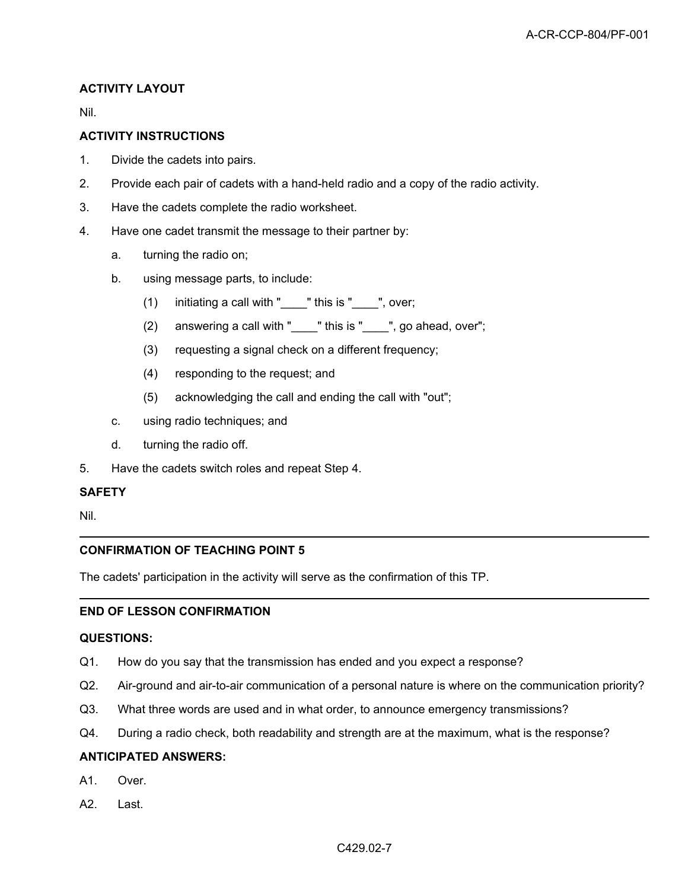**ACTIVITY LAYOUT**

Nil.

**ACTIVITY INSTRUCTIONS**

1. Divide the cadets into pairs.
2. Provide each pair of cadets with a hand-held radio and a copy of the radio activity.
3. Have the cadets complete the radio worksheet.
4. Have one cadet transmit the message to their partner by:
   a. turning the radio on;
   b. using message parts, to include:
      (1) initiating a call with "____" this is "____", over;
      (2) answering a call with "____" this is "____", go ahead, over";
      (3) requesting a signal check on a different frequency;
      (4) responding to the request; and
      (5) acknowledging the call and ending the call with "out";
   c. using radio techniques; and
   d. turning the radio off.
5. Have the cadets switch roles and repeat Step 4.

**SAFETY**

Nil.

---

**CONFIRMATION OF TEACHING POINT 5**

The cadets' participation in the activity will serve as the confirmation of this TP.

---

**END OF LESSON CONFIRMATION**

**QUESTIONS:**

Q1. How do you say that the transmission has ended and you expect a response?

Q2. Air-ground and air-to-air communication of a personal nature is where on the communication priority?

Q3. What three words are used and in what order, to announce emergency transmissions?

Q4. During a radio check, both readability and strength are at the maximum, what is the response?

**ANTICIPATED ANSWERS:**

A1. Over.

A2. Last.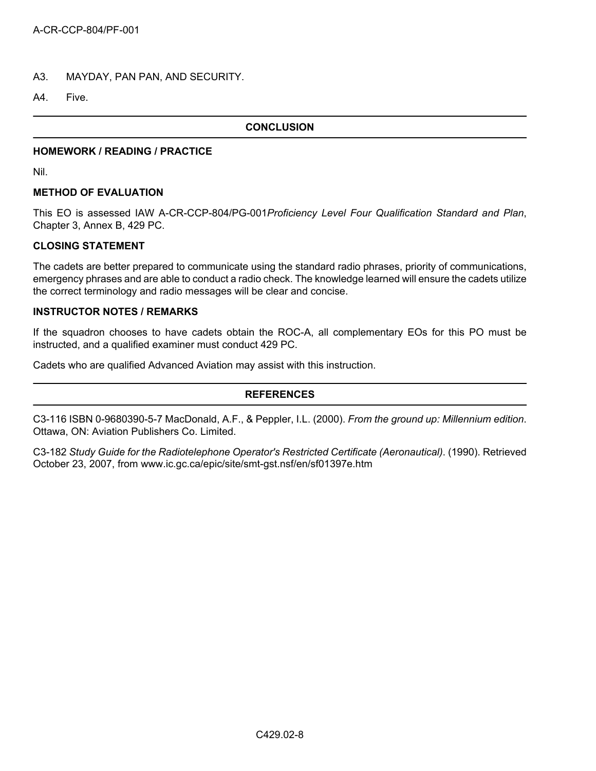A3. MAYDAY, PAN PAN, AND SECURITY.

A4. Five.

## CONCLUSION

### HOMEWORK / READING / PRACTICE

Nil.

### METHOD OF EVALUATION

This EO is assessed IAW A-CR-CCP-804/PG-001*Proficiency Level Four Qualification Standard and Plan*, Chapter 3, Annex B, 429 PC.

### CLOSING STATEMENT

The cadets are better prepared to communicate using the standard radio phrases, priority of communications, emergency phrases and are able to conduct a radio check. The knowledge learned will ensure the cadets utilize the correct terminology and radio messages will be clear and concise.

### INSTRUCTOR NOTES / REMARKS

If the squadron chooses to have cadets obtain the ROC-A, all complementary EOs for this PO must be instructed, and a qualified examiner must conduct 429 PC.

Cadets who are qualified Advanced Aviation may assist with this instruction.

## REFERENCES

C3-116 ISBN 0-9680390-5-7 MacDonald, A.F., & Peppler, I.L. (2000). *From the ground up: Millennium edition*. Ottawa, ON: Aviation Publishers Co. Limited.

C3-182 *Study Guide for the Radiotelephone Operator's Restricted Certificate (Aeronautical)*. (1990). Retrieved October 23, 2007, from www.ic.gc.ca/epic/site/smt-gst.nsf/en/sf01397e.htm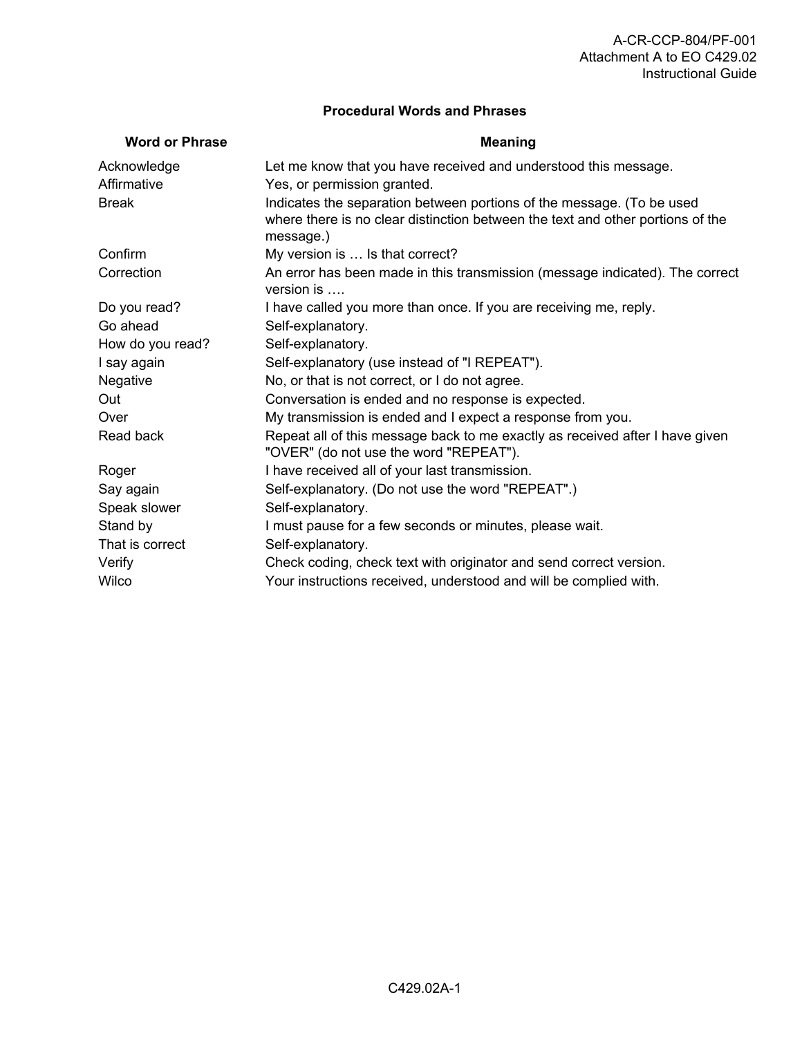## Procedural Words and Phrases

| Word or Phrase | Meaning |
|---|---|
| Acknowledge | Let me know that you have received and understood this message. |
| Affirmative | Yes, or permission granted. |
| Break | Indicates the separation between portions of the message. (To be used where there is no clear distinction between the text and other portions of the message.) |
| Confirm | My version is … Is that correct? |
| Correction | An error has been made in this transmission (message indicated). The correct version is …. |
| Do you read? | I have called you more than once. If you are receiving me, reply. |
| Go ahead | Self-explanatory. |
| How do you read? | Self-explanatory. |
| I say again | Self-explanatory (use instead of "I REPEAT"). |
| Negative | No, or that is not correct, or I do not agree. |
| Out | Conversation is ended and no response is expected. |
| Over | My transmission is ended and I expect a response from you. |
| Read back | Repeat all of this message back to me exactly as received after I have given "OVER" (do not use the word "REPEAT"). |
| Roger | I have received all of your last transmission. |
| Say again | Self-explanatory. (Do not use the word "REPEAT".) |
| Speak slower | Self-explanatory. |
| Stand by | I must pause for a few seconds or minutes, please wait. |
| That is correct | Self-explanatory. |
| Verify | Check coding, check text with originator and send correct version. |
| Wilco | Your instructions received, understood and will be complied with. |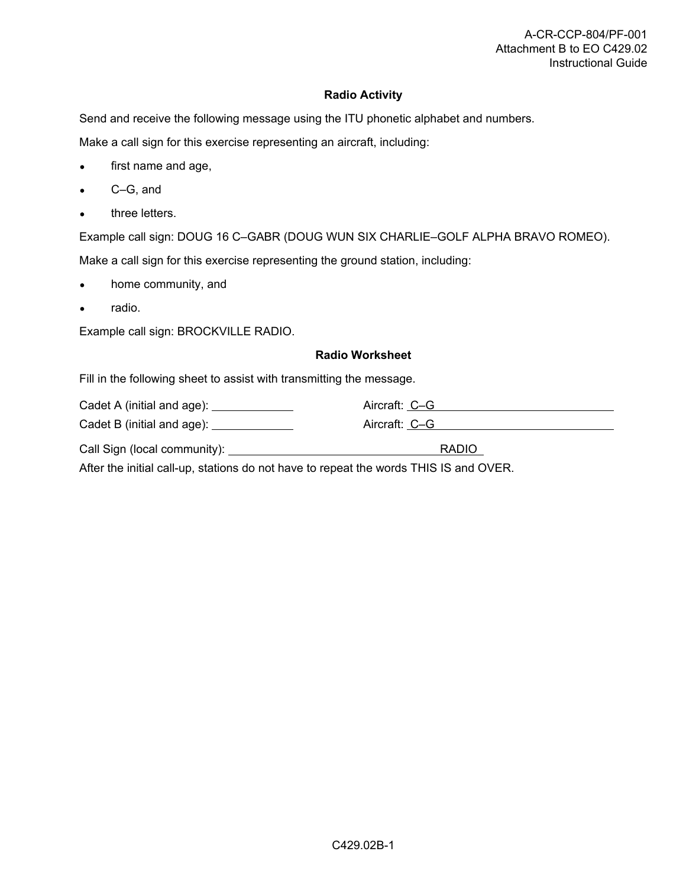## Radio Activity

Send and receive the following message using the ITU phonetic alphabet and numbers.

Make a call sign for this exercise representing an aircraft, including:

- first name and age,
- C–G, and
- three letters.

Example call sign: DOUG 16 C–GABR (DOUG WUN SIX CHARLIE–GOLF ALPHA BRAVO ROMEO).

Make a call sign for this exercise representing the ground station, including:

- home community, and
- radio.

Example call sign: BROCKVILLE RADIO.

## Radio Worksheet

Fill in the following sheet to assist with transmitting the message.

Cadet A (initial and age): ____________ Aircraft: C–G ____________________________

Cadet B (initial and age): ____________ Aircraft: C–G ____________________________

Call Sign (local community): ________________________________ RADIO

After the initial call-up, stations do not have to repeat the words THIS IS and OVER.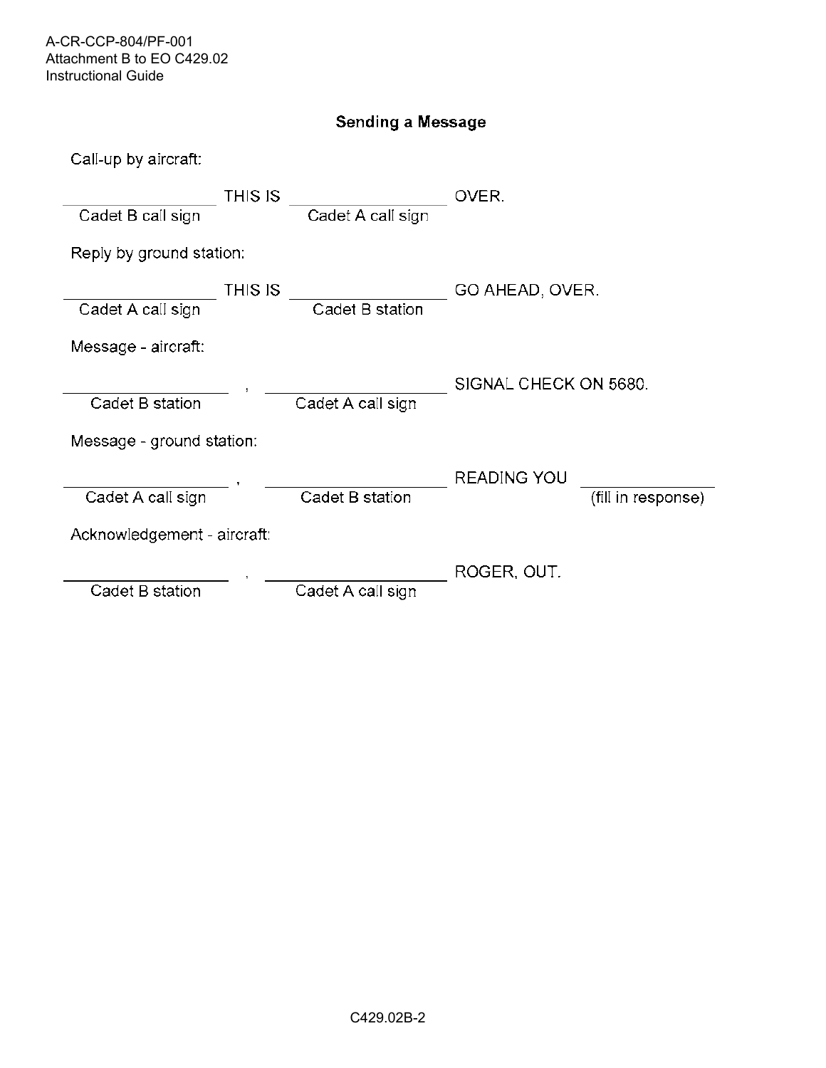## Sending a Message

Call-up by aircraft:

\_\_\_\_\_\_\_\_\_\_\_\_\_\_\_\_ THIS IS \_\_\_\_\_\_\_\_\_\_\_\_\_\_\_\_ OVER.
(Cadet B call sign) (Cadet A call sign)

Reply by ground station:

\_\_\_\_\_\_\_\_\_\_\_\_\_\_\_\_ THIS IS \_\_\_\_\_\_\_\_\_\_\_\_\_\_\_\_ GO AHEAD, OVER.
(Cadet A call sign) (Cadet B station)

Message - aircraft:

\_\_\_\_\_\_\_\_\_\_\_\_\_\_\_\_ , \_\_\_\_\_\_\_\_\_\_\_\_\_\_\_\_ SIGNAL CHECK ON 5680.
(Cadet B station) (Cadet A call sign)

Message - ground station:

\_\_\_\_\_\_\_\_\_\_\_\_\_\_\_\_ , \_\_\_\_\_\_\_\_\_\_\_\_\_\_\_\_ READING YOU \_\_\_\_\_\_\_\_\_\_\_\_\_\_\_\_
(Cadet A call sign) (Cadet B station) (fill in response)

Acknowledgement - aircraft:

\_\_\_\_\_\_\_\_\_\_\_\_\_\_\_\_ , \_\_\_\_\_\_\_\_\_\_\_\_\_\_\_\_ ROGER, OUT.
(Cadet B station) (Cadet A call sign)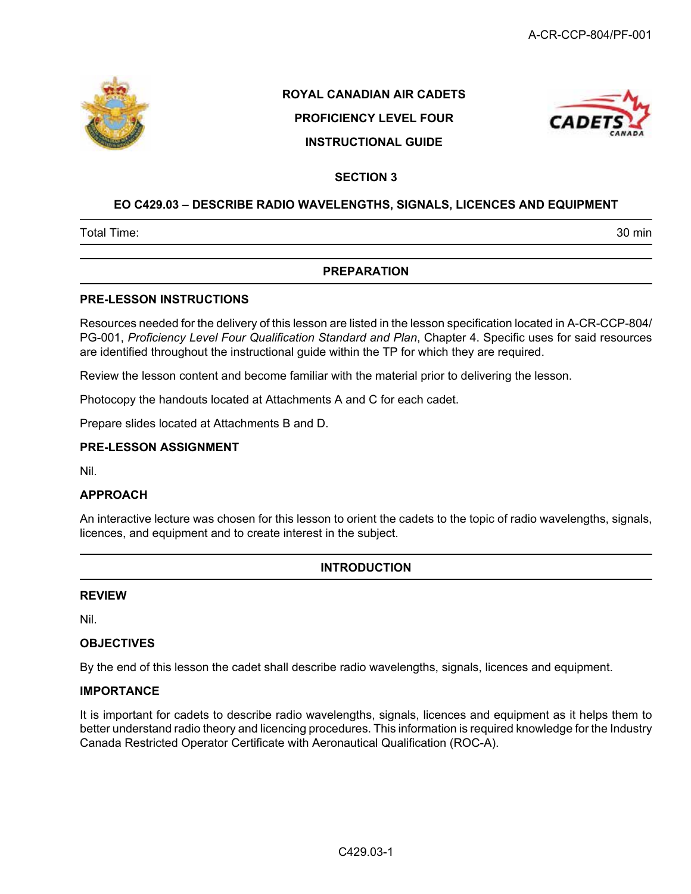ROYAL CANADIAN AIR CADETS

PROFICIENCY LEVEL FOUR

INSTRUCTIONAL GUIDE

SECTION 3

# EO C429.03 – DESCRIBE RADIO WAVELENGTHS, SIGNALS, LICENCES AND EQUIPMENT

| Total Time: | 30 min |
|---|---|

## PREPARATION

### PRE-LESSON INSTRUCTIONS

Resources needed for the delivery of this lesson are listed in the lesson specification located in A-CR-CCP-804/PG-001, *Proficiency Level Four Qualification Standard and Plan*, Chapter 4. Specific uses for said resources are identified throughout the instructional guide within the TP for which they are required.

Review the lesson content and become familiar with the material prior to delivering the lesson.

Photocopy the handouts located at Attachments A and C for each cadet.

Prepare slides located at Attachments B and D.

### PRE-LESSON ASSIGNMENT

Nil.

### APPROACH

An interactive lecture was chosen for this lesson to orient the cadets to the topic of radio wavelengths, signals, licences, and equipment and to create interest in the subject.

## INTRODUCTION

### REVIEW

Nil.

### OBJECTIVES

By the end of this lesson the cadet shall describe radio wavelengths, signals, licences and equipment.

### IMPORTANCE

It is important for cadets to describe radio wavelengths, signals, licences and equipment as it helps them to better understand radio theory and licencing procedures. This information is required knowledge for the Industry Canada Restricted Operator Certificate with Aeronautical Qualification (ROC-A).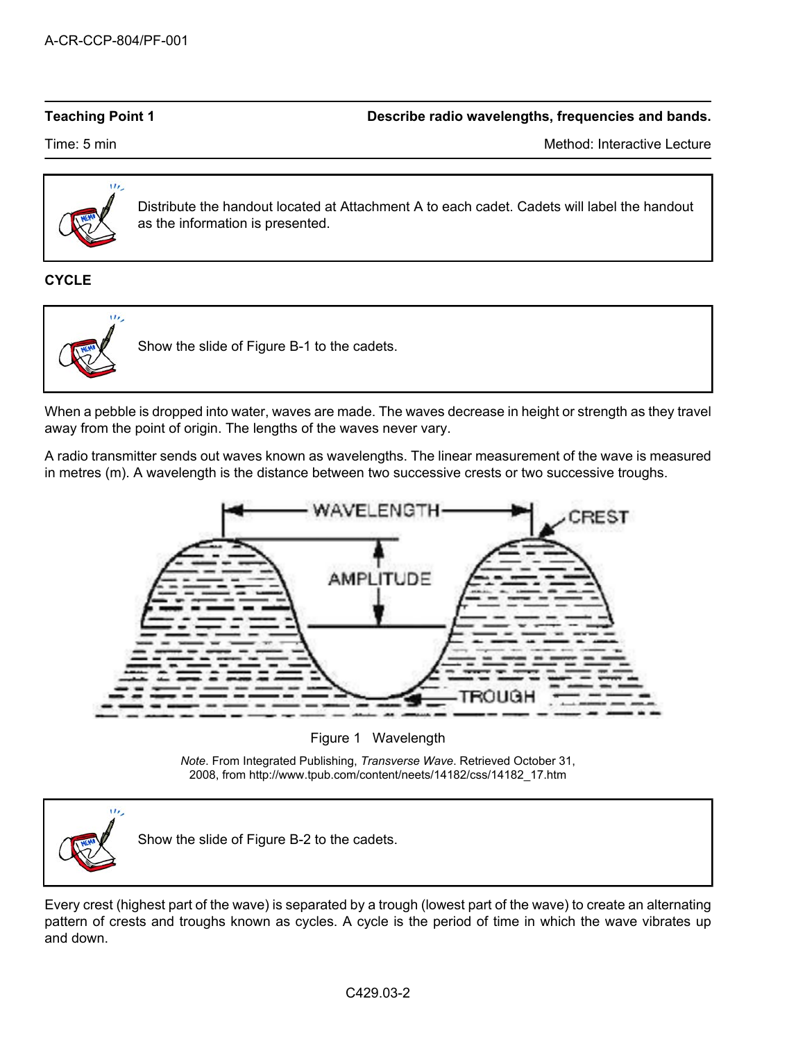| Teaching Point 1 | Describe radio wavelengths, frequencies and bands. |
| --- | --- |
| Time: 5 min | Method: Interactive Lecture |

> Distribute the handout located at Attachment A to each cadet. Cadets will label the handout as the information is presented.

**CYCLE**

> Show the slide of Figure B-1 to the cadets.

When a pebble is dropped into water, waves are made. The waves decrease in height or strength as they travel away from the point of origin. The lengths of the waves never vary.

A radio transmitter sends out waves known as wavelengths. The linear measurement of the wave is measured in metres (m). A wavelength is the distance between two successive crests or two successive troughs.

Figure 1 Wavelength

*Note*. From Integrated Publishing, *Transverse Wave*. Retrieved October 31, 2008, from http://www.tpub.com/content/neets/14182/css/14182_17.htm

> Show the slide of Figure B-2 to the cadets.

Every crest (highest part of the wave) is separated by a trough (lowest part of the wave) to create an alternating pattern of crests and troughs known as cycles. A cycle is the period of time in which the wave vibrates up and down.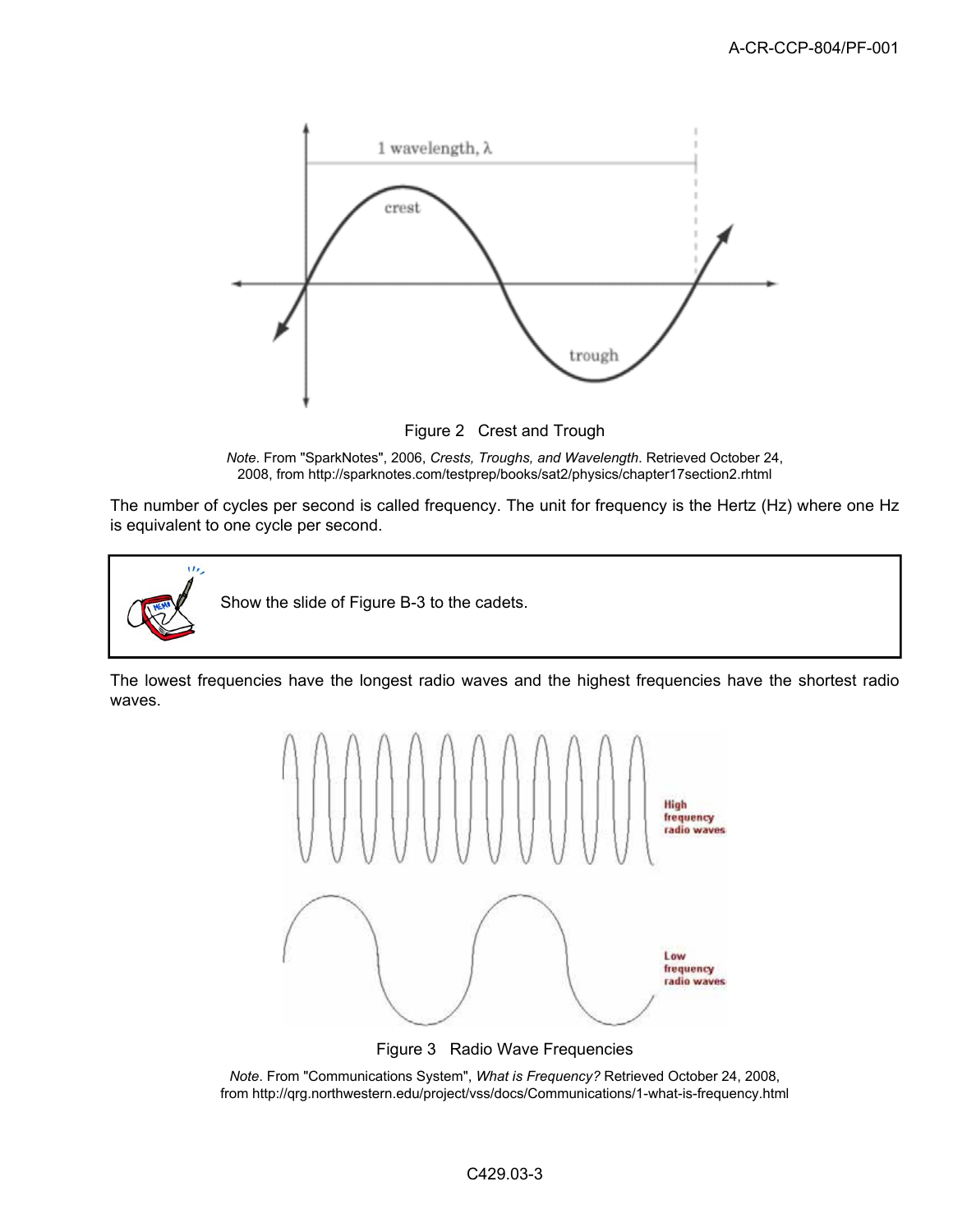Figure 2   Crest and Trough

*Note*. From "SparkNotes", 2006, *Crests, Troughs, and Wavelength*. Retrieved October 24, 2008, from http://sparknotes.com/testprep/books/sat2/physics/chapter17section2.rhtml

The number of cycles per second is called frequency. The unit for frequency is the Hertz (Hz) where one Hz is equivalent to one cycle per second.

> Show the slide of Figure B-3 to the cadets.

The lowest frequencies have the longest radio waves and the highest frequencies have the shortest radio waves.

Figure 3   Radio Wave Frequencies

*Note*. From "Communications System", *What is Frequency?* Retrieved October 24, 2008, from http://qrg.northwestern.edu/project/vss/docs/Communications/1-what-is-frequency.html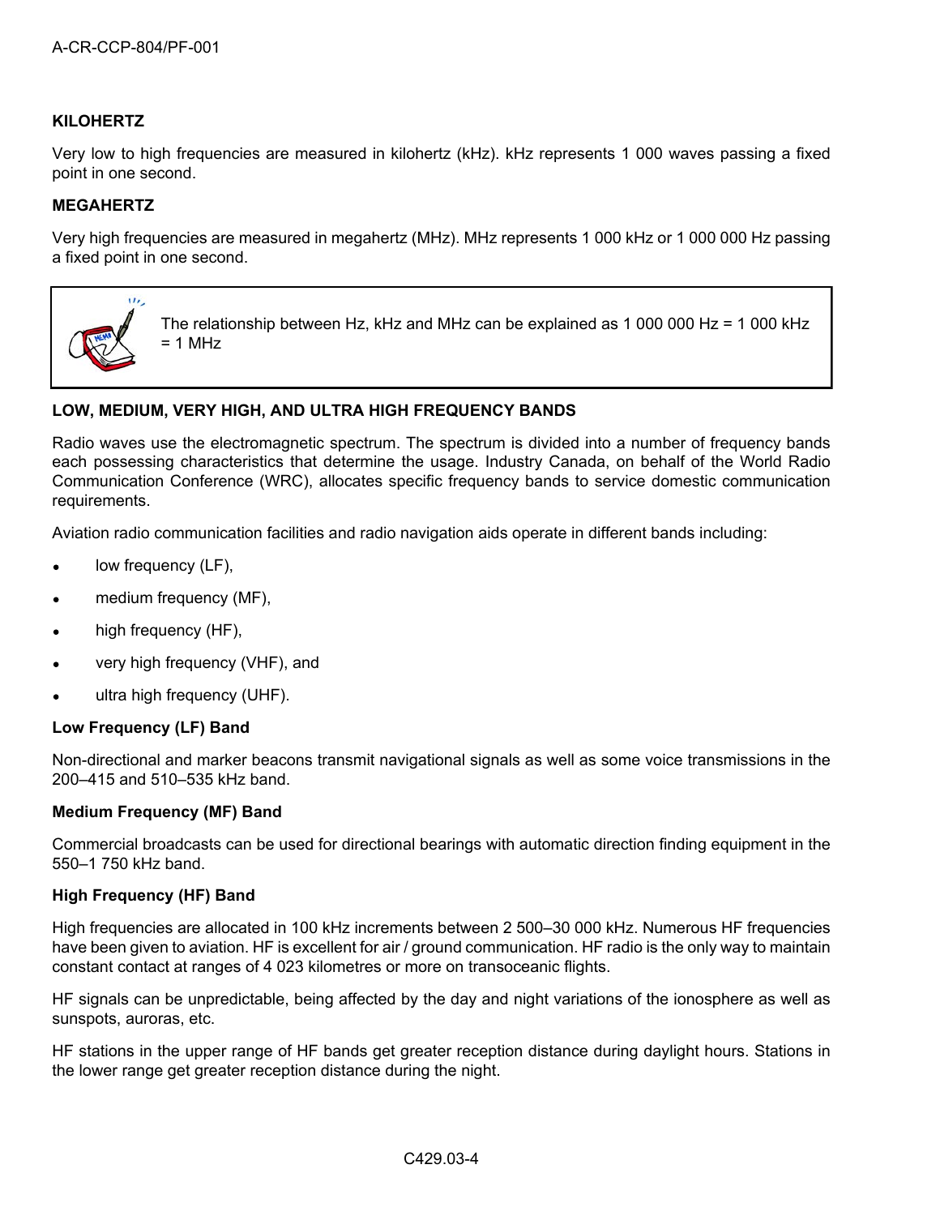**KILOHERTZ**

Very low to high frequencies are measured in kilohertz (kHz). kHz represents 1 000 waves passing a fixed point in one second.

**MEGAHERTZ**

Very high frequencies are measured in megahertz (MHz). MHz represents 1 000 kHz or 1 000 000 Hz passing a fixed point in one second.

> The relationship between Hz, kHz and MHz can be explained as 1 000 000 Hz = 1 000 kHz = 1 MHz

**LOW, MEDIUM, VERY HIGH, AND ULTRA HIGH FREQUENCY BANDS**

Radio waves use the electromagnetic spectrum. The spectrum is divided into a number of frequency bands each possessing characteristics that determine the usage. Industry Canada, on behalf of the World Radio Communication Conference (WRC), allocates specific frequency bands to service domestic communication requirements.

Aviation radio communication facilities and radio navigation aids operate in different bands including:

- low frequency (LF),
- medium frequency (MF),
- high frequency (HF),
- very high frequency (VHF), and
- ultra high frequency (UHF).

**Low Frequency (LF) Band**

Non-directional and marker beacons transmit navigational signals as well as some voice transmissions in the 200–415 and 510–535 kHz band.

**Medium Frequency (MF) Band**

Commercial broadcasts can be used for directional bearings with automatic direction finding equipment in the 550–1 750 kHz band.

**High Frequency (HF) Band**

High frequencies are allocated in 100 kHz increments between 2 500–30 000 kHz. Numerous HF frequencies have been given to aviation. HF is excellent for air / ground communication. HF radio is the only way to maintain constant contact at ranges of 4 023 kilometres or more on transoceanic flights.

HF signals can be unpredictable, being affected by the day and night variations of the ionosphere as well as sunspots, auroras, etc.

HF stations in the upper range of HF bands get greater reception distance during daylight hours. Stations in the lower range get greater reception distance during the night.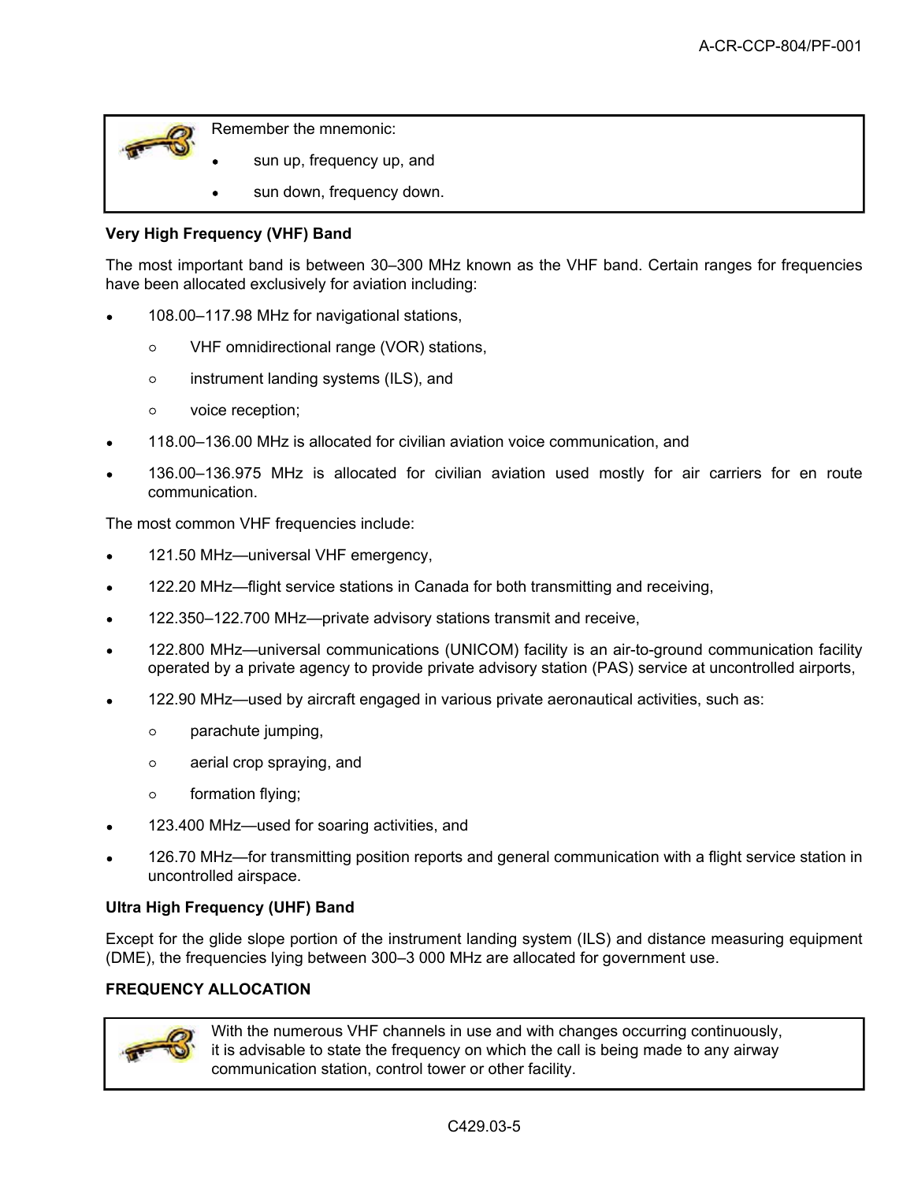> Remember the mnemonic:
>
> - sun up, frequency up, and
> - sun down, frequency down.

**Very High Frequency (VHF) Band**

The most important band is between 30–300 MHz known as the VHF band. Certain ranges for frequencies have been allocated exclusively for aviation including:

- 108.00–117.98 MHz for navigational stations,
    - VHF omnidirectional range (VOR) stations,
    - instrument landing systems (ILS), and
    - voice reception;
- 118.00–136.00 MHz is allocated for civilian aviation voice communication, and
- 136.00–136.975 MHz is allocated for civilian aviation used mostly for air carriers for en route communication.

The most common VHF frequencies include:

- 121.50 MHz—universal VHF emergency,
- 122.20 MHz—flight service stations in Canada for both transmitting and receiving,
- 122.350–122.700 MHz—private advisory stations transmit and receive,
- 122.800 MHz—universal communications (UNICOM) facility is an air-to-ground communication facility operated by a private agency to provide private advisory station (PAS) service at uncontrolled airports,
- 122.90 MHz—used by aircraft engaged in various private aeronautical activities, such as:
    - parachute jumping,
    - aerial crop spraying, and
    - formation flying;
- 123.400 MHz—used for soaring activities, and
- 126.70 MHz—for transmitting position reports and general communication with a flight service station in uncontrolled airspace.

**Ultra High Frequency (UHF) Band**

Except for the glide slope portion of the instrument landing system (ILS) and distance measuring equipment (DME), the frequencies lying between 300–3 000 MHz are allocated for government use.

**FREQUENCY ALLOCATION**

> With the numerous VHF channels in use and with changes occurring continuously, it is advisable to state the frequency on which the call is being made to any airway communication station, control tower or other facility.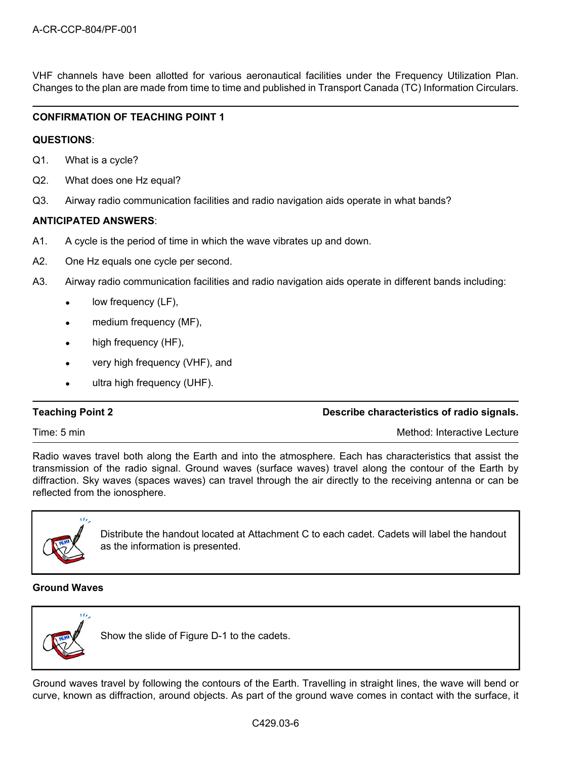VHF channels have been allotted for various aeronautical facilities under the Frequency Utilization Plan. Changes to the plan are made from time to time and published in Transport Canada (TC) Information Circulars.

---

**CONFIRMATION OF TEACHING POINT 1**

**QUESTIONS**:

Q1. What is a cycle?

Q2. What does one Hz equal?

Q3. Airway radio communication facilities and radio navigation aids operate in what bands?

**ANTICIPATED ANSWERS**:

A1. A cycle is the period of time in which the wave vibrates up and down.

A2. One Hz equals one cycle per second.

A3. Airway radio communication facilities and radio navigation aids operate in different bands including:

- low frequency (LF),
- medium frequency (MF),
- high frequency (HF),
- very high frequency (VHF), and
- ultra high frequency (UHF).

---

| **Teaching Point 2** | **Describe characteristics of radio signals.** |
|---|---|
| Time: 5 min | Method: Interactive Lecture |

Radio waves travel both along the Earth and into the atmosphere. Each has characteristics that assist the transmission of the radio signal. Ground waves (surface waves) travel along the contour of the Earth by diffraction. Sky waves (spaces waves) can travel through the air directly to the receiving antenna or can be reflected from the ionosphere.

> Distribute the handout located at Attachment C to each cadet. Cadets will label the handout as the information is presented.

**Ground Waves**

> Show the slide of Figure D-1 to the cadets.

Ground waves travel by following the contours of the Earth. Travelling in straight lines, the wave will bend or curve, known as diffraction, around objects. As part of the ground wave comes in contact with the surface, it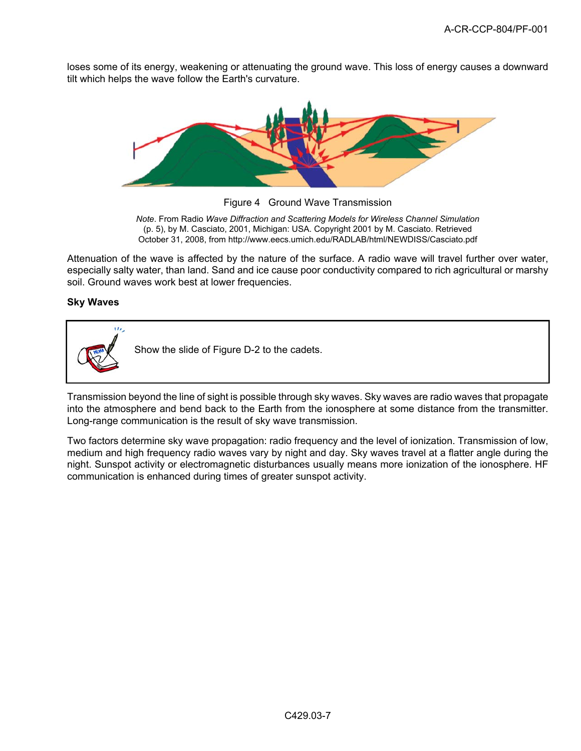loses some of its energy, weakening or attenuating the ground wave. This loss of energy causes a downward tilt which helps the wave follow the Earth's curvature.

Figure 4 Ground Wave Transmission

*Note*. From Radio *Wave Diffraction and Scattering Models for Wireless Channel Simulation* (p. 5), by M. Casciato, 2001, Michigan: USA. Copyright 2001 by M. Casciato. Retrieved October 31, 2008, from http://www.eecs.umich.edu/RADLAB/html/NEWDISS/Casciato.pdf

Attenuation of the wave is affected by the nature of the surface. A radio wave will travel further over water, especially salty water, than land. Sand and ice cause poor conductivity compared to rich agricultural or marshy soil. Ground waves work best at lower frequencies.

**Sky Waves**

Show the slide of Figure D-2 to the cadets.

Transmission beyond the line of sight is possible through sky waves. Sky waves are radio waves that propagate into the atmosphere and bend back to the Earth from the ionosphere at some distance from the transmitter. Long-range communication is the result of sky wave transmission.

Two factors determine sky wave propagation: radio frequency and the level of ionization. Transmission of low, medium and high frequency radio waves vary by night and day. Sky waves travel at a flatter angle during the night. Sunspot activity or electromagnetic disturbances usually means more ionization of the ionosphere. HF communication is enhanced during times of greater sunspot activity.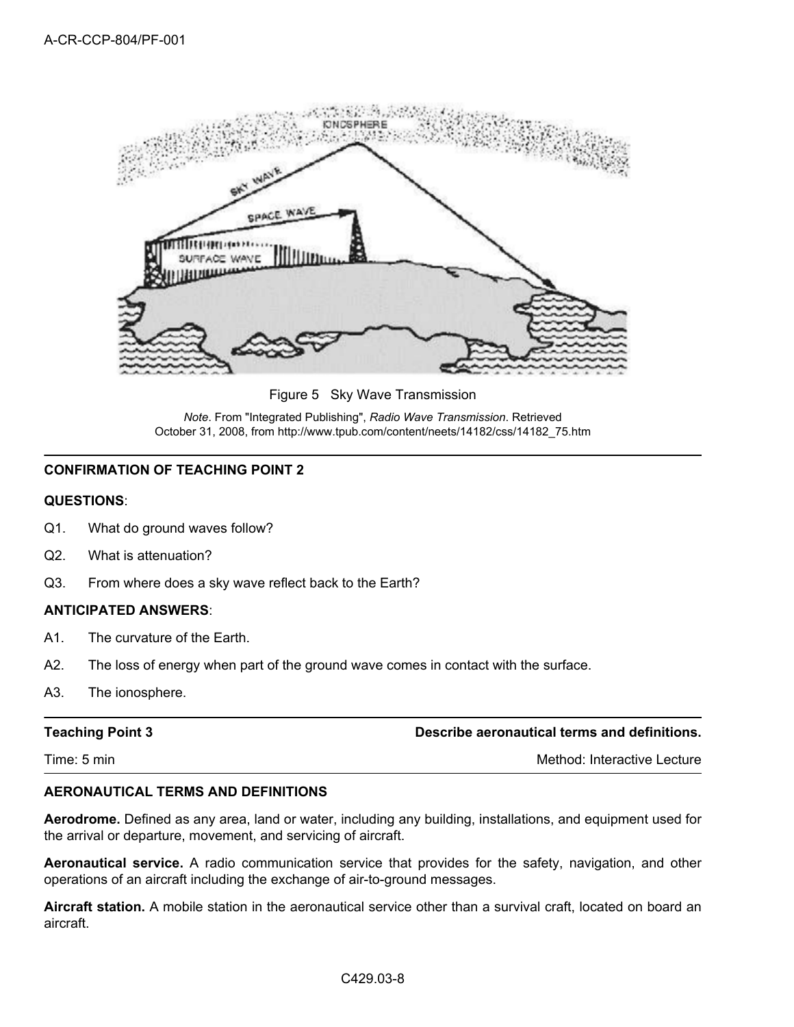Figure 5 Sky Wave Transmission

*Note*. From "Integrated Publishing", *Radio Wave Transmission*. Retrieved October 31, 2008, from http://www.tpub.com/content/neets/14182/css/14182_75.htm

---

**CONFIRMATION OF TEACHING POINT 2**

**QUESTIONS**:

Q1. What do ground waves follow?

Q2. What is attenuation?

Q3. From where does a sky wave reflect back to the Earth?

**ANTICIPATED ANSWERS**:

A1. The curvature of the Earth.

A2. The loss of energy when part of the ground wave comes in contact with the surface.

A3. The ionosphere.

---

| **Teaching Point 3** | **Describe aeronautical terms and definitions.** |
|---|---|
| Time: 5 min | Method: Interactive Lecture |

**AERONAUTICAL TERMS AND DEFINITIONS**

**Aerodrome.** Defined as any area, land or water, including any building, installations, and equipment used for the arrival or departure, movement, and servicing of aircraft.

**Aeronautical service.** A radio communication service that provides for the safety, navigation, and other operations of an aircraft including the exchange of air-to-ground messages.

**Aircraft station.** A mobile station in the aeronautical service other than a survival craft, located on board an aircraft.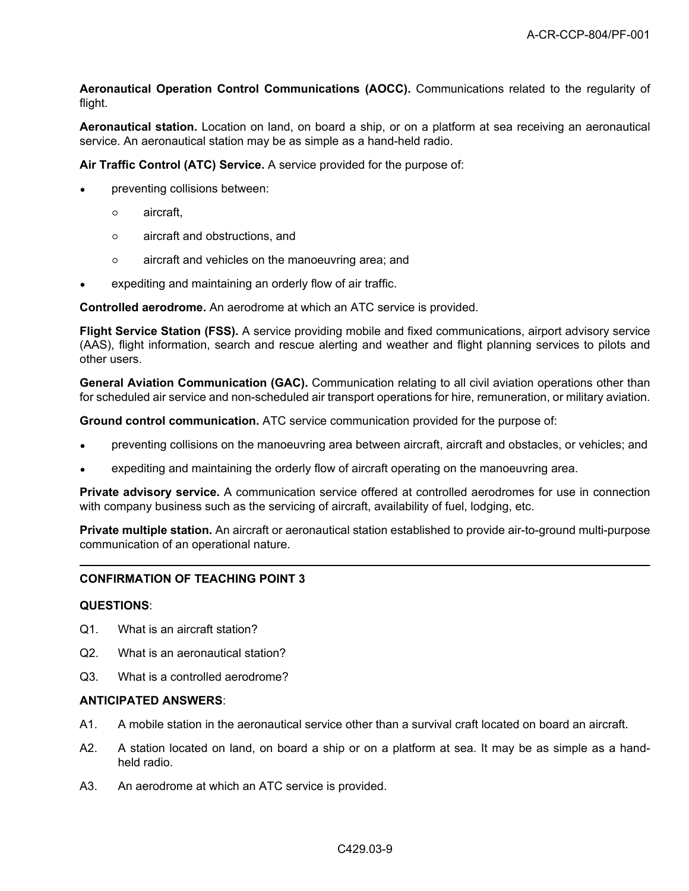**Aeronautical Operation Control Communications (AOCC).** Communications related to the regularity of flight.

**Aeronautical station.** Location on land, on board a ship, or on a platform at sea receiving an aeronautical service. An aeronautical station may be as simple as a hand-held radio.

**Air Traffic Control (ATC) Service.** A service provided for the purpose of:

- preventing collisions between:
  - aircraft,
  - aircraft and obstructions, and
  - aircraft and vehicles on the manoeuvring area; and
- expediting and maintaining an orderly flow of air traffic.

**Controlled aerodrome.** An aerodrome at which an ATC service is provided.

**Flight Service Station (FSS).** A service providing mobile and fixed communications, airport advisory service (AAS), flight information, search and rescue alerting and weather and flight planning services to pilots and other users.

**General Aviation Communication (GAC).** Communication relating to all civil aviation operations other than for scheduled air service and non-scheduled air transport operations for hire, remuneration, or military aviation.

**Ground control communication.** ATC service communication provided for the purpose of:

- preventing collisions on the manoeuvring area between aircraft, aircraft and obstacles, or vehicles; and
- expediting and maintaining the orderly flow of aircraft operating on the manoeuvring area.

**Private advisory service.** A communication service offered at controlled aerodromes for use in connection with company business such as the servicing of aircraft, availability of fuel, lodging, etc.

**Private multiple station.** An aircraft or aeronautical station established to provide air-to-ground multi-purpose communication of an operational nature.

---

**CONFIRMATION OF TEACHING POINT 3**

**QUESTIONS**:

Q1. What is an aircraft station?

Q2. What is an aeronautical station?

Q3. What is a controlled aerodrome?

**ANTICIPATED ANSWERS**:

A1. A mobile station in the aeronautical service other than a survival craft located on board an aircraft.

A2. A station located on land, on board a ship or on a platform at sea. It may be as simple as a hand-held radio.

A3. An aerodrome at which an ATC service is provided.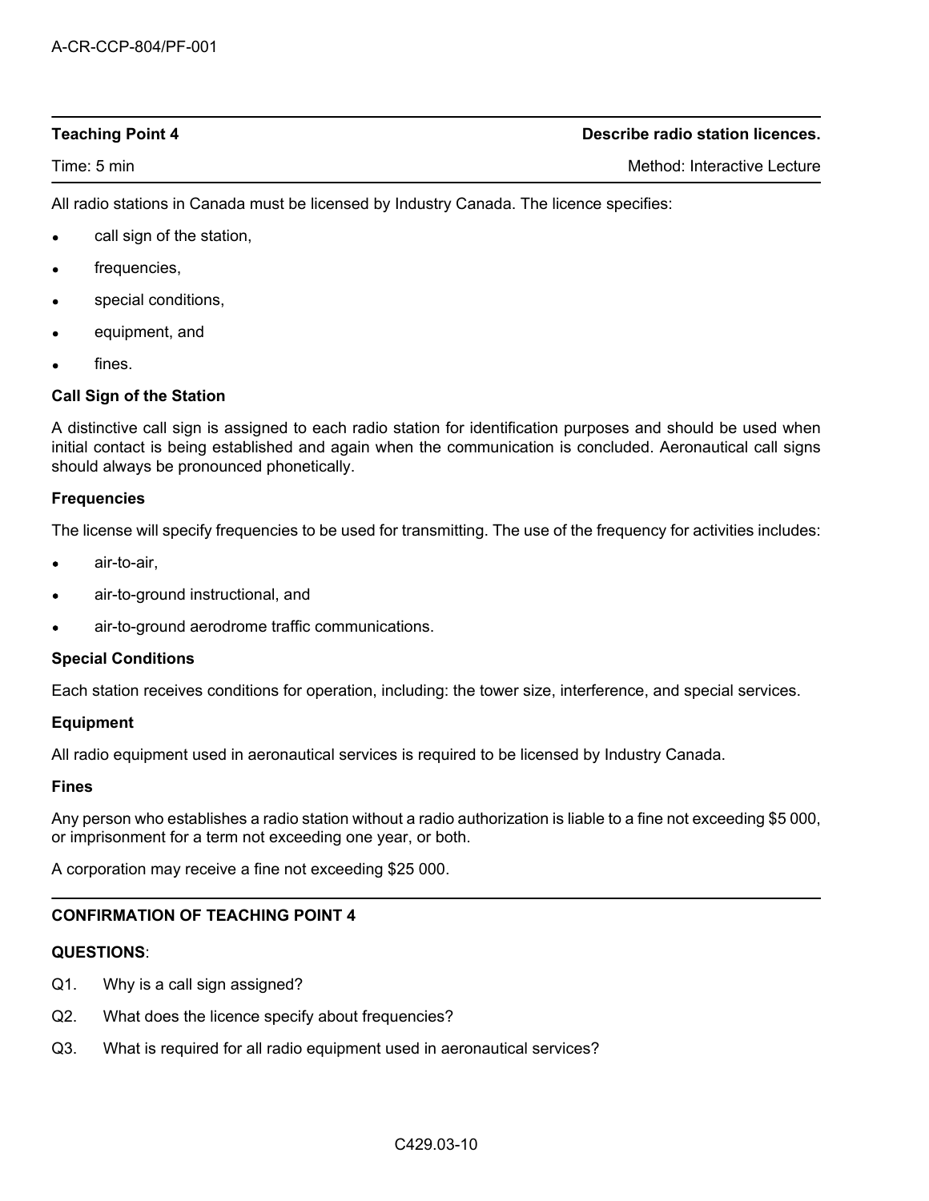| **Teaching Point 4** | **Describe radio station licences.** |
|---|---|
| Time: 5 min | Method: Interactive Lecture |

All radio stations in Canada must be licensed by Industry Canada. The licence specifies:

- call sign of the station,
- frequencies,
- special conditions,
- equipment, and
- fines.

**Call Sign of the Station**

A distinctive call sign is assigned to each radio station for identification purposes and should be used when initial contact is being established and again when the communication is concluded. Aeronautical call signs should always be pronounced phonetically.

**Frequencies**

The license will specify frequencies to be used for transmitting. The use of the frequency for activities includes:

- air-to-air,
- air-to-ground instructional, and
- air-to-ground aerodrome traffic communications.

**Special Conditions**

Each station receives conditions for operation, including: the tower size, interference, and special services.

**Equipment**

All radio equipment used in aeronautical services is required to be licensed by Industry Canada.

**Fines**

Any person who establishes a radio station without a radio authorization is liable to a fine not exceeding $5 000, or imprisonment for a term not exceeding one year, or both.

A corporation may receive a fine not exceeding $25 000.

**CONFIRMATION OF TEACHING POINT 4**

**QUESTIONS**:

Q1. Why is a call sign assigned?

Q2. What does the licence specify about frequencies?

Q3. What is required for all radio equipment used in aeronautical services?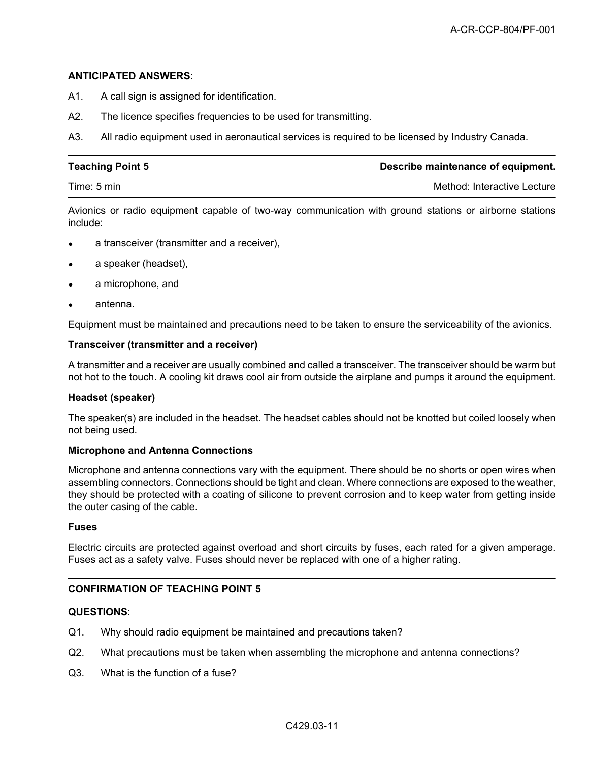**ANTICIPATED ANSWERS**:

A1. A call sign is assigned for identification.

A2. The licence specifies frequencies to be used for transmitting.

A3. All radio equipment used in aeronautical services is required to be licensed by Industry Canada.

---

| **Teaching Point 5** | **Describe maintenance of equipment.** |
|---|---|
| Time: 5 min | Method: Interactive Lecture |

Avionics or radio equipment capable of two-way communication with ground stations or airborne stations include:

- a transceiver (transmitter and a receiver),
- a speaker (headset),
- a microphone, and
- antenna.

Equipment must be maintained and precautions need to be taken to ensure the serviceability of the avionics.

**Transceiver (transmitter and a receiver)**

A transmitter and a receiver are usually combined and called a transceiver. The transceiver should be warm but not hot to the touch. A cooling kit draws cool air from outside the airplane and pumps it around the equipment.

**Headset (speaker)**

The speaker(s) are included in the headset. The headset cables should not be knotted but coiled loosely when not being used.

**Microphone and Antenna Connections**

Microphone and antenna connections vary with the equipment. There should be no shorts or open wires when assembling connectors. Connections should be tight and clean. Where connections are exposed to the weather, they should be protected with a coating of silicone to prevent corrosion and to keep water from getting inside the outer casing of the cable.

**Fuses**

Electric circuits are protected against overload and short circuits by fuses, each rated for a given amperage. Fuses act as a safety valve. Fuses should never be replaced with one of a higher rating.

---

**CONFIRMATION OF TEACHING POINT 5**

**QUESTIONS**:

Q1. Why should radio equipment be maintained and precautions taken?

Q2. What precautions must be taken when assembling the microphone and antenna connections?

Q3. What is the function of a fuse?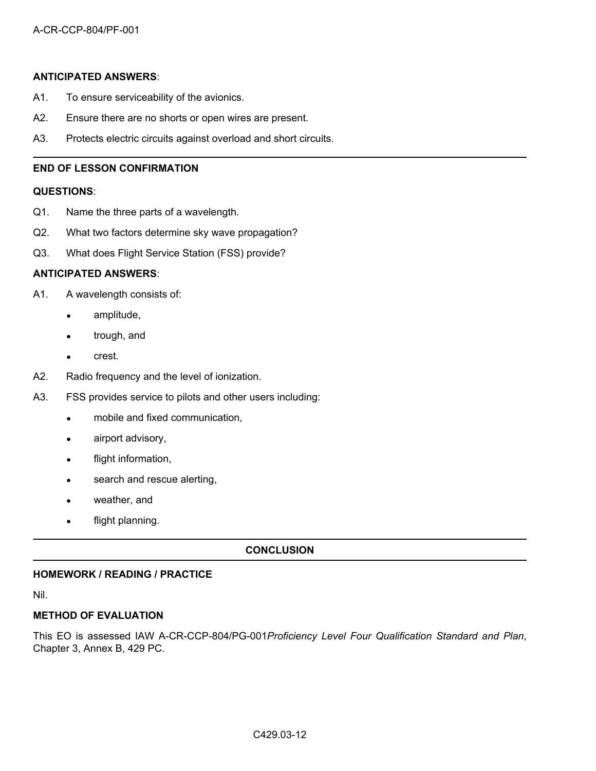**ANTICIPATED ANSWERS**:

A1. To ensure serviceability of the avionics.

A2. Ensure there are no shorts or open wires are present.

A3. Protects electric circuits against overload and short circuits.

---

**END OF LESSON CONFIRMATION**

**QUESTIONS**:

Q1. Name the three parts of a wavelength.

Q2. What two factors determine sky wave propagation?

Q3. What does Flight Service Station (FSS) provide?

**ANTICIPATED ANSWERS**:

A1. A wavelength consists of:

- amplitude,
- trough, and
- crest.

A2. Radio frequency and the level of ionization.

A3. FSS provides service to pilots and other users including:

- mobile and fixed communication,
- airport advisory,
- flight information,
- search and rescue alerting,
- weather, and
- flight planning.

---

**CONCLUSION**

---

**HOMEWORK / READING / PRACTICE**

Nil.

**METHOD OF EVALUATION**

This EO is assessed IAW A-CR-CCP-804/PG-001*Proficiency Level Four Qualification Standard and Plan*, Chapter 3, Annex B, 429 PC.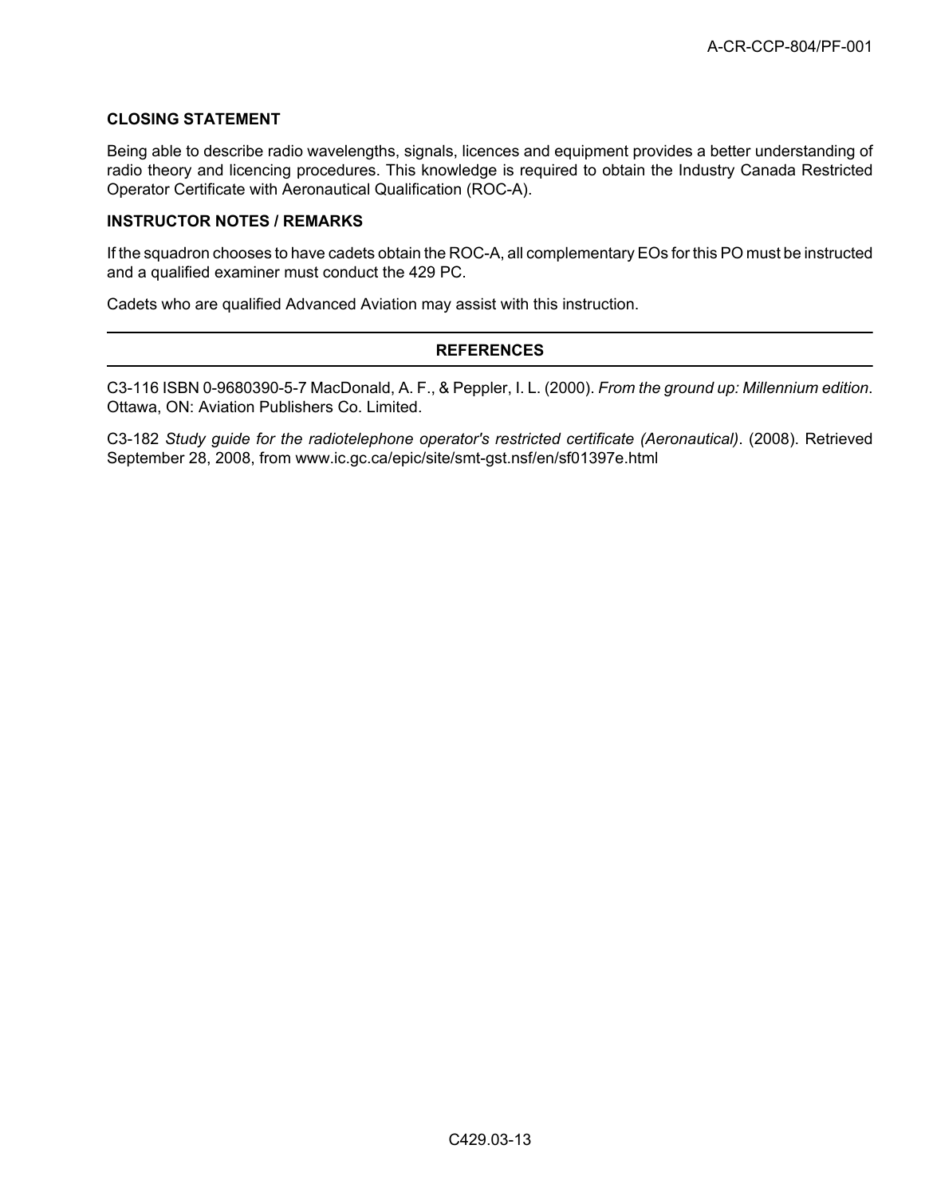### CLOSING STATEMENT

Being able to describe radio wavelengths, signals, licences and equipment provides a better understanding of radio theory and licencing procedures. This knowledge is required to obtain the Industry Canada Restricted Operator Certificate with Aeronautical Qualification (ROC-A).

### INSTRUCTOR NOTES / REMARKS

If the squadron chooses to have cadets obtain the ROC-A, all complementary EOs for this PO must be instructed and a qualified examiner must conduct the 429 PC.

Cadets who are qualified Advanced Aviation may assist with this instruction.

## REFERENCES

C3-116 ISBN 0-9680390-5-7 MacDonald, A. F., & Peppler, I. L. (2000). *From the ground up: Millennium edition*. Ottawa, ON: Aviation Publishers Co. Limited.

C3-182 *Study guide for the radiotelephone operator's restricted certificate (Aeronautical)*. (2008). Retrieved September 28, 2008, from www.ic.gc.ca/epic/site/smt-gst.nsf/en/sf01397e.html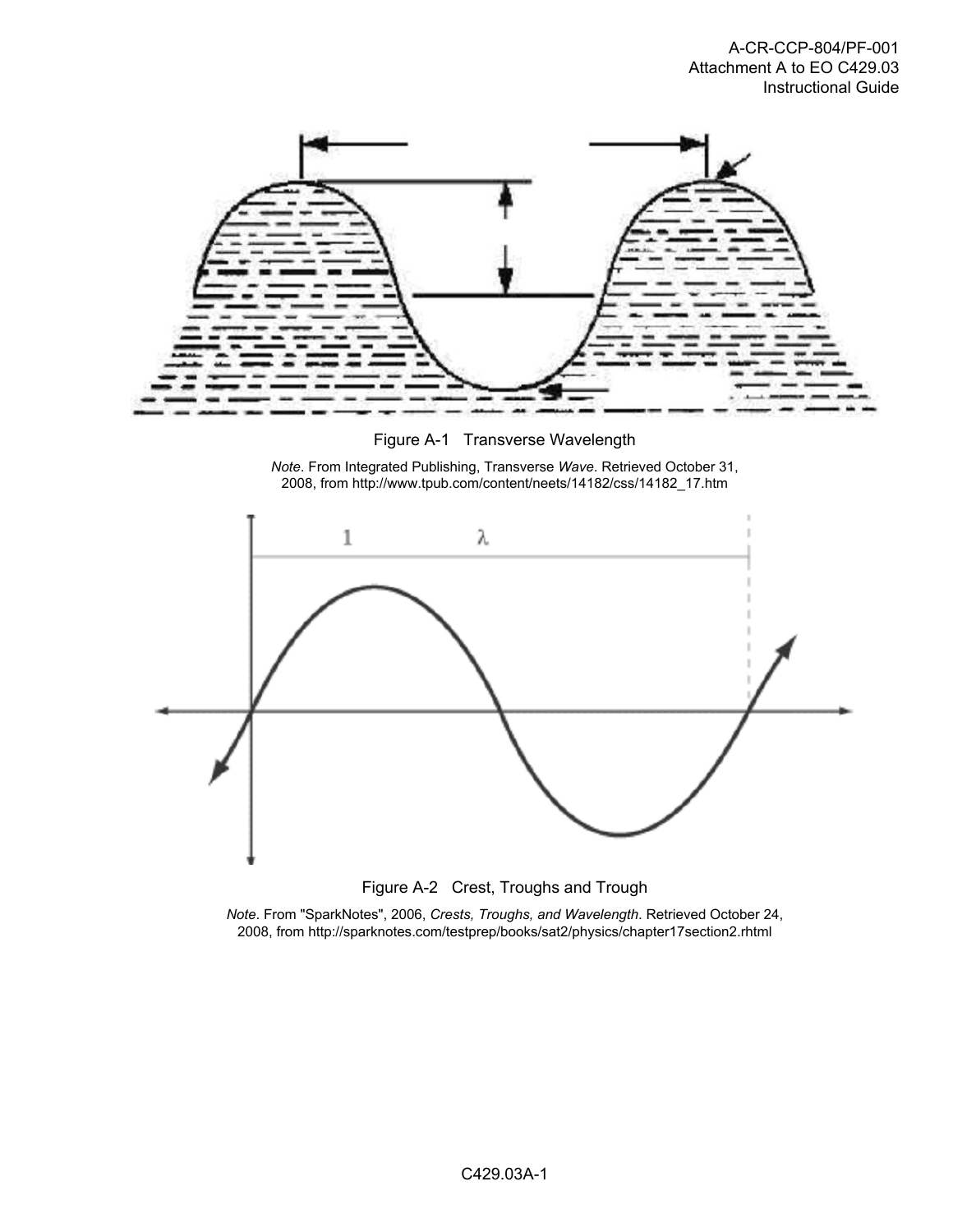Figure A-1 Transverse Wavelength

*Note*. From Integrated Publishing, Transverse *Wave*. Retrieved October 31, 2008, from http://www.tpub.com/content/neets/14182/css/14182_17.htm

Figure A-2 Crest, Troughs and Trough

*Note*. From "SparkNotes", 2006, *Crests, Troughs, and Wavelength*. Retrieved October 24, 2008, from http://sparknotes.com/testprep/books/sat2/physics/chapter17section2.rhtml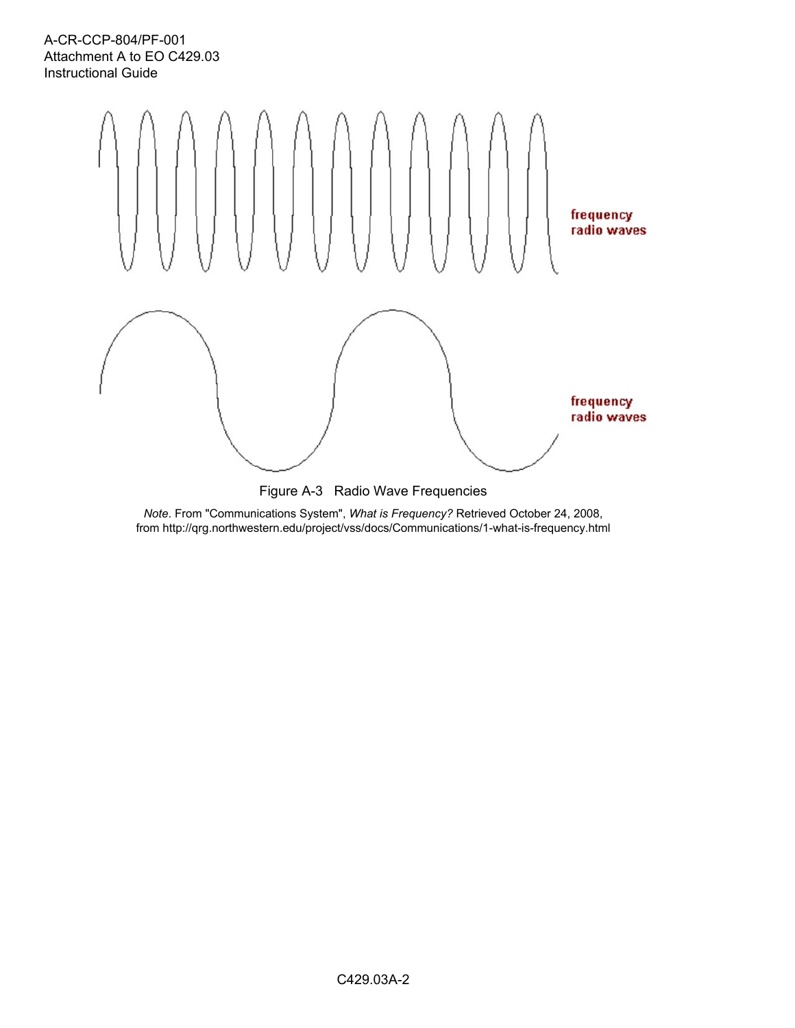frequency radio waves

frequency radio waves

Figure A-3 Radio Wave Frequencies

*Note*. From "Communications System", *What is Frequency?* Retrieved October 24, 2008, from http://qrg.northwestern.edu/project/vss/docs/Communications/1-what-is-frequency.html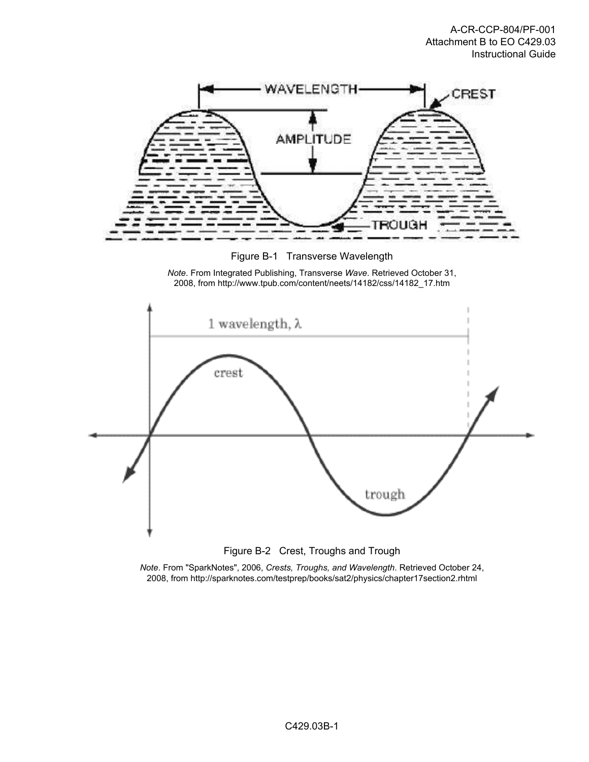Figure B-1 Transverse Wavelength

*Note*. From Integrated Publishing, Transverse *Wave*. Retrieved October 31, 2008, from http://www.tpub.com/content/neets/14182/css/14182_17.htm

Figure B-2 Crest, Troughs and Trough

*Note*. From "SparkNotes", 2006, *Crests, Troughs, and Wavelength*. Retrieved October 24, 2008, from http://sparknotes.com/testprep/books/sat2/physics/chapter17section2.rhtml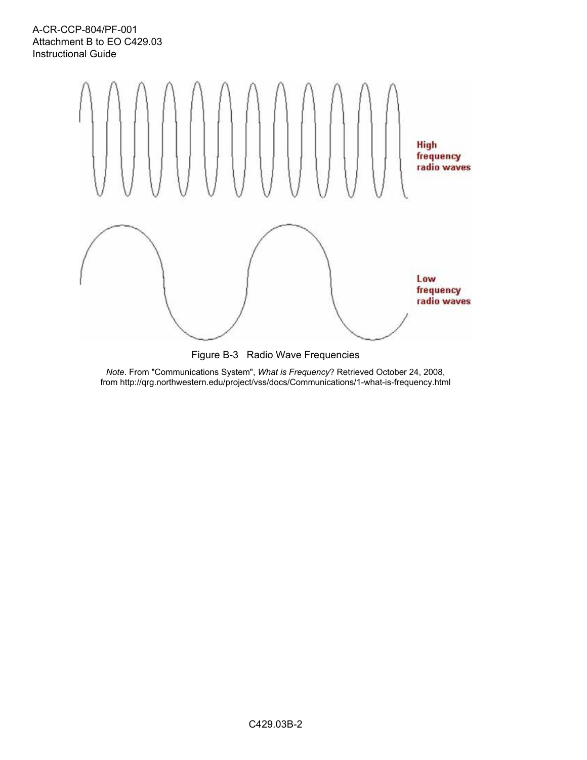Figure B-3 Radio Wave Frequencies

*Note*. From "Communications System", *What is Frequency*? Retrieved October 24, 2008, from http://qrg.northwestern.edu/project/vss/docs/Communications/1-what-is-frequency.html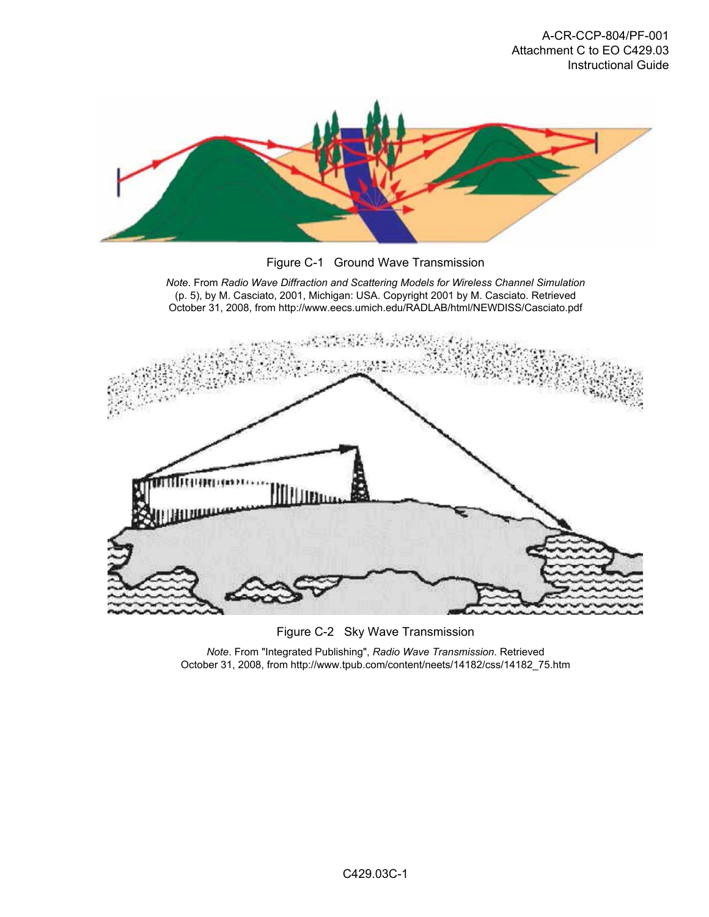Figure C-1 Ground Wave Transmission

*Note*. From *Radio Wave Diffraction and Scattering Models for Wireless Channel Simulation* (p. 5), by M. Casciato, 2001, Michigan: USA. Copyright 2001 by M. Casciato. Retrieved October 31, 2008, from http://www.eecs.umich.edu/RADLAB/html/NEWDISS/Casciato.pdf

Figure C-2 Sky Wave Transmission

*Note*. From "Integrated Publishing", *Radio Wave Transmission*. Retrieved October 31, 2008, from http://www.tpub.com/content/neets/14182/css/14182_75.htm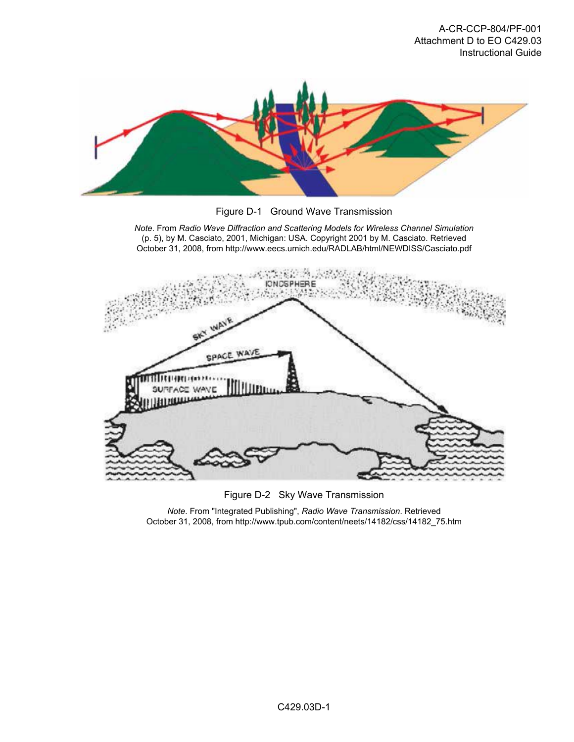Figure D-1 Ground Wave Transmission

*Note*. From *Radio Wave Diffraction and Scattering Models for Wireless Channel Simulation* (p. 5), by M. Casciato, 2001, Michigan: USA. Copyright 2001 by M. Casciato. Retrieved October 31, 2008, from http://www.eecs.umich.edu/RADLAB/html/NEWDISS/Casciato.pdf

Figure D-2 Sky Wave Transmission

*Note*. From "Integrated Publishing", *Radio Wave Transmission*. Retrieved October 31, 2008, from http://www.tpub.com/content/neets/14182/css/14182_75.htm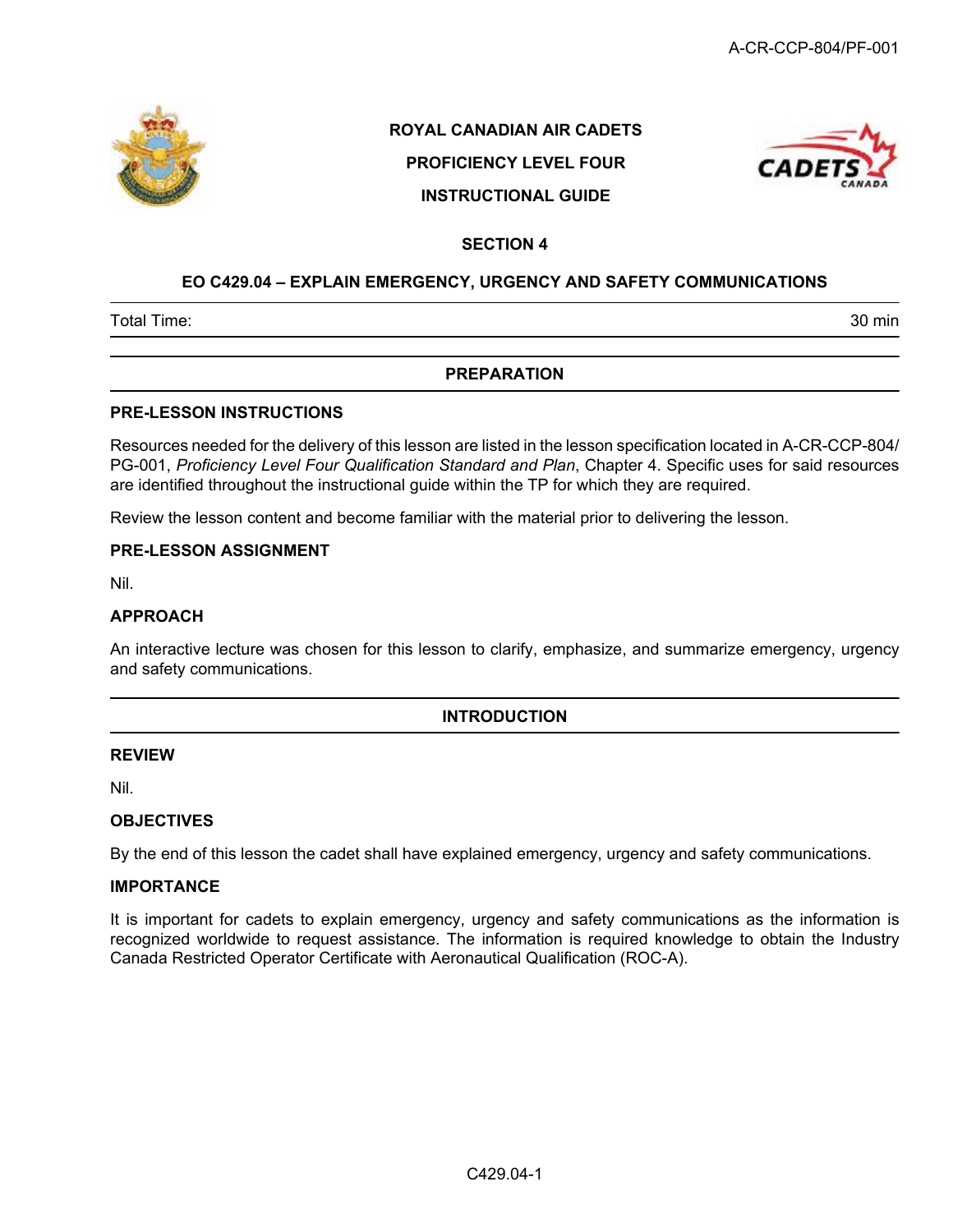**ROYAL CANADIAN AIR CADETS**

**PROFICIENCY LEVEL FOUR**

**INSTRUCTIONAL GUIDE**

**SECTION 4**

# EO C429.04 – EXPLAIN EMERGENCY, URGENCY AND SAFETY COMMUNICATIONS

| Total Time: | 30 min |
|---|---|

## PREPARATION

### PRE-LESSON INSTRUCTIONS

Resources needed for the delivery of this lesson are listed in the lesson specification located in A-CR-CCP-804/PG-001, *Proficiency Level Four Qualification Standard and Plan*, Chapter 4. Specific uses for said resources are identified throughout the instructional guide within the TP for which they are required.

Review the lesson content and become familiar with the material prior to delivering the lesson.

### PRE-LESSON ASSIGNMENT

Nil.

### APPROACH

An interactive lecture was chosen for this lesson to clarify, emphasize, and summarize emergency, urgency and safety communications.

## INTRODUCTION

### REVIEW

Nil.

### OBJECTIVES

By the end of this lesson the cadet shall have explained emergency, urgency and safety communications.

### IMPORTANCE

It is important for cadets to explain emergency, urgency and safety communications as the information is recognized worldwide to request assistance. The information is required knowledge to obtain the Industry Canada Restricted Operator Certificate with Aeronautical Qualification (ROC-A).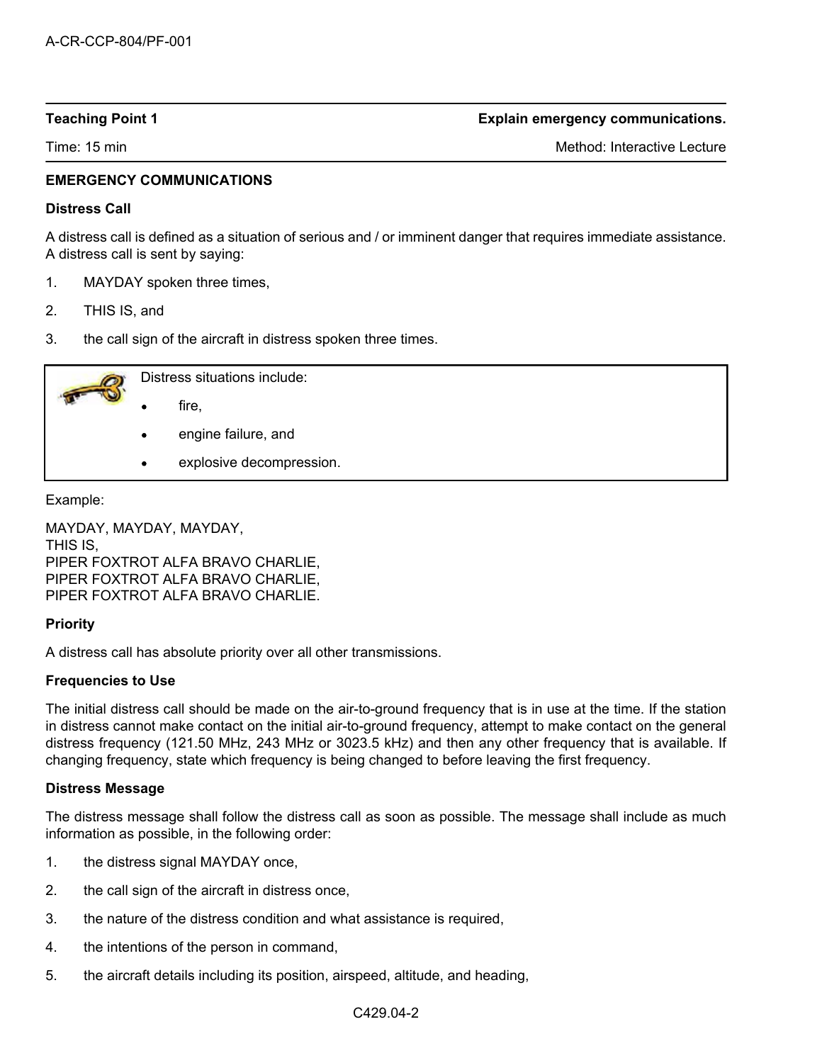| Teaching Point 1 | Explain emergency communications. |
| --- | --- |
| Time: 15 min | Method: Interactive Lecture |

## EMERGENCY COMMUNICATIONS

### Distress Call

A distress call is defined as a situation of serious and / or imminent danger that requires immediate assistance. A distress call is sent by saying:

1. MAYDAY spoken three times,
2. THIS IS, and
3. the call sign of the aircraft in distress spoken three times.

> Distress situations include:
>
> - fire,
> - engine failure, and
> - explosive decompression.

Example:

MAYDAY, MAYDAY, MAYDAY,
THIS IS,
PIPER FOXTROT ALFA BRAVO CHARLIE,
PIPER FOXTROT ALFA BRAVO CHARLIE,
PIPER FOXTROT ALFA BRAVO CHARLIE.

### Priority

A distress call has absolute priority over all other transmissions.

### Frequencies to Use

The initial distress call should be made on the air-to-ground frequency that is in use at the time. If the station in distress cannot make contact on the initial air-to-ground frequency, attempt to make contact on the general distress frequency (121.50 MHz, 243 MHz or 3023.5 kHz) and then any other frequency that is available. If changing frequency, state which frequency is being changed to before leaving the first frequency.

### Distress Message

The distress message shall follow the distress call as soon as possible. The message shall include as much information as possible, in the following order:

1. the distress signal MAYDAY once,
2. the call sign of the aircraft in distress once,
3. the nature of the distress condition and what assistance is required,
4. the intentions of the person in command,
5. the aircraft details including its position, airspeed, altitude, and heading,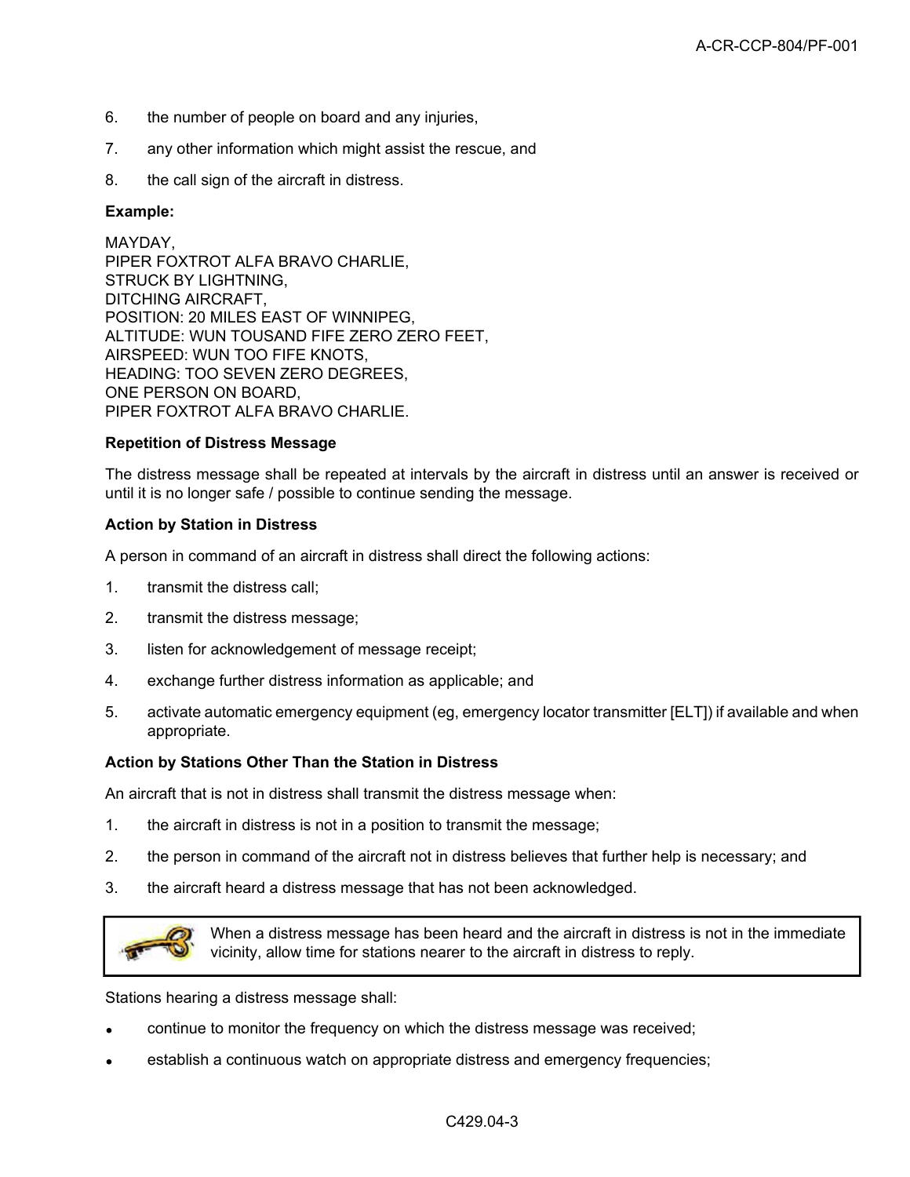6. the number of people on board and any injuries,
7. any other information which might assist the rescue, and
8. the call sign of the aircraft in distress.

**Example:**

MAYDAY,
PIPER FOXTROT ALFA BRAVO CHARLIE,
STRUCK BY LIGHTNING,
DITCHING AIRCRAFT,
POSITION: 20 MILES EAST OF WINNIPEG,
ALTITUDE: WUN TOUSAND FIFE ZERO ZERO FEET,
AIRSPEED: WUN TOO FIFE KNOTS,
HEADING: TOO SEVEN ZERO DEGREES,
ONE PERSON ON BOARD,
PIPER FOXTROT ALFA BRAVO CHARLIE.

**Repetition of Distress Message**

The distress message shall be repeated at intervals by the aircraft in distress until an answer is received or until it is no longer safe / possible to continue sending the message.

**Action by Station in Distress**

A person in command of an aircraft in distress shall direct the following actions:

1. transmit the distress call;
2. transmit the distress message;
3. listen for acknowledgement of message receipt;
4. exchange further distress information as applicable; and
5. activate automatic emergency equipment (eg, emergency locator transmitter [ELT]) if available and when appropriate.

**Action by Stations Other Than the Station in Distress**

An aircraft that is not in distress shall transmit the distress message when:

1. the aircraft in distress is not in a position to transmit the message;
2. the person in command of the aircraft not in distress believes that further help is necessary; and
3. the aircraft heard a distress message that has not been acknowledged.

> When a distress message has been heard and the aircraft in distress is not in the immediate vicinity, allow time for stations nearer to the aircraft in distress to reply.

Stations hearing a distress message shall:

- continue to monitor the frequency on which the distress message was received;
- establish a continuous watch on appropriate distress and emergency frequencies;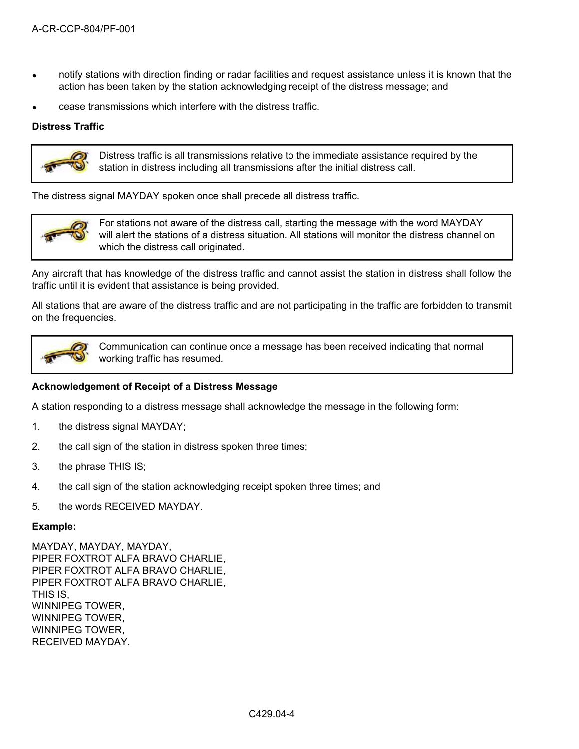- notify stations with direction finding or radar facilities and request assistance unless it is known that the action has been taken by the station acknowledging receipt of the distress message; and
- cease transmissions which interfere with the distress traffic.

**Distress Traffic**

> Distress traffic is all transmissions relative to the immediate assistance required by the station in distress including all transmissions after the initial distress call.

The distress signal MAYDAY spoken once shall precede all distress traffic.

> For stations not aware of the distress call, starting the message with the word MAYDAY will alert the stations of a distress situation. All stations will monitor the distress channel on which the distress call originated.

Any aircraft that has knowledge of the distress traffic and cannot assist the station in distress shall follow the traffic until it is evident that assistance is being provided.

All stations that are aware of the distress traffic and are not participating in the traffic are forbidden to transmit on the frequencies.

> Communication can continue once a message has been received indicating that normal working traffic has resumed.

**Acknowledgement of Receipt of a Distress Message**

A station responding to a distress message shall acknowledge the message in the following form:

1. the distress signal MAYDAY;
2. the call sign of the station in distress spoken three times;
3. the phrase THIS IS;
4. the call sign of the station acknowledging receipt spoken three times; and
5. the words RECEIVED MAYDAY.

**Example:**

MAYDAY, MAYDAY, MAYDAY,
PIPER FOXTROT ALFA BRAVO CHARLIE,
PIPER FOXTROT ALFA BRAVO CHARLIE,
PIPER FOXTROT ALFA BRAVO CHARLIE,
THIS IS,
WINNIPEG TOWER,
WINNIPEG TOWER,
WINNIPEG TOWER,
RECEIVED MAYDAY.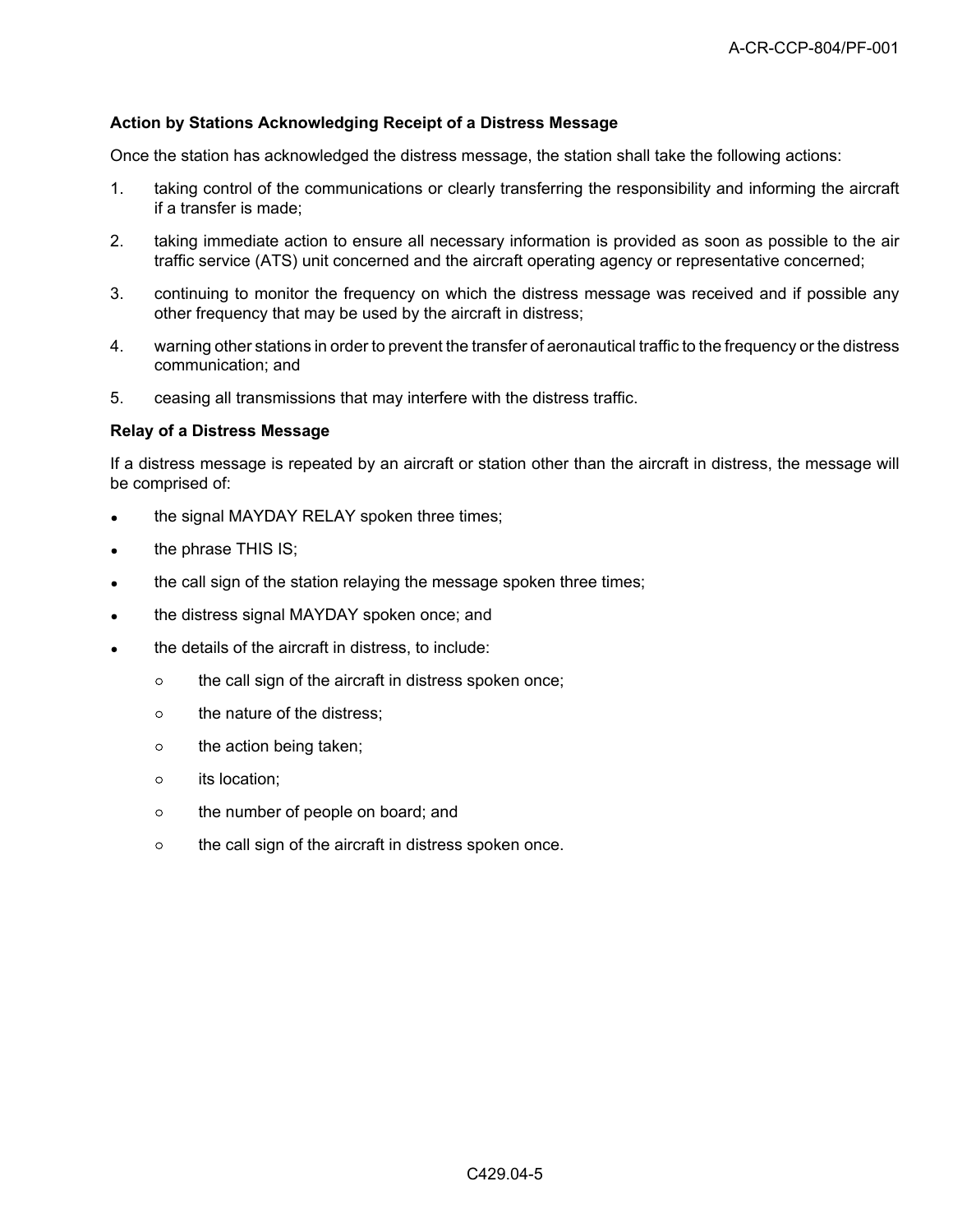**Action by Stations Acknowledging Receipt of a Distress Message**

Once the station has acknowledged the distress message, the station shall take the following actions:

1. taking control of the communications or clearly transferring the responsibility and informing the aircraft if a transfer is made;
2. taking immediate action to ensure all necessary information is provided as soon as possible to the air traffic service (ATS) unit concerned and the aircraft operating agency or representative concerned;
3. continuing to monitor the frequency on which the distress message was received and if possible any other frequency that may be used by the aircraft in distress;
4. warning other stations in order to prevent the transfer of aeronautical traffic to the frequency or the distress communication; and
5. ceasing all transmissions that may interfere with the distress traffic.

**Relay of a Distress Message**

If a distress message is repeated by an aircraft or station other than the aircraft in distress, the message will be comprised of:

- the signal MAYDAY RELAY spoken three times;
- the phrase THIS IS;
- the call sign of the station relaying the message spoken three times;
- the distress signal MAYDAY spoken once; and
- the details of the aircraft in distress, to include:
  - the call sign of the aircraft in distress spoken once;
  - the nature of the distress;
  - the action being taken;
  - its location;
  - the number of people on board; and
  - the call sign of the aircraft in distress spoken once.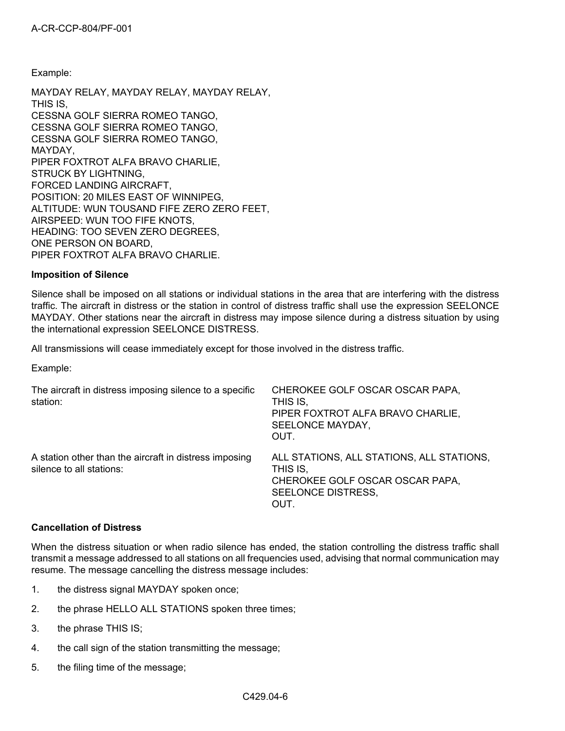Example:

MAYDAY RELAY, MAYDAY RELAY, MAYDAY RELAY,
THIS IS,
CESSNA GOLF SIERRA ROMEO TANGO,
CESSNA GOLF SIERRA ROMEO TANGO,
CESSNA GOLF SIERRA ROMEO TANGO,
MAYDAY,
PIPER FOXTROT ALFA BRAVO CHARLIE,
STRUCK BY LIGHTNING,
FORCED LANDING AIRCRAFT,
POSITION: 20 MILES EAST OF WINNIPEG,
ALTITUDE: WUN TOUSAND FIFE ZERO ZERO FEET,
AIRSPEED: WUN TOO FIFE KNOTS,
HEADING: TOO SEVEN ZERO DEGREES,
ONE PERSON ON BOARD,
PIPER FOXTROT ALFA BRAVO CHARLIE.

**Imposition of Silence**

Silence shall be imposed on all stations or individual stations in the area that are interfering with the distress traffic. The aircraft in distress or the station in control of distress traffic shall use the expression SEELONCE MAYDAY. Other stations near the aircraft in distress may impose silence during a distress situation by using the international expression SEELONCE DISTRESS.

All transmissions will cease immediately except for those involved in the distress traffic.

Example:

| | |
|---|---|
| The aircraft in distress imposing silence to a specific station: | CHEROKEE GOLF OSCAR OSCAR PAPA,<br>THIS IS,<br>PIPER FOXTROT ALFA BRAVO CHARLIE,<br>SEELONCE MAYDAY,<br>OUT. |
| A station other than the aircraft in distress imposing silence to all stations: | ALL STATIONS, ALL STATIONS, ALL STATIONS,<br>THIS IS,<br>CHEROKEE GOLF OSCAR OSCAR PAPA,<br>SEELONCE DISTRESS,<br>OUT. |

**Cancellation of Distress**

When the distress situation or when radio silence has ended, the station controlling the distress traffic shall transmit a message addressed to all stations on all frequencies used, advising that normal communication may resume. The message cancelling the distress message includes:

1. the distress signal MAYDAY spoken once;
2. the phrase HELLO ALL STATIONS spoken three times;
3. the phrase THIS IS;
4. the call sign of the station transmitting the message;
5. the filing time of the message;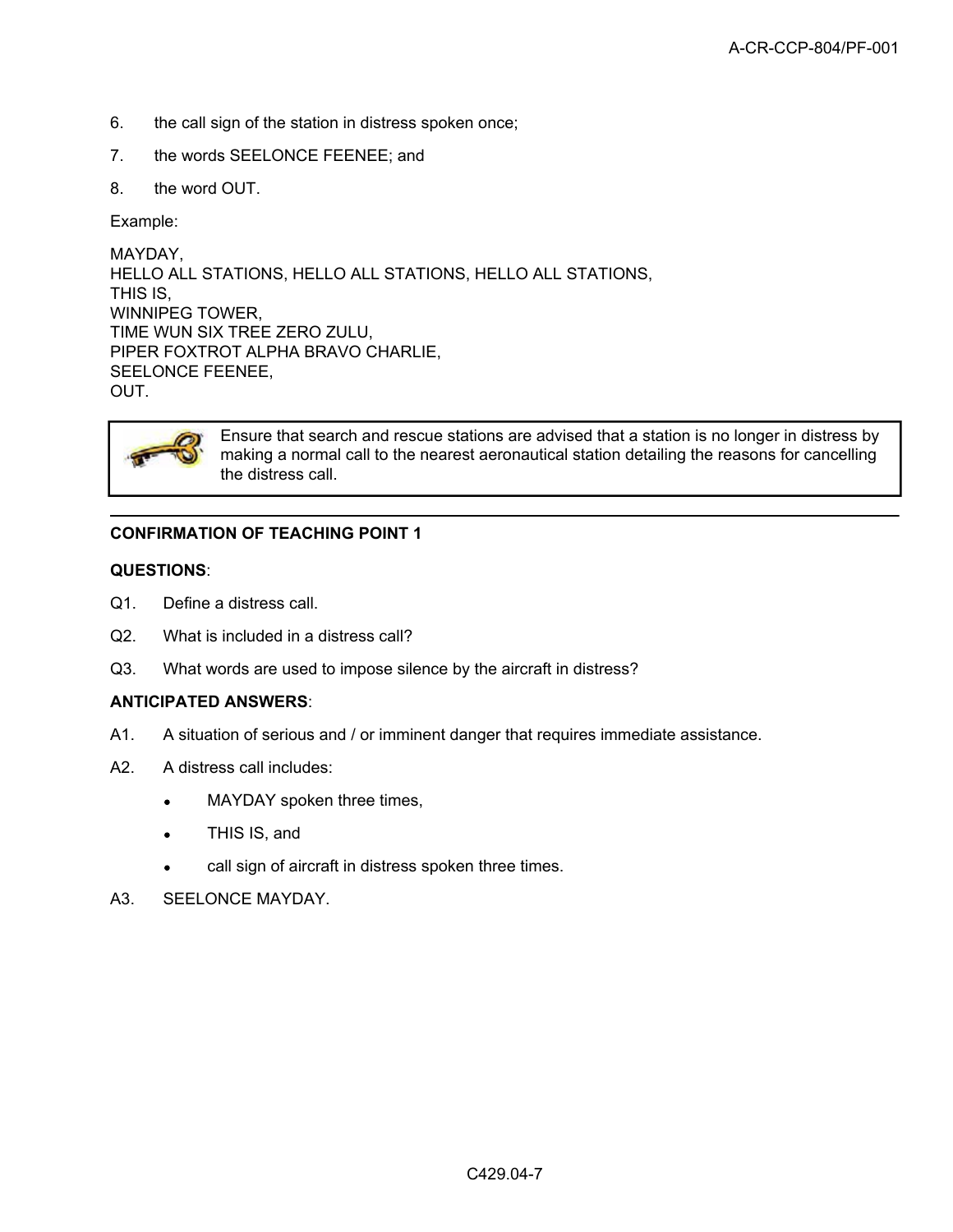6. the call sign of the station in distress spoken once;
7. the words SEELONCE FEENEE; and
8. the word OUT.

Example:

MAYDAY,
HELLO ALL STATIONS, HELLO ALL STATIONS, HELLO ALL STATIONS,
THIS IS,
WINNIPEG TOWER,
TIME WUN SIX TREE ZERO ZULU,
PIPER FOXTROT ALPHA BRAVO CHARLIE,
SEELONCE FEENEE,
OUT.

> Ensure that search and rescue stations are advised that a station is no longer in distress by making a normal call to the nearest aeronautical station detailing the reasons for cancelling the distress call.

---

**CONFIRMATION OF TEACHING POINT 1**

**QUESTIONS**:

Q1. Define a distress call.

Q2. What is included in a distress call?

Q3. What words are used to impose silence by the aircraft in distress?

**ANTICIPATED ANSWERS**:

A1. A situation of serious and / or imminent danger that requires immediate assistance.

A2. A distress call includes:

- MAYDAY spoken three times,
- THIS IS, and
- call sign of aircraft in distress spoken three times.

A3. SEELONCE MAYDAY.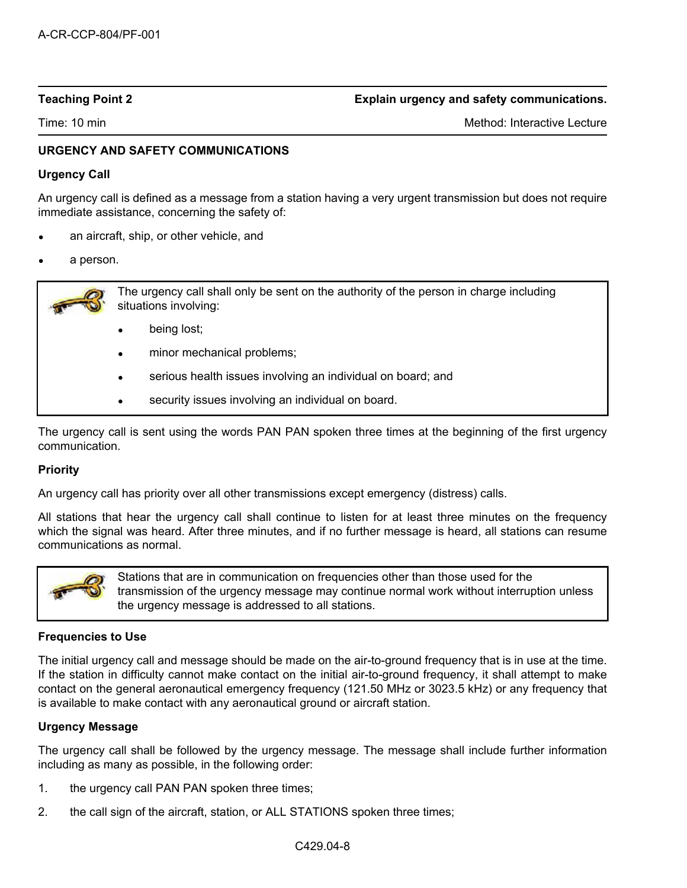**Teaching Point 2** **Explain urgency and safety communications.**

Time: 10 min Method: Interactive Lecture

**URGENCY AND SAFETY COMMUNICATIONS**

**Urgency Call**

An urgency call is defined as a message from a station having a very urgent transmission but does not require immediate assistance, concerning the safety of:

- an aircraft, ship, or other vehicle, and
- a person.

> The urgency call shall only be sent on the authority of the person in charge including situations involving:
>
> - being lost;
> - minor mechanical problems;
> - serious health issues involving an individual on board; and
> - security issues involving an individual on board.

The urgency call is sent using the words PAN PAN spoken three times at the beginning of the first urgency communication.

**Priority**

An urgency call has priority over all other transmissions except emergency (distress) calls.

All stations that hear the urgency call shall continue to listen for at least three minutes on the frequency which the signal was heard. After three minutes, and if no further message is heard, all stations can resume communications as normal.

> Stations that are in communication on frequencies other than those used for the transmission of the urgency message may continue normal work without interruption unless the urgency message is addressed to all stations.

**Frequencies to Use**

The initial urgency call and message should be made on the air-to-ground frequency that is in use at the time. If the station in difficulty cannot make contact on the initial air-to-ground frequency, it shall attempt to make contact on the general aeronautical emergency frequency (121.50 MHz or 3023.5 kHz) or any frequency that is available to make contact with any aeronautical ground or aircraft station.

**Urgency Message**

The urgency call shall be followed by the urgency message. The message shall include further information including as many as possible, in the following order:

1. the urgency call PAN PAN spoken three times;
2. the call sign of the aircraft, station, or ALL STATIONS spoken three times;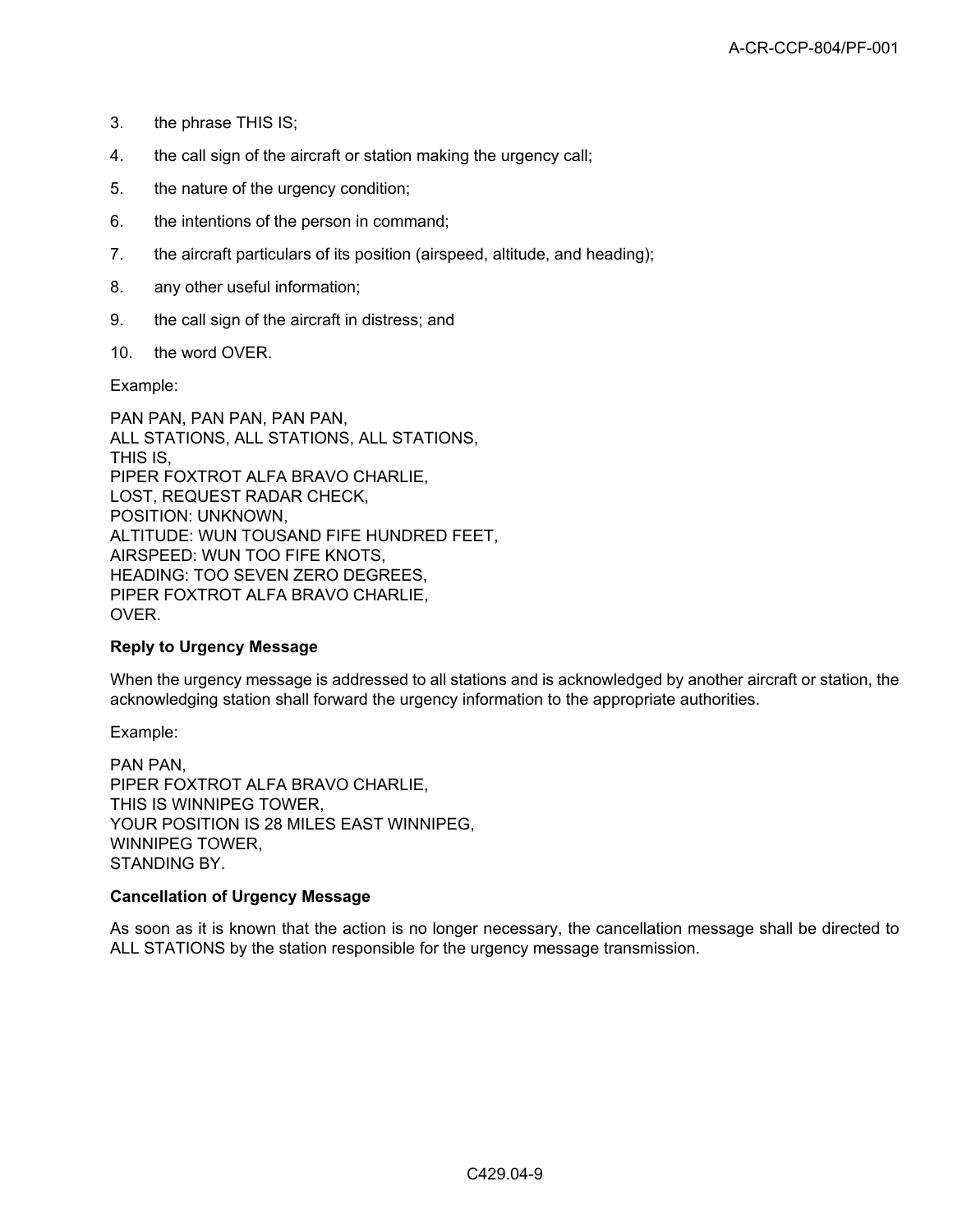3. the phrase THIS IS;
4. the call sign of the aircraft or station making the urgency call;
5. the nature of the urgency condition;
6. the intentions of the person in command;
7. the aircraft particulars of its position (airspeed, altitude, and heading);
8. any other useful information;
9. the call sign of the aircraft in distress; and
10. the word OVER.

Example:

PAN PAN, PAN PAN, PAN PAN,
ALL STATIONS, ALL STATIONS, ALL STATIONS,
THIS IS,
PIPER FOXTROT ALFA BRAVO CHARLIE,
LOST, REQUEST RADAR CHECK,
POSITION: UNKNOWN,
ALTITUDE: WUN TOUSAND FIFE HUNDRED FEET,
AIRSPEED: WUN TOO FIFE KNOTS,
HEADING: TOO SEVEN ZERO DEGREES,
PIPER FOXTROT ALFA BRAVO CHARLIE,
OVER.

**Reply to Urgency Message**

When the urgency message is addressed to all stations and is acknowledged by another aircraft or station, the acknowledging station shall forward the urgency information to the appropriate authorities.

Example:

PAN PAN,
PIPER FOXTROT ALFA BRAVO CHARLIE,
THIS IS WINNIPEG TOWER,
YOUR POSITION IS 28 MILES EAST WINNIPEG,
WINNIPEG TOWER,
STANDING BY.

**Cancellation of Urgency Message**

As soon as it is known that the action is no longer necessary, the cancellation message shall be directed to ALL STATIONS by the station responsible for the urgency message transmission.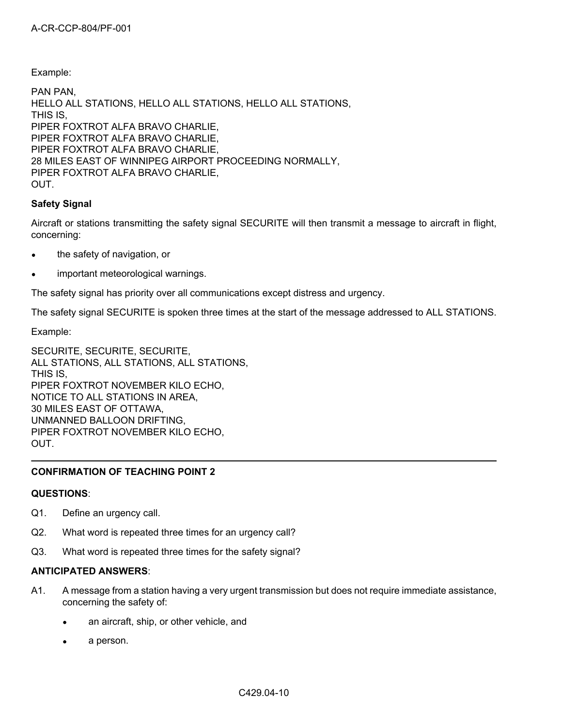Example:

PAN PAN,  
HELLO ALL STATIONS, HELLO ALL STATIONS, HELLO ALL STATIONS,  
THIS IS,  
PIPER FOXTROT ALFA BRAVO CHARLIE,  
PIPER FOXTROT ALFA BRAVO CHARLIE,  
PIPER FOXTROT ALFA BRAVO CHARLIE,  
28 MILES EAST OF WINNIPEG AIRPORT PROCEEDING NORMALLY,  
PIPER FOXTROT ALFA BRAVO CHARLIE,  
OUT.

**Safety Signal**

Aircraft or stations transmitting the safety signal SECURITE will then transmit a message to aircraft in flight, concerning:

- the safety of navigation, or
- important meteorological warnings.

The safety signal has priority over all communications except distress and urgency.

The safety signal SECURITE is spoken three times at the start of the message addressed to ALL STATIONS.

Example:

SECURITE, SECURITE, SECURITE,  
ALL STATIONS, ALL STATIONS, ALL STATIONS,  
THIS IS,  
PIPER FOXTROT NOVEMBER KILO ECHO,  
NOTICE TO ALL STATIONS IN AREA,  
30 MILES EAST OF OTTAWA,  
UNMANNED BALLOON DRIFTING,  
PIPER FOXTROT NOVEMBER KILO ECHO,  
OUT.

---

**CONFIRMATION OF TEACHING POINT 2**

**QUESTIONS**:

Q1. Define an urgency call.

Q2. What word is repeated three times for an urgency call?

Q3. What word is repeated three times for the safety signal?

**ANTICIPATED ANSWERS**:

A1. A message from a station having a very urgent transmission but does not require immediate assistance, concerning the safety of:

- an aircraft, ship, or other vehicle, and
- a person.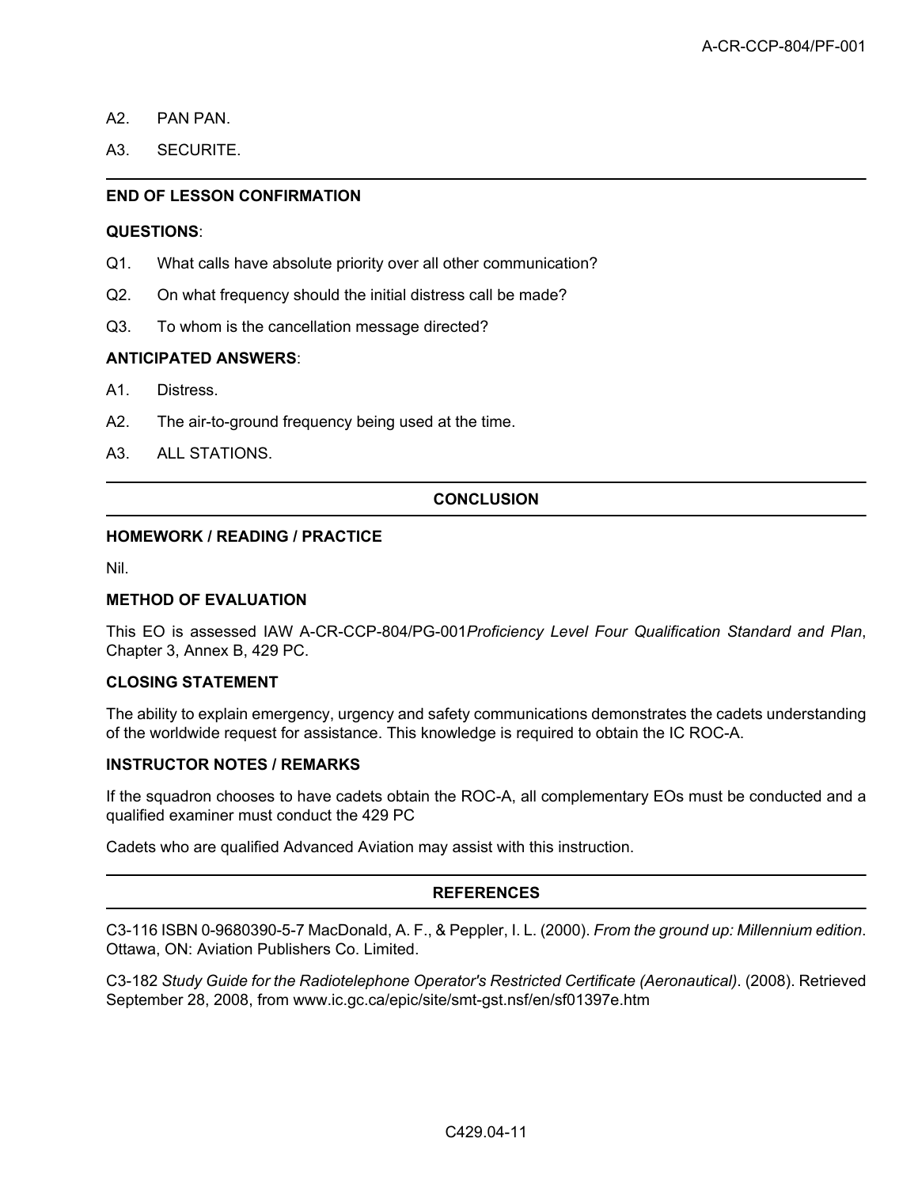A2. PAN PAN.

A3. SECURITE.

---

**END OF LESSON CONFIRMATION**

**QUESTIONS**:

Q1. What calls have absolute priority over all other communication?

Q2. On what frequency should the initial distress call be made?

Q3. To whom is the cancellation message directed?

**ANTICIPATED ANSWERS**:

A1. Distress.

A2. The air-to-ground frequency being used at the time.

A3. ALL STATIONS.

---

## CONCLUSION

---

**HOMEWORK / READING / PRACTICE**

Nil.

**METHOD OF EVALUATION**

This EO is assessed IAW A-CR-CCP-804/PG-001*Proficiency Level Four Qualification Standard and Plan*, Chapter 3, Annex B, 429 PC.

**CLOSING STATEMENT**

The ability to explain emergency, urgency and safety communications demonstrates the cadets understanding of the worldwide request for assistance. This knowledge is required to obtain the IC ROC-A.

**INSTRUCTOR NOTES / REMARKS**

If the squadron chooses to have cadets obtain the ROC-A, all complementary EOs must be conducted and a qualified examiner must conduct the 429 PC

Cadets who are qualified Advanced Aviation may assist with this instruction.

---

## REFERENCES

---

C3-116 ISBN 0-9680390-5-7 MacDonald, A. F., & Peppler, I. L. (2000). *From the ground up: Millennium edition*. Ottawa, ON: Aviation Publishers Co. Limited.

C3-182 *Study Guide for the Radiotelephone Operator's Restricted Certificate (Aeronautical)*. (2008). Retrieved September 28, 2008, from www.ic.gc.ca/epic/site/smt-gst.nsf/en/sf01397e.htm